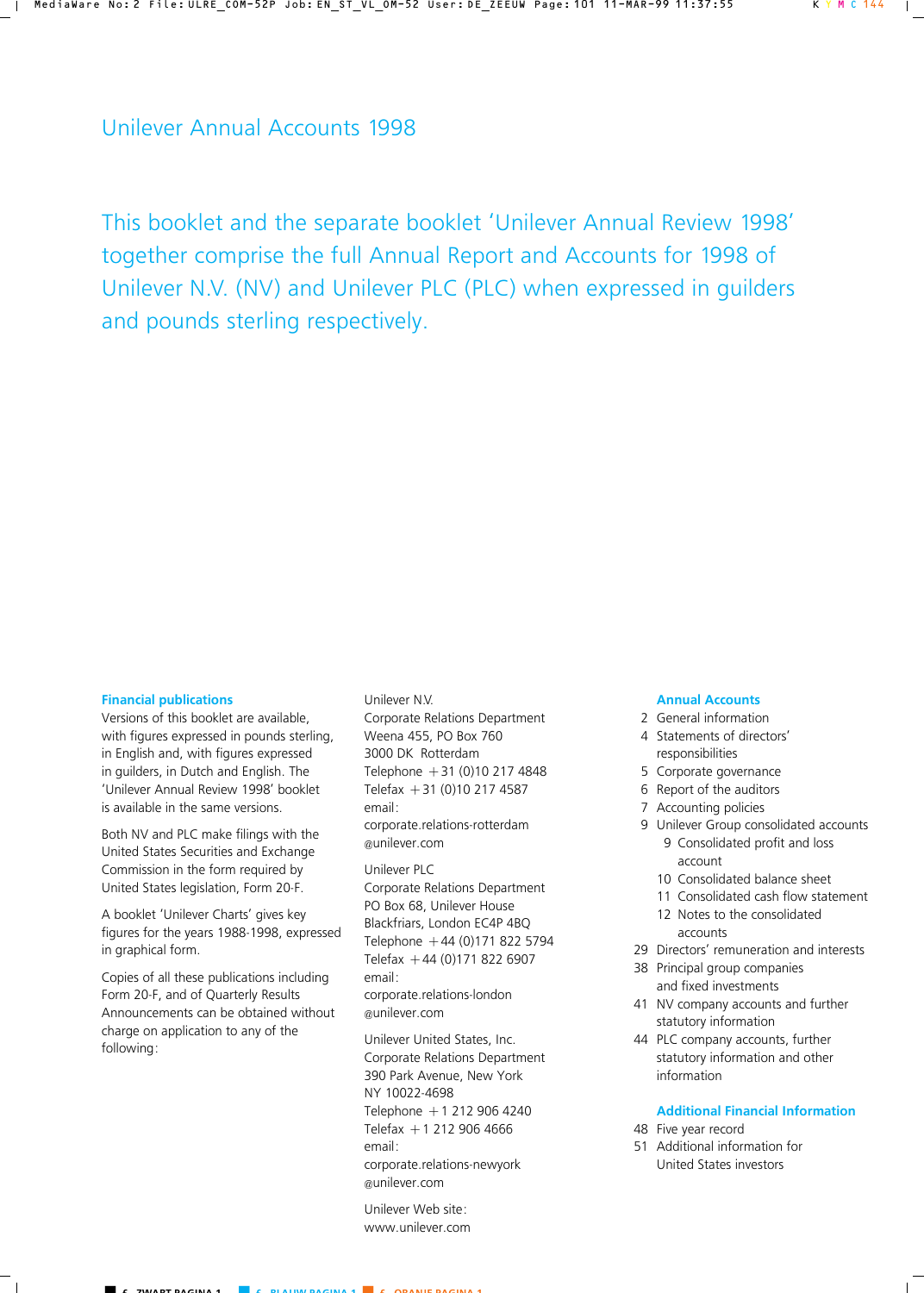# Unilever Annual Accounts 1998

This booklet and the separate booklet 'Unilever Annual Review 1998' together comprise the full Annual Report and Accounts for 1998 of Unilever N.V. (NV) and Unilever PLC (PLC) when expressed in guilders and pounds sterling respectively.

## Financial publications

Versions of this booklet are available, with figures expressed in pounds sterling, in English and, with figures expressed in guilders, in Dutch and English. The 'Unilever Annual Review 1998' booklet is available in the same versions.

Both NV and PLC make filings with the United States Securities and Exchange Commission in the form required by United States legislation, Form 20-F.

A booklet 'Unilever Charts' gives key figures for the years 1988-1998, expressed in graphical form.

Copies of all these publications including Form 20-F, and of Quarterly Results Announcements can be obtained without charge on application to any of the following:

Unilever N.V.
Corporate Relations Department
Weena 455, PO Box 760
3000 DK Rotterdam
Telephone +31 (0)10 217 4848
Telefax +31 (0)10 217 4587
email:
corporate.relations-rotterdam@unilever.com

Unilever PLC
Corporate Relations Department
PO Box 68, Unilever House
Blackfriars, London EC4P 4BQ
Telephone +44 (0)171 822 5794
Telefax +44 (0)171 822 6907
email:
corporate.relations-london@unilever.com

Unilever United States, Inc.
Corporate Relations Department
390 Park Avenue, New York
NY 10022-4698
Telephone +1 212 906 4240
Telefax +1 212 906 4666
email:
corporate.relations-newyork@unilever.com

Unilever Web site:
www.unilever.com

## Annual Accounts

- 2 General information
- 4 Statements of directors' responsibilities
- 5 Corporate governance
- 6 Report of the auditors
- 7 Accounting policies
- 9 Unilever Group consolidated accounts
  - 9 Consolidated profit and loss account
  - 10 Consolidated balance sheet
  - 11 Consolidated cash flow statement
  - 12 Notes to the consolidated accounts
- 29 Directors' remuneration and interests
- 38 Principal group companies and fixed investments
- 41 NV company accounts and further statutory information
- 44 PLC company accounts, further statutory information and other information

## Additional Financial Information

- 48 Five year record
- 51 Additional information for United States investors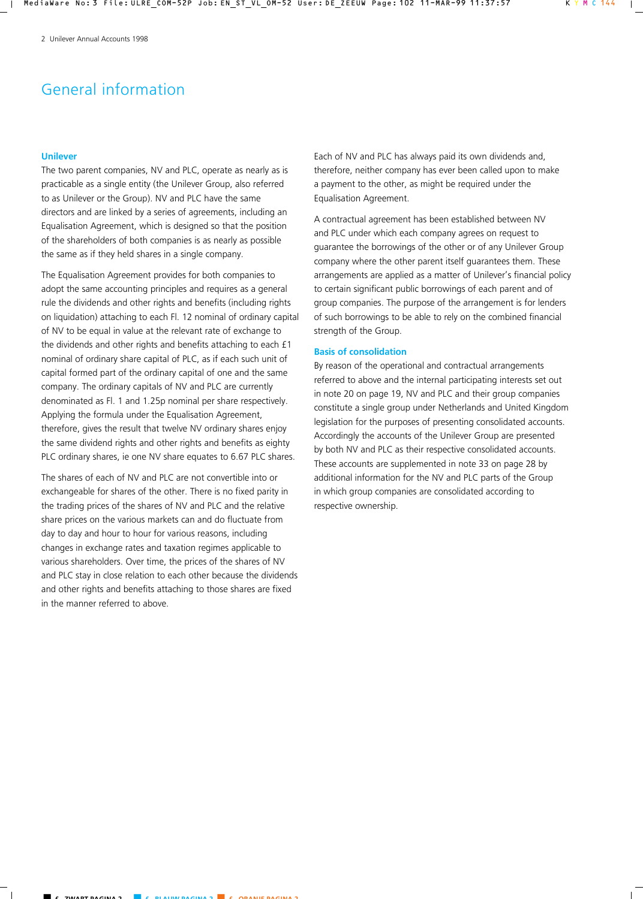# General information

## Unilever

The two parent companies, NV and PLC, operate as nearly as is practicable as a single entity (the Unilever Group, also referred to as Unilever or the Group). NV and PLC have the same directors and are linked by a series of agreements, including an Equalisation Agreement, which is designed so that the position of the shareholders of both companies is as nearly as possible the same as if they held shares in a single company.

The Equalisation Agreement provides for both companies to adopt the same accounting principles and requires as a general rule the dividends and other rights and benefits (including rights on liquidation) attaching to each Fl. 12 nominal of ordinary capital of NV to be equal in value at the relevant rate of exchange to the dividends and other rights and benefits attaching to each £1 nominal of ordinary share capital of PLC, as if each such unit of capital formed part of the ordinary capital of one and the same company. The ordinary capitals of NV and PLC are currently denominated as Fl. 1 and 1.25p nominal per share respectively. Applying the formula under the Equalisation Agreement, therefore, gives the result that twelve NV ordinary shares enjoy the same dividend rights and other rights and benefits as eighty PLC ordinary shares, ie one NV share equates to 6.67 PLC shares.

The shares of each of NV and PLC are not convertible into or exchangeable for shares of the other. There is no fixed parity in the trading prices of the shares of NV and PLC and the relative share prices on the various markets can and do fluctuate from day to day and hour to hour for various reasons, including changes in exchange rates and taxation regimes applicable to various shareholders. Over time, the prices of the shares of NV and PLC stay in close relation to each other because the dividends and other rights and benefits attaching to those shares are fixed in the manner referred to above.

Each of NV and PLC has always paid its own dividends and, therefore, neither company has ever been called upon to make a payment to the other, as might be required under the Equalisation Agreement.

A contractual agreement has been established between NV and PLC under which each company agrees on request to guarantee the borrowings of the other or of any Unilever Group company where the other parent itself guarantees them. These arrangements are applied as a matter of Unilever's financial policy to certain significant public borrowings of each parent and of group companies. The purpose of the arrangement is for lenders of such borrowings to be able to rely on the combined financial strength of the Group.

## Basis of consolidation

By reason of the operational and contractual arrangements referred to above and the internal participating interests set out in note 20 on page 19, NV and PLC and their group companies constitute a single group under Netherlands and United Kingdom legislation for the purposes of presenting consolidated accounts. Accordingly the accounts of the Unilever Group are presented by both NV and PLC as their respective consolidated accounts. These accounts are supplemented in note 33 on page 28 by additional information for the NV and PLC parts of the Group in which group companies are consolidated according to respective ownership.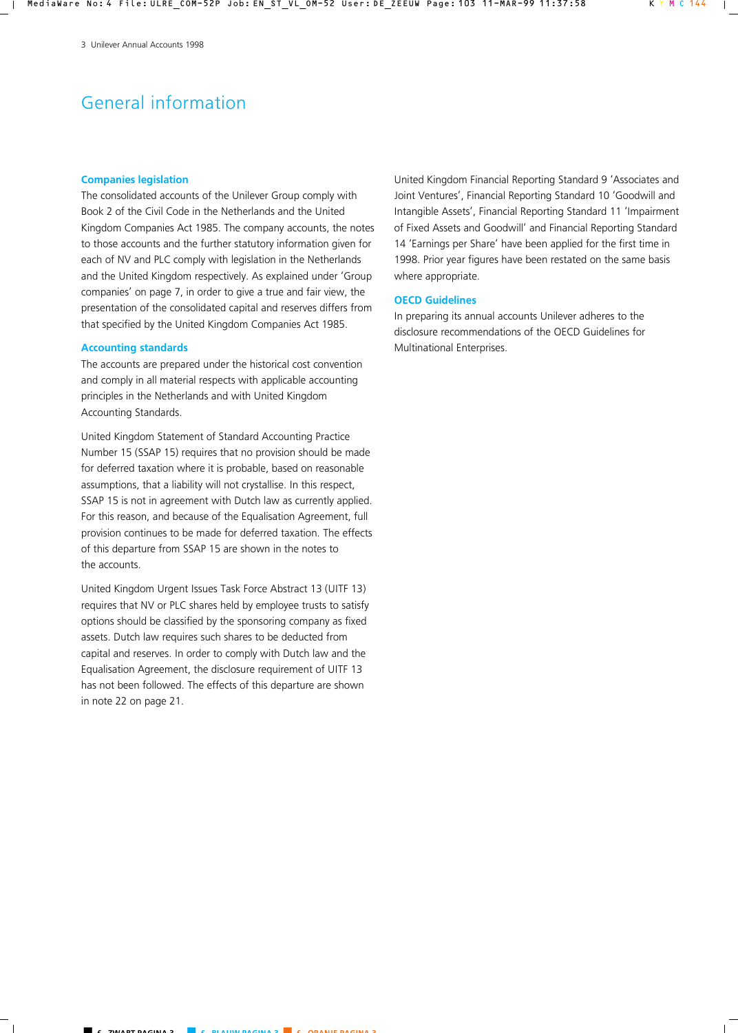# General information

## Companies legislation

The consolidated accounts of the Unilever Group comply with Book 2 of the Civil Code in the Netherlands and the United Kingdom Companies Act 1985. The company accounts, the notes to those accounts and the further statutory information given for each of NV and PLC comply with legislation in the Netherlands and the United Kingdom respectively. As explained under 'Group companies' on page 7, in order to give a true and fair view, the presentation of the consolidated capital and reserves differs from that specified by the United Kingdom Companies Act 1985.

## Accounting standards

The accounts are prepared under the historical cost convention and comply in all material respects with applicable accounting principles in the Netherlands and with United Kingdom Accounting Standards.

United Kingdom Statement of Standard Accounting Practice Number 15 (SSAP 15) requires that no provision should be made for deferred taxation where it is probable, based on reasonable assumptions, that a liability will not crystallise. In this respect, SSAP 15 is not in agreement with Dutch law as currently applied. For this reason, and because of the Equalisation Agreement, full provision continues to be made for deferred taxation. The effects of this departure from SSAP 15 are shown in the notes to the accounts.

United Kingdom Urgent Issues Task Force Abstract 13 (UITF 13) requires that NV or PLC shares held by employee trusts to satisfy options should be classified by the sponsoring company as fixed assets. Dutch law requires such shares to be deducted from capital and reserves. In order to comply with Dutch law and the Equalisation Agreement, the disclosure requirement of UITF 13 has not been followed. The effects of this departure are shown in note 22 on page 21.

United Kingdom Financial Reporting Standard 9 'Associates and Joint Ventures', Financial Reporting Standard 10 'Goodwill and Intangible Assets', Financial Reporting Standard 11 'Impairment of Fixed Assets and Goodwill' and Financial Reporting Standard 14 'Earnings per Share' have been applied for the first time in 1998. Prior year figures have been restated on the same basis where appropriate.

## OECD Guidelines

In preparing its annual accounts Unilever adheres to the disclosure recommendations of the OECD Guidelines for Multinational Enterprises.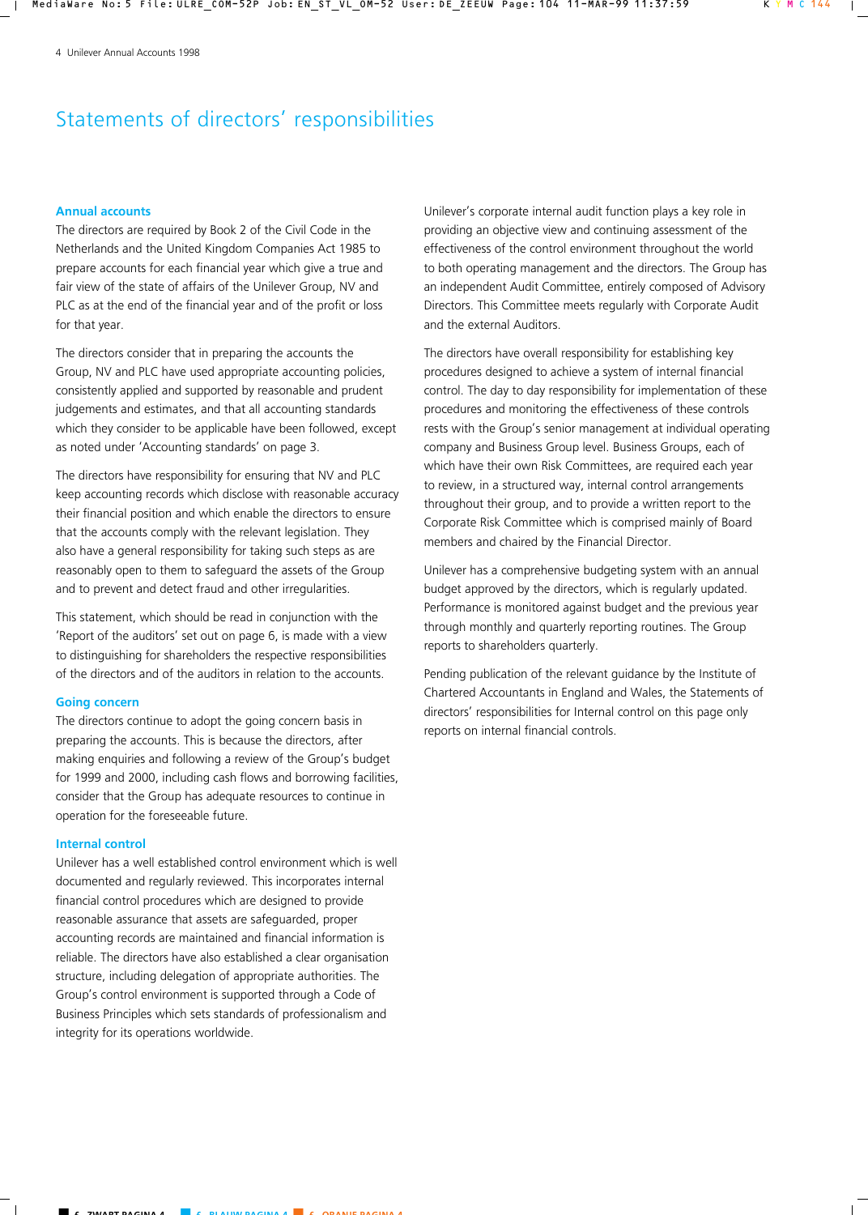# Statements of directors' responsibilities

## Annual accounts

The directors are required by Book 2 of the Civil Code in the Netherlands and the United Kingdom Companies Act 1985 to prepare accounts for each financial year which give a true and fair view of the state of affairs of the Unilever Group, NV and PLC as at the end of the financial year and of the profit or loss for that year.

The directors consider that in preparing the accounts the Group, NV and PLC have used appropriate accounting policies, consistently applied and supported by reasonable and prudent judgements and estimates, and that all accounting standards which they consider to be applicable have been followed, except as noted under 'Accounting standards' on page 3.

The directors have responsibility for ensuring that NV and PLC keep accounting records which disclose with reasonable accuracy their financial position and which enable the directors to ensure that the accounts comply with the relevant legislation. They also have a general responsibility for taking such steps as are reasonably open to them to safeguard the assets of the Group and to prevent and detect fraud and other irregularities.

This statement, which should be read in conjunction with the 'Report of the auditors' set out on page 6, is made with a view to distinguishing for shareholders the respective responsibilities of the directors and of the auditors in relation to the accounts.

## Going concern

The directors continue to adopt the going concern basis in preparing the accounts. This is because the directors, after making enquiries and following a review of the Group's budget for 1999 and 2000, including cash flows and borrowing facilities, consider that the Group has adequate resources to continue in operation for the foreseeable future.

## Internal control

Unilever has a well established control environment which is well documented and regularly reviewed. This incorporates internal financial control procedures which are designed to provide reasonable assurance that assets are safeguarded, proper accounting records are maintained and financial information is reliable. The directors have also established a clear organisation structure, including delegation of appropriate authorities. The Group's control environment is supported through a Code of Business Principles which sets standards of professionalism and integrity for its operations worldwide.

Unilever's corporate internal audit function plays a key role in providing an objective view and continuing assessment of the effectiveness of the control environment throughout the world to both operating management and the directors. The Group has an independent Audit Committee, entirely composed of Advisory Directors. This Committee meets regularly with Corporate Audit and the external Auditors.

The directors have overall responsibility for establishing key procedures designed to achieve a system of internal financial control. The day to day responsibility for implementation of these procedures and monitoring the effectiveness of these controls rests with the Group's senior management at individual operating company and Business Group level. Business Groups, each of which have their own Risk Committees, are required each year to review, in a structured way, internal control arrangements throughout their group, and to provide a written report to the Corporate Risk Committee which is comprised mainly of Board members and chaired by the Financial Director.

Unilever has a comprehensive budgeting system with an annual budget approved by the directors, which is regularly updated. Performance is monitored against budget and the previous year through monthly and quarterly reporting routines. The Group reports to shareholders quarterly.

Pending publication of the relevant guidance by the Institute of Chartered Accountants in England and Wales, the Statements of directors' responsibilities for Internal control on this page only reports on internal financial controls.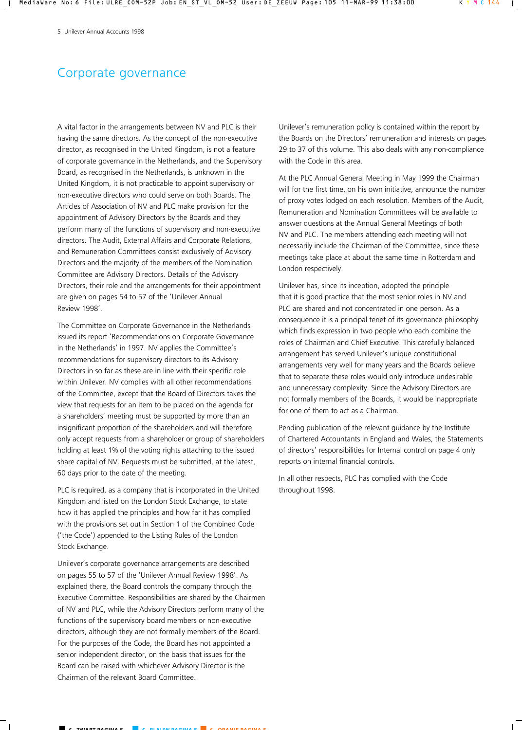# Corporate governance

A vital factor in the arrangements between NV and PLC is their having the same directors. As the concept of the non-executive director, as recognised in the United Kingdom, is not a feature of corporate governance in the Netherlands, and the Supervisory Board, as recognised in the Netherlands, is unknown in the United Kingdom, it is not practicable to appoint supervisory or non-executive directors who could serve on both Boards. The Articles of Association of NV and PLC make provision for the appointment of Advisory Directors by the Boards and they perform many of the functions of supervisory and non-executive directors. The Audit, External Affairs and Corporate Relations, and Remuneration Committees consist exclusively of Advisory Directors and the majority of the members of the Nomination Committee are Advisory Directors. Details of the Advisory Directors, their role and the arrangements for their appointment are given on pages 54 to 57 of the 'Unilever Annual Review 1998'.

The Committee on Corporate Governance in the Netherlands issued its report 'Recommendations on Corporate Governance in the Netherlands' in 1997. NV applies the Committee's recommendations for supervisory directors to its Advisory Directors in so far as these are in line with their specific role within Unilever. NV complies with all other recommendations of the Committee, except that the Board of Directors takes the view that requests for an item to be placed on the agenda for a shareholders' meeting must be supported by more than an insignificant proportion of the shareholders and will therefore only accept requests from a shareholder or group of shareholders holding at least 1% of the voting rights attaching to the issued share capital of NV. Requests must be submitted, at the latest, 60 days prior to the date of the meeting.

PLC is required, as a company that is incorporated in the United Kingdom and listed on the London Stock Exchange, to state how it has applied the principles and how far it has complied with the provisions set out in Section 1 of the Combined Code ('the Code') appended to the Listing Rules of the London Stock Exchange.

Unilever's corporate governance arrangements are described on pages 55 to 57 of the 'Unilever Annual Review 1998'. As explained there, the Board controls the company through the Executive Committee. Responsibilities are shared by the Chairmen of NV and PLC, while the Advisory Directors perform many of the functions of the supervisory board members or non-executive directors, although they are not formally members of the Board. For the purposes of the Code, the Board has not appointed a senior independent director, on the basis that issues for the Board can be raised with whichever Advisory Director is the Chairman of the relevant Board Committee.

Unilever's remuneration policy is contained within the report by the Boards on the Directors' remuneration and interests on pages 29 to 37 of this volume. This also deals with any non-compliance with the Code in this area.

At the PLC Annual General Meeting in May 1999 the Chairman will for the first time, on his own initiative, announce the number of proxy votes lodged on each resolution. Members of the Audit, Remuneration and Nomination Committees will be available to answer questions at the Annual General Meetings of both NV and PLC. The members attending each meeting will not necessarily include the Chairman of the Committee, since these meetings take place at about the same time in Rotterdam and London respectively.

Unilever has, since its inception, adopted the principle that it is good practice that the most senior roles in NV and PLC are shared and not concentrated in one person. As a consequence it is a principal tenet of its governance philosophy which finds expression in two people who each combine the roles of Chairman and Chief Executive. This carefully balanced arrangement has served Unilever's unique constitutional arrangements very well for many years and the Boards believe that to separate these roles would only introduce undesirable and unnecessary complexity. Since the Advisory Directors are not formally members of the Boards, it would be inappropriate for one of them to act as a Chairman.

Pending publication of the relevant guidance by the Institute of Chartered Accountants in England and Wales, the Statements of directors' responsibilities for Internal control on page 4 only reports on internal financial controls.

In all other respects, PLC has complied with the Code throughout 1998.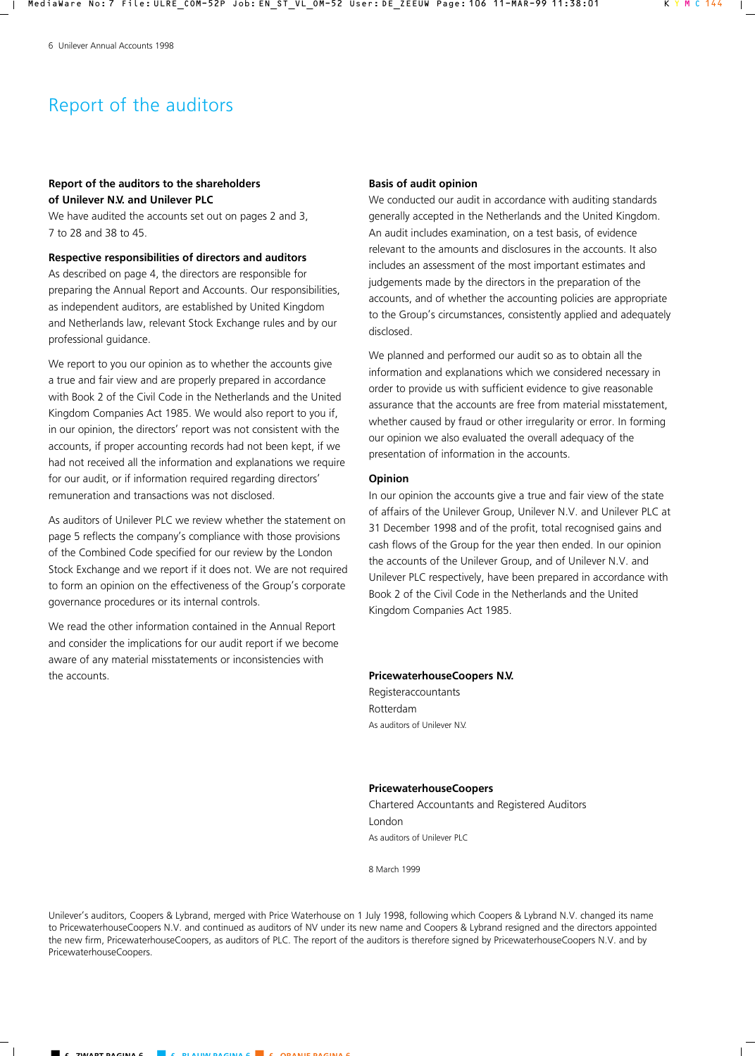# Report of the auditors

**Report of the auditors to the shareholders of Unilever N.V. and Unilever PLC**

We have audited the accounts set out on pages 2 and 3, 7 to 28 and 38 to 45.

**Respective responsibilities of directors and auditors**

As described on page 4, the directors are responsible for preparing the Annual Report and Accounts. Our responsibilities, as independent auditors, are established by United Kingdom and Netherlands law, relevant Stock Exchange rules and by our professional guidance.

We report to you our opinion as to whether the accounts give a true and fair view and are properly prepared in accordance with Book 2 of the Civil Code in the Netherlands and the United Kingdom Companies Act 1985. We would also report to you if, in our opinion, the directors' report was not consistent with the accounts, if proper accounting records had not been kept, if we had not received all the information and explanations we require for our audit, or if information required regarding directors' remuneration and transactions was not disclosed.

As auditors of Unilever PLC we review whether the statement on page 5 reflects the company's compliance with those provisions of the Combined Code specified for our review by the London Stock Exchange and we report if it does not. We are not required to form an opinion on the effectiveness of the Group's corporate governance procedures or its internal controls.

We read the other information contained in the Annual Report and consider the implications for our audit report if we become aware of any material misstatements or inconsistencies with the accounts.

**Basis of audit opinion**

We conducted our audit in accordance with auditing standards generally accepted in the Netherlands and the United Kingdom. An audit includes examination, on a test basis, of evidence relevant to the amounts and disclosures in the accounts. It also includes an assessment of the most important estimates and judgements made by the directors in the preparation of the accounts, and of whether the accounting policies are appropriate to the Group's circumstances, consistently applied and adequately disclosed.

We planned and performed our audit so as to obtain all the information and explanations which we considered necessary in order to provide us with sufficient evidence to give reasonable assurance that the accounts are free from material misstatement, whether caused by fraud or other irregularity or error. In forming our opinion we also evaluated the overall adequacy of the presentation of information in the accounts.

**Opinion**

In our opinion the accounts give a true and fair view of the state of affairs of the Unilever Group, Unilever N.V. and Unilever PLC at 31 December 1998 and of the profit, total recognised gains and cash flows of the Group for the year then ended. In our opinion the accounts of the Unilever Group, and of Unilever N.V. and Unilever PLC respectively, have been prepared in accordance with Book 2 of the Civil Code in the Netherlands and the United Kingdom Companies Act 1985.

**PricewaterhouseCoopers N.V.**
Registeraccountants
Rotterdam
As auditors of Unilever N.V.

**PricewaterhouseCoopers**
Chartered Accountants and Registered Auditors
London
As auditors of Unilever PLC

8 March 1999

Unilever's auditors, Coopers & Lybrand, merged with Price Waterhouse on 1 July 1998, following which Coopers & Lybrand N.V. changed its name to PricewaterhouseCoopers N.V. and continued as auditors of NV under its new name and Coopers & Lybrand resigned and the directors appointed the new firm, PricewaterhouseCoopers, as auditors of PLC. The report of the auditors is therefore signed by PricewaterhouseCoopers N.V. and by PricewaterhouseCoopers.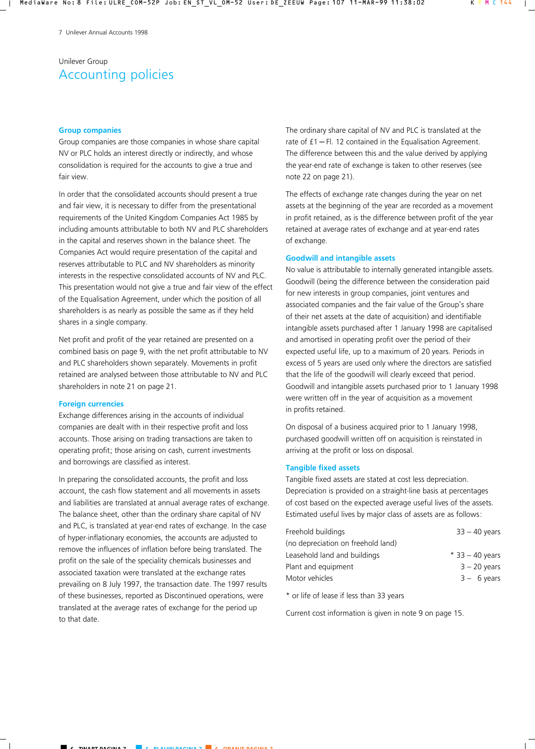Unilever Group

# Accounting policies

## Group companies

Group companies are those companies in whose share capital NV or PLC holds an interest directly or indirectly, and whose consolidation is required for the accounts to give a true and fair view.

In order that the consolidated accounts should present a true and fair view, it is necessary to differ from the presentational requirements of the United Kingdom Companies Act 1985 by including amounts attributable to both NV and PLC shareholders in the capital and reserves shown in the balance sheet. The Companies Act would require presentation of the capital and reserves attributable to PLC and NV shareholders as minority interests in the respective consolidated accounts of NV and PLC. This presentation would not give a true and fair view of the effect of the Equalisation Agreement, under which the position of all shareholders is as nearly as possible the same as if they held shares in a single company.

Net profit and profit of the year retained are presented on a combined basis on page 9, with the net profit attributable to NV and PLC shareholders shown separately. Movements in profit retained are analysed between those attributable to NV and PLC shareholders in note 21 on page 21.

## Foreign currencies

Exchange differences arising in the accounts of individual companies are dealt with in their respective profit and loss accounts. Those arising on trading transactions are taken to operating profit; those arising on cash, current investments and borrowings are classified as interest.

In preparing the consolidated accounts, the profit and loss account, the cash flow statement and all movements in assets and liabilities are translated at annual average rates of exchange. The balance sheet, other than the ordinary share capital of NV and PLC, is translated at year-end rates of exchange. In the case of hyper-inflationary economies, the accounts are adjusted to remove the influences of inflation before being translated. The profit on the sale of the speciality chemicals businesses and associated taxation were translated at the exchange rates prevailing on 8 July 1997, the transaction date. The 1997 results of these businesses, reported as Discontinued operations, were translated at the average rates of exchange for the period up to that date.

The ordinary share capital of NV and PLC is translated at the rate of £1 = Fl. 12 contained in the Equalisation Agreement. The difference between this and the value derived by applying the year-end rate of exchange is taken to other reserves (see note 22 on page 21).

The effects of exchange rate changes during the year on net assets at the beginning of the year are recorded as a movement in profit retained, as is the difference between profit of the year retained at average rates of exchange and at year-end rates of exchange.

## Goodwill and intangible assets

No value is attributable to internally generated intangible assets. Goodwill (being the difference between the consideration paid for new interests in group companies, joint ventures and associated companies and the fair value of the Group's share of their net assets at the date of acquisition) and identifiable intangible assets purchased after 1 January 1998 are capitalised and amortised in operating profit over the period of their expected useful life, up to a maximum of 20 years. Periods in excess of 5 years are used only where the directors are satisfied that the life of the goodwill will clearly exceed that period. Goodwill and intangible assets purchased prior to 1 January 1998 were written off in the year of acquisition as a movement in profits retained.

On disposal of a business acquired prior to 1 January 1998, purchased goodwill written off on acquisition is reinstated in arriving at the profit or loss on disposal.

## Tangible fixed assets

Tangible fixed assets are stated at cost less depreciation. Depreciation is provided on a straight-line basis at percentages of cost based on the expected average useful lives of the assets. Estimated useful lives by major class of assets are as follows:

| | |
|---|---|
| Freehold buildings<br>(no depreciation on freehold land) | 33 – 40 years |
| Leasehold land and buildings | * 33 – 40 years |
| Plant and equipment | 3 – 20 years |
| Motor vehicles | 3 – 6 years |

\* or life of lease if less than 33 years

Current cost information is given in note 9 on page 15.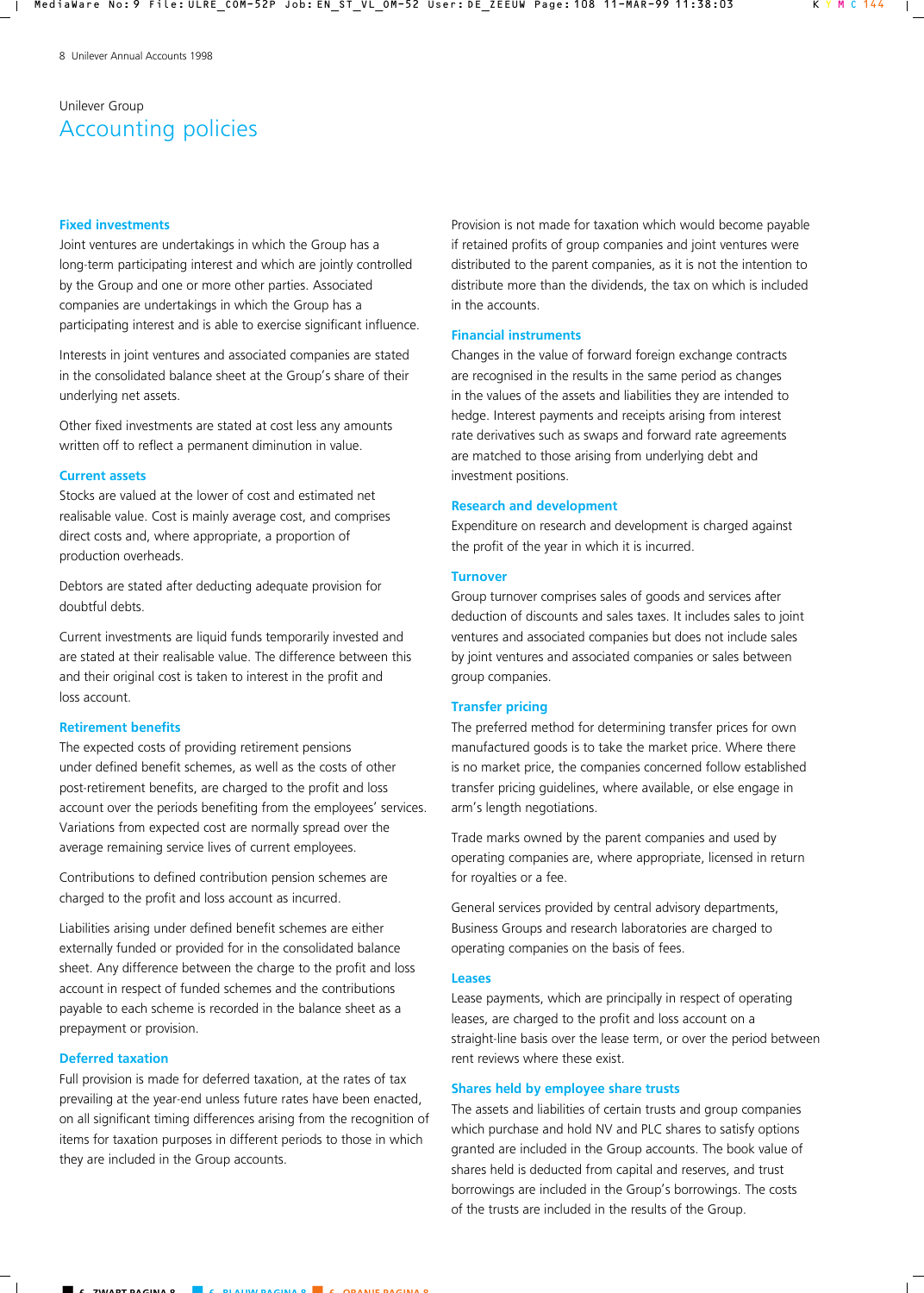Unilever Group

# Accounting policies

## Fixed investments

Joint ventures are undertakings in which the Group has a long-term participating interest and which are jointly controlled by the Group and one or more other parties. Associated companies are undertakings in which the Group has a participating interest and is able to exercise significant influence.

Interests in joint ventures and associated companies are stated in the consolidated balance sheet at the Group's share of their underlying net assets.

Other fixed investments are stated at cost less any amounts written off to reflect a permanent diminution in value.

## Current assets

Stocks are valued at the lower of cost and estimated net realisable value. Cost is mainly average cost, and comprises direct costs and, where appropriate, a proportion of production overheads.

Debtors are stated after deducting adequate provision for doubtful debts.

Current investments are liquid funds temporarily invested and are stated at their realisable value. The difference between this and their original cost is taken to interest in the profit and loss account.

## Retirement benefits

The expected costs of providing retirement pensions under defined benefit schemes, as well as the costs of other post-retirement benefits, are charged to the profit and loss account over the periods benefiting from the employees' services. Variations from expected cost are normally spread over the average remaining service lives of current employees.

Contributions to defined contribution pension schemes are charged to the profit and loss account as incurred.

Liabilities arising under defined benefit schemes are either externally funded or provided for in the consolidated balance sheet. Any difference between the charge to the profit and loss account in respect of funded schemes and the contributions payable to each scheme is recorded in the balance sheet as a prepayment or provision.

## Deferred taxation

Full provision is made for deferred taxation, at the rates of tax prevailing at the year-end unless future rates have been enacted, on all significant timing differences arising from the recognition of items for taxation purposes in different periods to those in which they are included in the Group accounts.

Provision is not made for taxation which would become payable if retained profits of group companies and joint ventures were distributed to the parent companies, as it is not the intention to distribute more than the dividends, the tax on which is included in the accounts.

## Financial instruments

Changes in the value of forward foreign exchange contracts are recognised in the results in the same period as changes in the values of the assets and liabilities they are intended to hedge. Interest payments and receipts arising from interest rate derivatives such as swaps and forward rate agreements are matched to those arising from underlying debt and investment positions.

## Research and development

Expenditure on research and development is charged against the profit of the year in which it is incurred.

## Turnover

Group turnover comprises sales of goods and services after deduction of discounts and sales taxes. It includes sales to joint ventures and associated companies but does not include sales by joint ventures and associated companies or sales between group companies.

## Transfer pricing

The preferred method for determining transfer prices for own manufactured goods is to take the market price. Where there is no market price, the companies concerned follow established transfer pricing guidelines, where available, or else engage in arm's length negotiations.

Trade marks owned by the parent companies and used by operating companies are, where appropriate, licensed in return for royalties or a fee.

General services provided by central advisory departments, Business Groups and research laboratories are charged to operating companies on the basis of fees.

## Leases

Lease payments, which are principally in respect of operating leases, are charged to the profit and loss account on a straight-line basis over the lease term, or over the period between rent reviews where these exist.

## Shares held by employee share trusts

The assets and liabilities of certain trusts and group companies which purchase and hold NV and PLC shares to satisfy options granted are included in the Group accounts. The book value of shares held is deducted from capital and reserves, and trust borrowings are included in the Group's borrowings. The costs of the trusts are included in the results of the Group.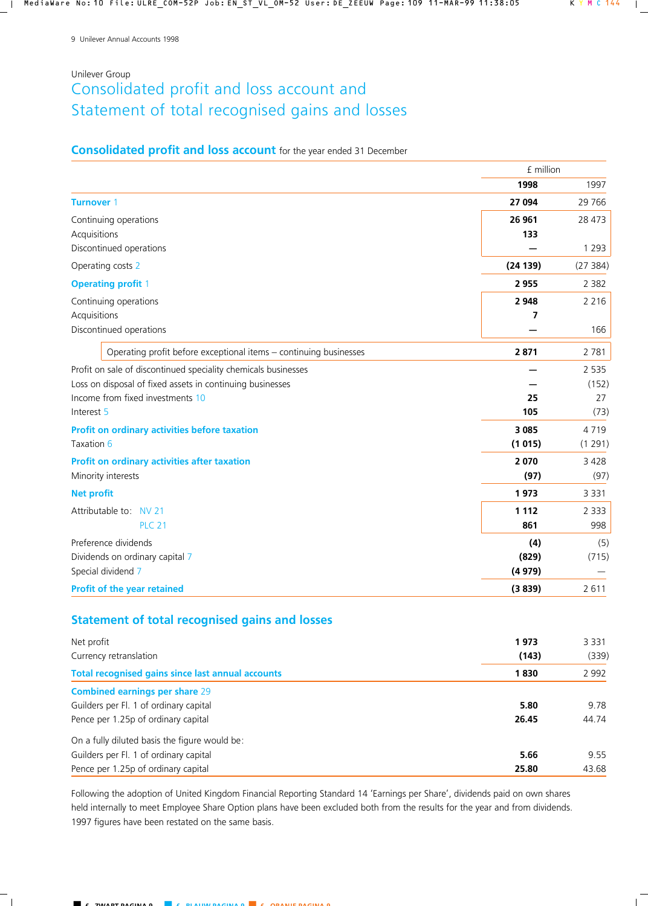Unilever Group

# Consolidated profit and loss account and Statement of total recognised gains and losses

## Consolidated profit and loss account for the year ended 31 December

| | £ million 1998 | 1997 |
|---|---|---|
| **Turnover** 1 | **27 094** | 29 766 |
| Continuing operations | **26 961** | 28 473 |
| Acquisitions | **133** | |
| Discontinued operations | **—** | 1 293 |
| Operating costs 2 | **(24 139)** | (27 384) |
| **Operating profit** 1 | **2 955** | 2 382 |
| Continuing operations | **2 948** | 2 216 |
| Acquisitions | **7** | |
| Discontinued operations | **—** | 166 |
| Operating profit before exceptional items – continuing businesses | **2 871** | 2 781 |
| Profit on sale of discontinued speciality chemicals businesses | **—** | 2 535 |
| Loss on disposal of fixed assets in continuing businesses | **—** | (152) |
| Income from fixed investments 10 | **25** | 27 |
| Interest 5 | **105** | (73) |
| **Profit on ordinary activities before taxation** | **3 085** | 4 719 |
| Taxation 6 | **(1 015)** | (1 291) |
| **Profit on ordinary activities after taxation** | **2 070** | 3 428 |
| Minority interests | **(97)** | (97) |
| **Net profit** | **1 973** | 3 331 |
| Attributable to: NV 21 | **1 112** | 2 333 |
| PLC 21 | **861** | 998 |
| Preference dividends | **(4)** | (5) |
| Dividends on ordinary capital 7 | **(829)** | (715) |
| Special dividend 7 | **(4 979)** | — |
| **Profit of the year retained** | **(3 839)** | 2 611 |

## Statement of total recognised gains and losses

| | 1998 | 1997 |
|---|---|---|
| Net profit | **1 973** | 3 331 |
| Currency retranslation | **(143)** | (339) |
| **Total recognised gains since last annual accounts** | **1 830** | 2 992 |
| **Combined earnings per share** 29 | | |
| Guilders per Fl. 1 of ordinary capital | **5.80** | 9.78 |
| Pence per 1.25p of ordinary capital | **26.45** | 44.74 |
| On a fully diluted basis the figure would be: | | |
| Guilders per Fl. 1 of ordinary capital | **5.66** | 9.55 |
| Pence per 1.25p of ordinary capital | **25.80** | 43.68 |

Following the adoption of United Kingdom Financial Reporting Standard 14 'Earnings per Share', dividends paid on own shares held internally to meet Employee Share Option plans have been excluded both from the results for the year and from dividends. 1997 figures have been restated on the same basis.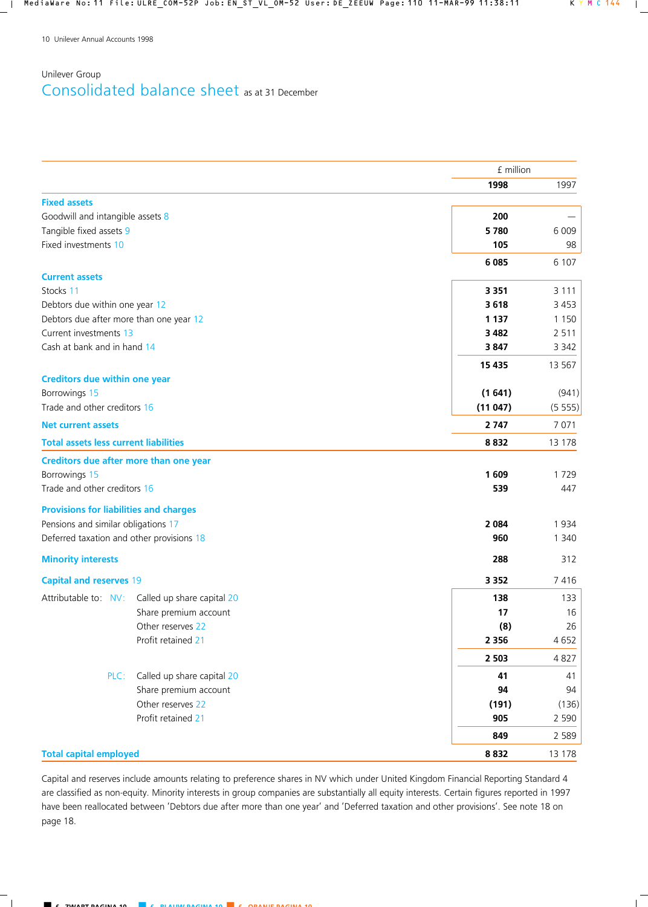Unilever Group

# Consolidated balance sheet as at 31 December

| | £ million 1998 | 1997 |
|---|---|---|
| **Fixed assets** | | |
| Goodwill and intangible assets 8 | **200** | — |
| Tangible fixed assets 9 | **5 780** | 6 009 |
| Fixed investments 10 | **105** | 98 |
| | **6 085** | 6 107 |
| **Current assets** | | |
| Stocks 11 | **3 351** | 3 111 |
| Debtors due within one year 12 | **3 618** | 3 453 |
| Debtors due after more than one year 12 | **1 137** | 1 150 |
| Current investments 13 | **3 482** | 2 511 |
| Cash at bank and in hand 14 | **3 847** | 3 342 |
| | **15 435** | 13 567 |
| **Creditors due within one year** | | |
| Borrowings 15 | **(1 641)** | (941) |
| Trade and other creditors 16 | **(11 047)** | (5 555) |
| **Net current assets** | **2 747** | 7 071 |
| **Total assets less current liabilities** | **8 832** | 13 178 |
| **Creditors due after more than one year** | | |
| Borrowings 15 | **1 609** | 1 729 |
| Trade and other creditors 16 | **539** | 447 |
| **Provisions for liabilities and charges** | | |
| Pensions and similar obligations 17 | **2 084** | 1 934 |
| Deferred taxation and other provisions 18 | **960** | 1 340 |
| **Minority interests** | **288** | 312 |
| **Capital and reserves 19** | **3 352** | 7 416 |
| Attributable to: NV: Called up share capital 20 | **138** | 133 |
| Share premium account | **17** | 16 |
| Other reserves 22 | **(8)** | 26 |
| Profit retained 21 | **2 356** | 4 652 |
| | **2 503** | 4 827 |
| PLC: Called up share capital 20 | **41** | 41 |
| Share premium account | **94** | 94 |
| Other reserves 22 | **(191)** | (136) |
| Profit retained 21 | **905** | 2 590 |
| | **849** | 2 589 |
| **Total capital employed** | **8 832** | 13 178 |

Capital and reserves include amounts relating to preference shares in NV which under United Kingdom Financial Reporting Standard 4 are classified as non-equity. Minority interests in group companies are substantially all equity interests. Certain figures reported in 1997 have been reallocated between 'Debtors due after more than one year' and 'Deferred taxation and other provisions'. See note 18 on page 18.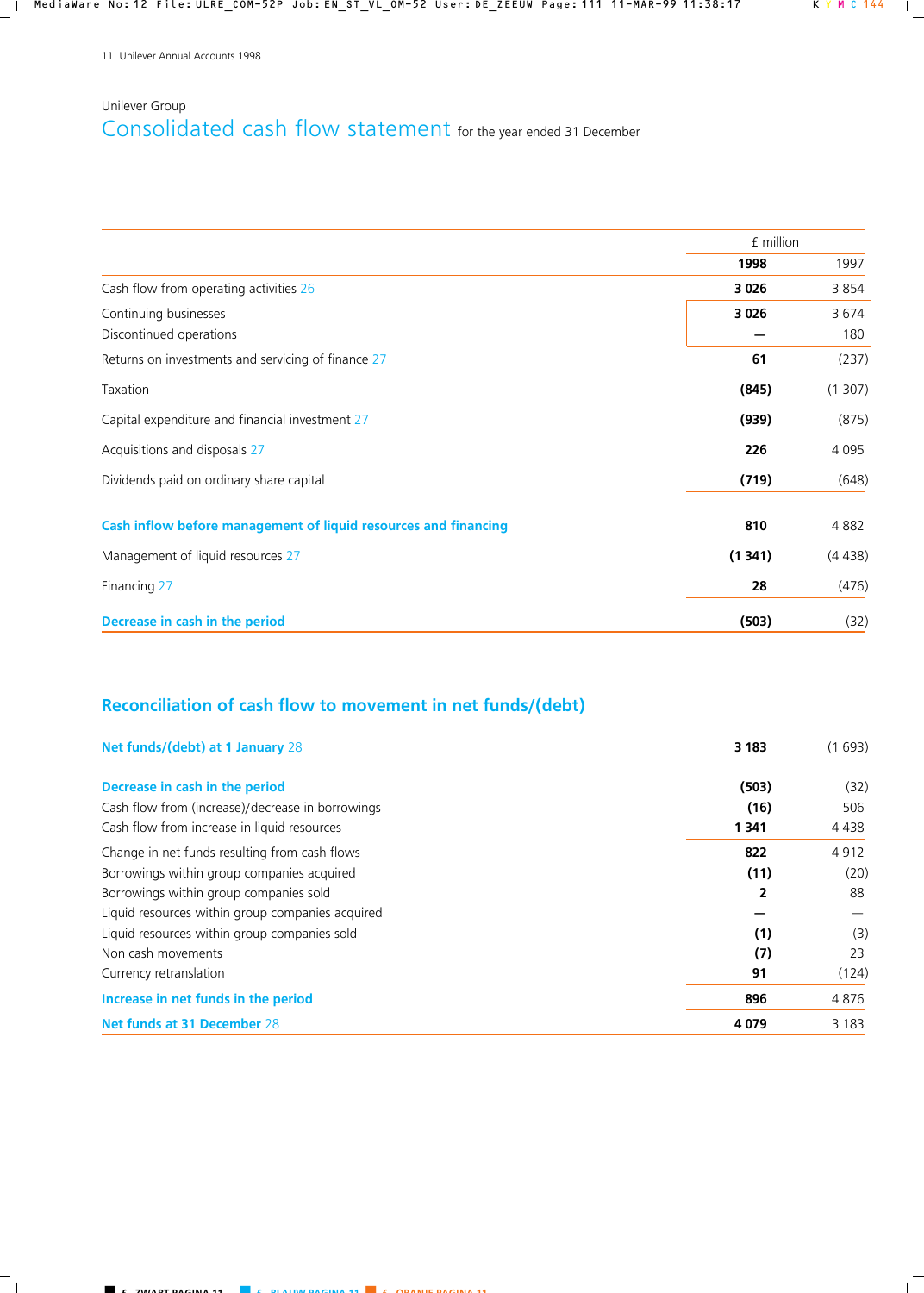Unilever Group

# Consolidated cash flow statement for the year ended 31 December

| | £ million | |
|---|---|---|
| | **1998** | 1997 |
| Cash flow from operating activities 26 | **3 026** | 3 854 |
| Continuing businesses | **3 026** | 3 674 |
| Discontinued operations | **—** | 180 |
| Returns on investments and servicing of finance 27 | **61** | (237) |
| Taxation | **(845)** | (1 307) |
| Capital expenditure and financial investment 27 | **(939)** | (875) |
| Acquisitions and disposals 27 | **226** | 4 095 |
| Dividends paid on ordinary share capital | **(719)** | (648) |
| **Cash inflow before management of liquid resources and financing** | **810** | 4 882 |
| Management of liquid resources 27 | **(1 341)** | (4 438) |
| Financing 27 | **28** | (476) |
| **Decrease in cash in the period** | **(503)** | (32) |

## Reconciliation of cash flow to movement in net funds/(debt)

| | 1998 | 1997 |
|---|---|---|
| **Net funds/(debt) at 1 January** 28 | **3 183** | (1 693) |
| **Decrease in cash in the period** | **(503)** | (32) |
| Cash flow from (increase)/decrease in borrowings | **(16)** | 506 |
| Cash flow from increase in liquid resources | **1 341** | 4 438 |
| Change in net funds resulting from cash flows | **822** | 4 912 |
| Borrowings within group companies acquired | **(11)** | (20) |
| Borrowings within group companies sold | **2** | 88 |
| Liquid resources within group companies acquired | **—** | — |
| Liquid resources within group companies sold | **(1)** | (3) |
| Non cash movements | **(7)** | 23 |
| Currency retranslation | **91** | (124) |
| **Increase in net funds in the period** | **896** | 4 876 |
| **Net funds at 31 December** 28 | **4 079** | 3 183 |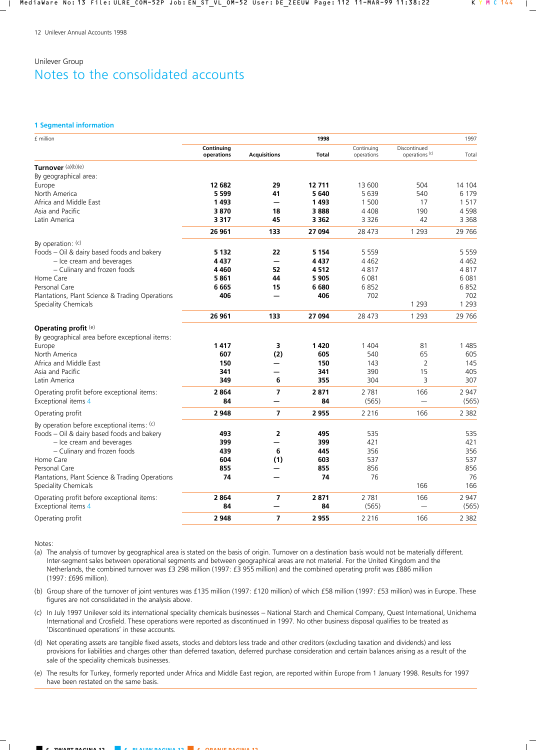Unilever Group

# Notes to the consolidated accounts

## 1 Segmental information

| £ million | Continuing operations | Acquisitions | 1998 Total | Continuing operations | Discontinued operations [c] | 1997 Total |
|---|---|---|---|---|---|---|
| **Turnover** [a][b][e] | | | | | | |
| By geographical area: | | | | | | |
| Europe | **12 682** | **29** | **12 711** | 13 600 | 504 | 14 104 |
| North America | **5 599** | **41** | **5 640** | 5 639 | 540 | 6 179 |
| Africa and Middle East | **1 493** | **—** | **1 493** | 1 500 | 17 | 1 517 |
| Asia and Pacific | **3 870** | **18** | **3 888** | 4 408 | 190 | 4 598 |
| Latin America | **3 317** | **45** | **3 362** | 3 326 | 42 | 3 368 |
| | **26 961** | **133** | **27 094** | 28 473 | 1 293 | 29 766 |
| By operation: [c] | | | | | | |
| Foods – Oil & dairy based foods and bakery | **5 132** | **22** | **5 154** | 5 559 | | 5 559 |
| – Ice cream and beverages | **4 437** | **—** | **4 437** | 4 462 | | 4 462 |
| – Culinary and frozen foods | **4 460** | **52** | **4 512** | 4 817 | | 4 817 |
| Home Care | **5 861** | **44** | **5 905** | 6 081 | | 6 081 |
| Personal Care | **6 665** | **15** | **6 680** | 6 852 | | 6 852 |
| Plantations, Plant Science & Trading Operations | **406** | **—** | **406** | 702 | | 702 |
| Speciality Chemicals | | | | | 1 293 | 1 293 |
| | **26 961** | **133** | **27 094** | 28 473 | 1 293 | 29 766 |
| **Operating profit** [e] | | | | | | |
| By geographical area before exceptional items: | | | | | | |
| Europe | **1 417** | **3** | **1 420** | 1 404 | 81 | 1 485 |
| North America | **607** | **(2)** | **605** | 540 | 65 | 605 |
| Africa and Middle East | **150** | **—** | **150** | 143 | 2 | 145 |
| Asia and Pacific | **341** | **—** | **341** | 390 | 15 | 405 |
| Latin America | **349** | **6** | **355** | 304 | 3 | 307 |
| Operating profit before exceptional items: | **2 864** | **7** | **2 871** | 2 781 | 166 | 2 947 |
| Exceptional items 4 | **84** | **—** | **84** | (565) | — | (565) |
| Operating profit | **2 948** | **7** | **2 955** | 2 216 | 166 | 2 382 |
| By operation before exceptional items: [c] | | | | | | |
| Foods – Oil & dairy based foods and bakery | **493** | **2** | **495** | 535 | | 535 |
| – Ice cream and beverages | **399** | **—** | **399** | 421 | | 421 |
| – Culinary and frozen foods | **439** | **6** | **445** | 356 | | 356 |
| Home Care | **604** | **(1)** | **603** | 537 | | 537 |
| Personal Care | **855** | **—** | **855** | 856 | | 856 |
| Plantations, Plant Science & Trading Operations | **74** | **—** | **74** | 76 | | 76 |
| Speciality Chemicals | | | | | 166 | 166 |
| Operating profit before exceptional items: | **2 864** | **7** | **2 871** | 2 781 | 166 | 2 947 |
| Exceptional items 4 | **84** | **—** | **84** | (565) | — | (565) |
| Operating profit | **2 948** | **7** | **2 955** | 2 216 | 166 | 2 382 |

Notes:

(a) The analysis of turnover by geographical area is stated on the basis of origin. Turnover on a destination basis would not be materially different. Inter-segment sales between operational segments and between geographical areas are not material. For the United Kingdom and the Netherlands, the combined turnover was £3 298 million (1997: £3 955 million) and the combined operating profit was £886 million (1997: £696 million).

(b) Group share of the turnover of joint ventures was £135 million (1997: £120 million) of which £58 million (1997: £53 million) was in Europe. These figures are not consolidated in the analysis above.

(c) In July 1997 Unilever sold its international speciality chemicals businesses – National Starch and Chemical Company, Quest International, Unichema International and Crosfield. These operations were reported as discontinued in 1997. No other business disposal qualifies to be treated as 'Discontinued operations' in these accounts.

(d) Net operating assets are tangible fixed assets, stocks and debtors less trade and other creditors (excluding taxation and dividends) and less provisions for liabilities and charges other than deferred taxation, deferred purchase consideration and certain balances arising as a result of the sale of the speciality chemicals businesses.

(e) The results for Turkey, formerly reported under Africa and Middle East region, are reported within Europe from 1 January 1998. Results for 1997 have been restated on the same basis.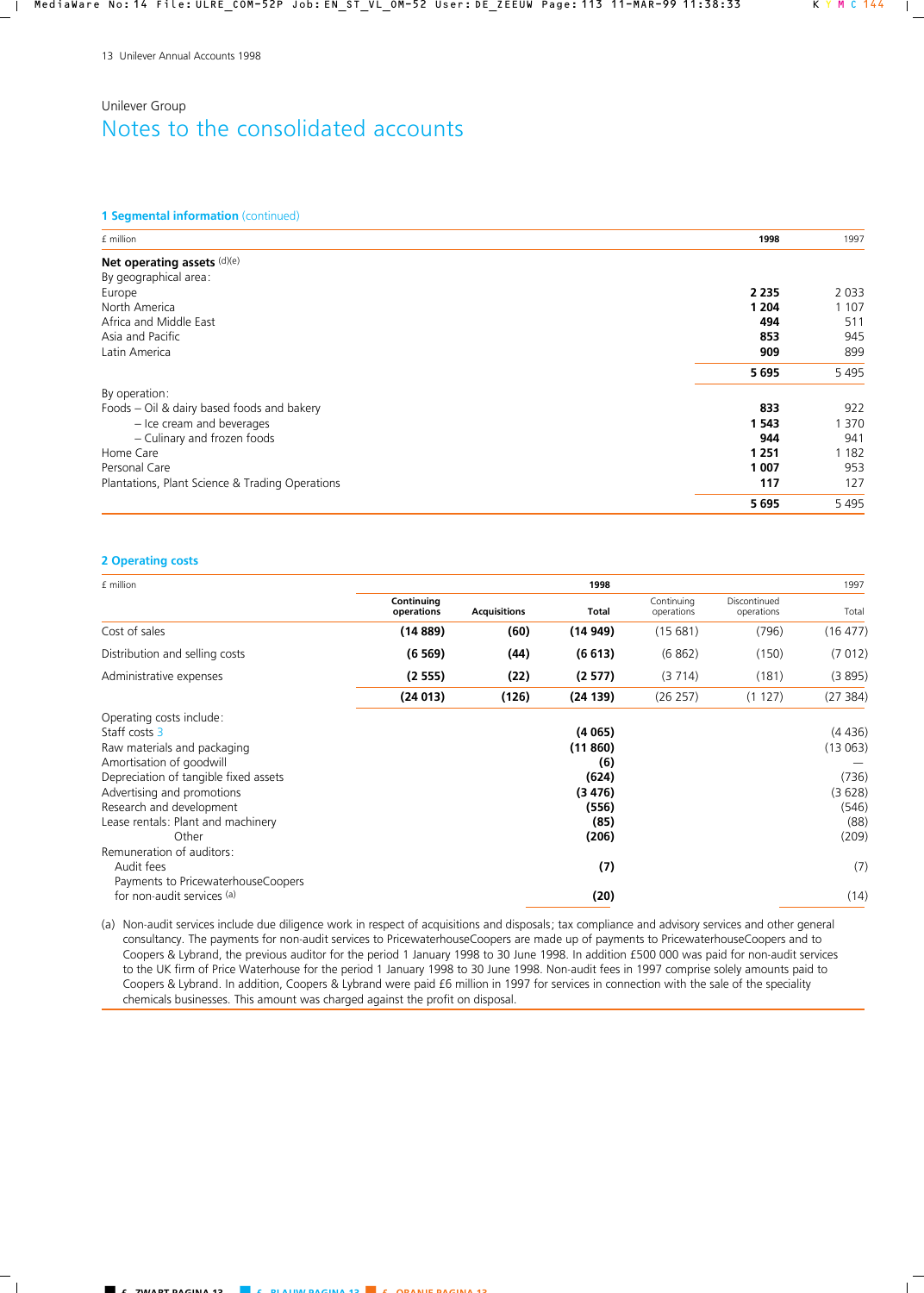Unilever Group

# Notes to the consolidated accounts

## 1 Segmental information (continued)

| £ million | 1998 | 1997 |
|---|---|---|
| **Net operating assets** (d)(e) | | |
| By geographical area: | | |
| Europe | **2 235** | 2 033 |
| North America | **1 204** | 1 107 |
| Africa and Middle East | **494** | 511 |
| Asia and Pacific | **853** | 945 |
| Latin America | **909** | 899 |
| | **5 695** | 5 495 |
| By operation: | | |
| Foods – Oil & dairy based foods and bakery | **833** | 922 |
| – Ice cream and beverages | **1 543** | 1 370 |
| – Culinary and frozen foods | **944** | 941 |
| Home Care | **1 251** | 1 182 |
| Personal Care | **1 007** | 953 |
| Plantations, Plant Science & Trading Operations | **117** | 127 |
| | **5 695** | 5 495 |

## 2 Operating costs

| £ million | 1998 | | | 1997 | | |
|---|---|---|---|---|---|---|
| | **Continuing operations** | **Acquisitions** | **Total** | Continuing operations | Discontinued operations | Total |
| Cost of sales | **(14 889)** | **(60)** | **(14 949)** | (15 681) | (796) | (16 477) |
| Distribution and selling costs | **(6 569)** | **(44)** | **(6 613)** | (6 862) | (150) | (7 012) |
| Administrative expenses | **(2 555)** | **(22)** | **(2 577)** | (3 714) | (181) | (3 895) |
| | **(24 013)** | **(126)** | **(24 139)** | (26 257) | (1 127) | (27 384) |
| Operating costs include: | | | | | | |
| Staff costs 3 | | | **(4 065)** | | | (4 436) |
| Raw materials and packaging | | | **(11 860)** | | | (13 063) |
| Amortisation of goodwill | | | **(6)** | | | — |
| Depreciation of tangible fixed assets | | | **(624)** | | | (736) |
| Advertising and promotions | | | **(3 476)** | | | (3 628) |
| Research and development | | | **(556)** | | | (546) |
| Lease rentals: Plant and machinery | | | **(85)** | | | (88) |
| Other | | | **(206)** | | | (209) |
| Remuneration of auditors: | | | | | | |
| Audit fees | | | **(7)** | | | (7) |
| Payments to PricewaterhouseCoopers for non-audit services (a) | | | **(20)** | | | (14) |

(a) Non-audit services include due diligence work in respect of acquisitions and disposals; tax compliance and advisory services and other general consultancy. The payments for non-audit services to PricewaterhouseCoopers are made up of payments to PricewaterhouseCoopers and to Coopers & Lybrand, the previous auditor for the period 1 January 1998 to 30 June 1998. In addition £500 000 was paid for non-audit services to the UK firm of Price Waterhouse for the period 1 January 1998 to 30 June 1998. Non-audit fees in 1997 comprise solely amounts paid to Coopers & Lybrand. In addition, Coopers & Lybrand were paid £6 million in 1997 for services in connection with the sale of the speciality chemicals businesses. This amount was charged against the profit on disposal.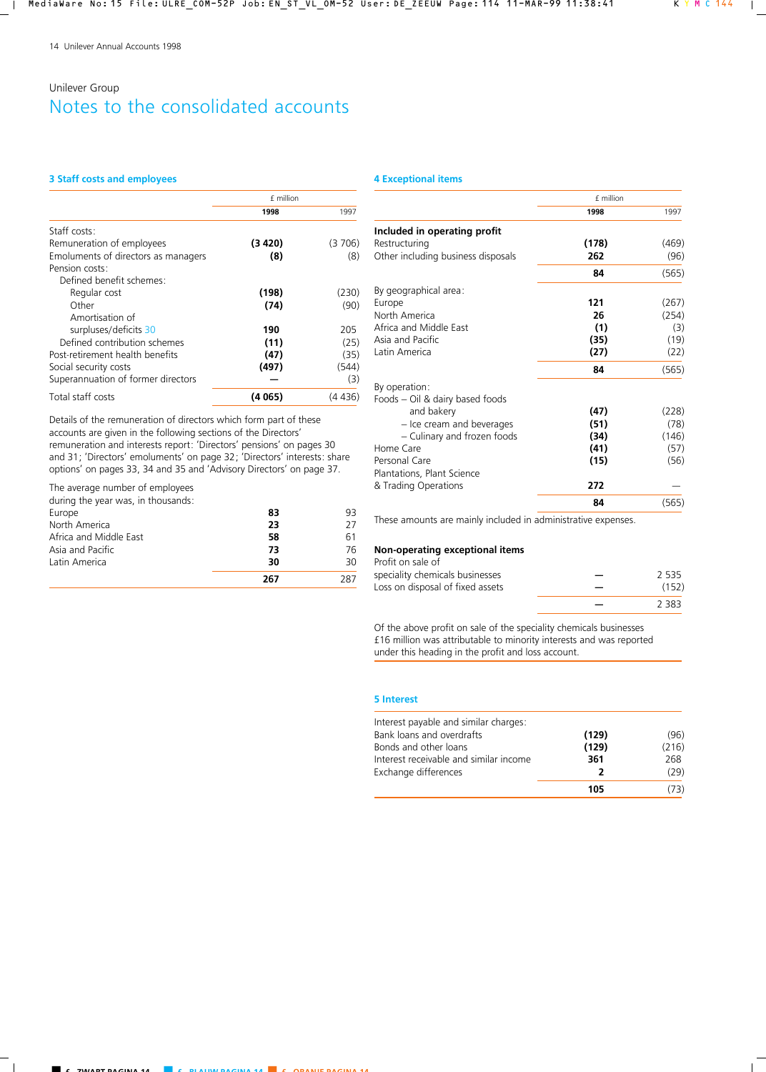Unilever Group

# Notes to the consolidated accounts

## 3 Staff costs and employees

| | £ million 1998 | 1997 |
|---|---|---|
| Staff costs: | | |
| Remuneration of employees | **(3 420)** | (3 706) |
| Emoluments of directors as managers | **(8)** | (8) |
| Pension costs: | | |
| Defined benefit schemes: | | |
| Regular cost | **(198)** | (230) |
| Other | **(74)** | (90) |
| Amortisation of surpluses/deficits 30 | **190** | 205 |
| Defined contribution schemes | **(11)** | (25) |
| Post-retirement health benefits | **(47)** | (35) |
| Social security costs | **(497)** | (544) |
| Superannuation of former directors | **—** | (3) |
| Total staff costs | **(4 065)** | (4 436) |

Details of the remuneration of directors which form part of these accounts are given in the following sections of the Directors' remuneration and interests report: 'Directors' pensions' on pages 30 and 31; 'Directors' emoluments' on page 32; 'Directors' interests: share options' on pages 33, 34 and 35 and 'Advisory Directors' on page 37.

| The average number of employees during the year was, in thousands: | 1998 | 1997 |
|---|---|---|
| Europe | **83** | 93 |
| North America | **23** | 27 |
| Africa and Middle East | **58** | 61 |
| Asia and Pacific | **73** | 76 |
| Latin America | **30** | 30 |
| | **267** | 287 |

## 4 Exceptional items

| | £ million 1998 | 1997 |
|---|---|---|
| **Included in operating profit** | | |
| Restructuring | **(178)** | (469) |
| Other including business disposals | **262** | (96) |
| | **84** | (565) |
| By geographical area: | | |
| Europe | **121** | (267) |
| North America | **26** | (254) |
| Africa and Middle East | **(1)** | (3) |
| Asia and Pacific | **(35)** | (19) |
| Latin America | **(27)** | (22) |
| | **84** | (565) |
| By operation: | | |
| Foods – Oil & dairy based foods and bakery | **(47)** | (228) |
| – Ice cream and beverages | **(51)** | (78) |
| – Culinary and frozen foods | **(34)** | (146) |
| Home Care | **(41)** | (57) |
| Personal Care | **(15)** | (56) |
| Plantations, Plant Science & Trading Operations | **272** | — |
| | **84** | (565) |

These amounts are mainly included in administrative expenses.

| | 1998 | 1997 |
|---|---|---|
| **Non-operating exceptional items** | | |
| Profit on sale of speciality chemicals businesses | **—** | 2 535 |
| Loss on disposal of fixed assets | **—** | (152) |
| | **—** | 2 383 |

Of the above profit on sale of the speciality chemicals businesses £16 million was attributable to minority interests and was reported under this heading in the profit and loss account.

## 5 Interest

| | 1998 | 1997 |
|---|---|---|
| Interest payable and similar charges: | | |
| Bank loans and overdrafts | **(129)** | (96) |
| Bonds and other loans | **(129)** | (216) |
| Interest receivable and similar income | **361** | 268 |
| Exchange differences | **2** | (29) |
| | **105** | (73) |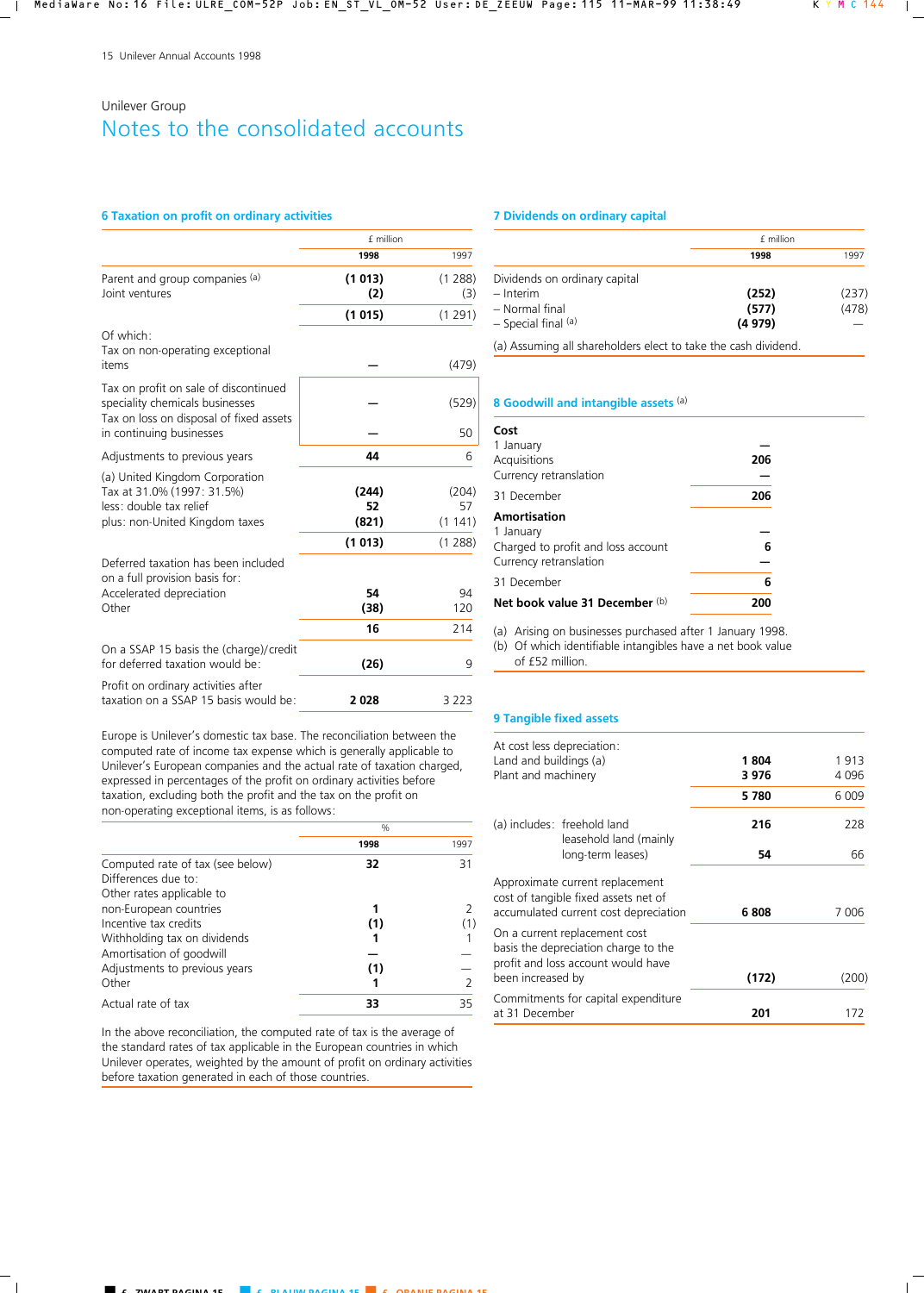Unilever Group

# Notes to the consolidated accounts

## 6 Taxation on profit on ordinary activities

| | £ million | |
|---|---|---|
| | **1998** | 1997 |
| Parent and group companies [(a)] | **(1 013)** | (1 288) |
| Joint ventures | **(2)** | (3) |
| | **(1 015)** | (1 291) |
| Of which: | | |
| Tax on non-operating exceptional items | **—** | (479) |
| Tax on profit on sale of discontinued speciality chemicals businesses | **—** | (529) |
| Tax on loss on disposal of fixed assets in continuing businesses | **—** | 50 |
| Adjustments to previous years | **44** | 6 |
| (a) United Kingdom Corporation Tax at 31.0% (1997: 31.5%) | **(244)** | (204) |
| less: double tax relief | **52** | 57 |
| plus: non-United Kingdom taxes | **(821)** | (1 141) |
| | **(1 013)** | (1 288) |
| Deferred taxation has been included on a full provision basis for: | | |
| Accelerated depreciation | **54** | 94 |
| Other | **(38)** | 120 |
| | **16** | 214 |
| On a SSAP 15 basis the (charge)/credit for deferred taxation would be: | **(26)** | 9 |
| Profit on ordinary activities after taxation on a SSAP 15 basis would be: | **2 028** | 3 223 |

Europe is Unilever's domestic tax base. The reconciliation between the computed rate of income tax expense which is generally applicable to Unilever's European companies and the actual rate of taxation charged, expressed in percentages of the profit on ordinary activities before taxation, excluding both the profit and the tax on the profit on non-operating exceptional items, is as follows:

| | % | |
|---|---|---|
| | **1998** | 1997 |
| Computed rate of tax (see below) | **32** | 31 |
| Differences due to: | | |
| Other rates applicable to non-European countries | **1** | 2 |
| Incentive tax credits | **(1)** | (1) |
| Withholding tax on dividends | **1** | 1 |
| Amortisation of goodwill | **—** | — |
| Adjustments to previous years | **(1)** | — |
| Other | **1** | 2 |
| Actual rate of tax | **33** | 35 |

In the above reconciliation, the computed rate of tax is the average of the standard rates of tax applicable in the European countries in which Unilever operates, weighted by the amount of profit on ordinary activities before taxation generated in each of those countries.

## 7 Dividends on ordinary capital

| | £ million | |
|---|---|---|
| | **1998** | 1997 |
| Dividends on ordinary capital | | |
| – Interim | **(252)** | (237) |
| – Normal final | **(577)** | (478) |
| – Special final [(a)] | **(4 979)** | — |

(a) Assuming all shareholders elect to take the cash dividend.

## 8 Goodwill and intangible assets [(a)]

| | |
|---|---|
| **Cost** | |
| 1 January | — |
| Acquisitions | **206** |
| Currency retranslation | — |
| 31 December | **206** |
| **Amortisation** | |
| 1 January | — |
| Charged to profit and loss account | **6** |
| Currency retranslation | — |
| 31 December | **6** |
| **Net book value 31 December** [(b)] | **200** |

(a) Arising on businesses purchased after 1 January 1998.
(b) Of which identifiable intangibles have a net book value of £52 million.

## 9 Tangible fixed assets

| | **1998** | 1997 |
|---|---|---|
| At cost less depreciation: | | |
| Land and buildings (a) | **1 804** | 1 913 |
| Plant and machinery | **3 976** | 4 096 |
| | **5 780** | 6 009 |
| (a) includes: freehold land | **216** | 228 |
| leasehold land (mainly long-term leases) | **54** | 66 |
| Approximate current replacement cost of tangible fixed assets net of accumulated current cost depreciation | **6 808** | 7 006 |
| On a current replacement cost basis the depreciation charge to the profit and loss account would have been increased by | **(172)** | (200) |
| Commitments for capital expenditure at 31 December | **201** | 172 |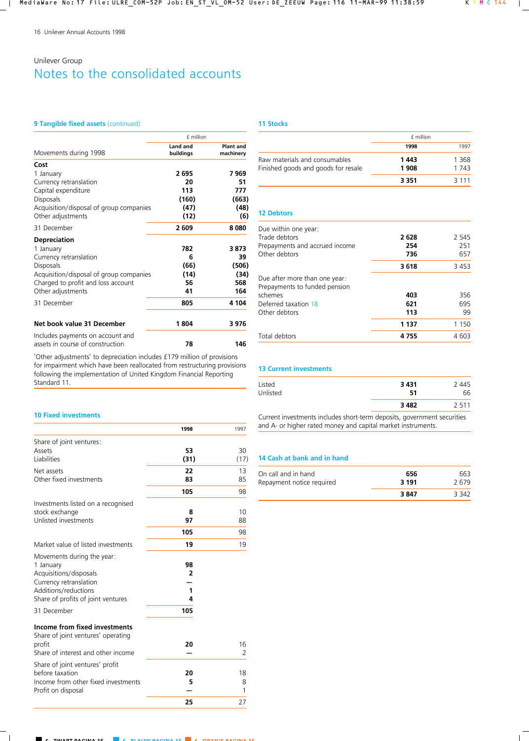Unilever Group

# Notes to the consolidated accounts

## 9 Tangible fixed assets (continued)

| Movements during 1998 | Land and buildings (£ million) | Plant and machinery (£ million) |
|---|---|---|
| **Cost** | | |
| 1 January | **2 695** | **7 969** |
| Currency retranslation | **20** | **51** |
| Capital expenditure | **113** | **777** |
| Disposals | **(160)** | **(663)** |
| Acquisition/disposal of group companies | **(47)** | **(48)** |
| Other adjustments | **(12)** | **(6)** |
| 31 December | **2 609** | **8 080** |
| **Depreciation** | | |
| 1 January | **782** | **3 873** |
| Currency retranslation | **6** | **39** |
| Disposals | **(66)** | **(506)** |
| Acquisition/disposal of group companies | **(14)** | **(34)** |
| Charged to profit and loss account | **56** | **568** |
| Other adjustments | **41** | **164** |
| 31 December | **805** | **4 104** |
| **Net book value 31 December** | **1 804** | **3 976** |
| Includes payments on account and assets in course of construction | **78** | **146** |

'Other adjustments' to depreciation includes £179 million of provisions for impairment which have been reallocated from restructuring provisions following the implementation of United Kingdom Financial Reporting Standard 11.

## 10 Fixed investments

| | 1998 | 1997 |
|---|---|---|
| Share of joint ventures: | | |
| Assets | **53** | 30 |
| Liabilities | **(31)** | (17) |
| Net assets | **22** | 13 |
| Other fixed investments | **83** | 85 |
| | **105** | 98 |
| Investments listed on a recognised stock exchange | **8** | 10 |
| Unlisted investments | **97** | 88 |
| | **105** | 98 |
| Market value of listed investments | **19** | 19 |
| Movements during the year: | | |
| 1 January | **98** | |
| Acquisitions/disposals | **2** | |
| Currency retranslation | **—** | |
| Additions/reductions | **1** | |
| Share of profits of joint ventures | **4** | |
| 31 December | **105** | |
| **Income from fixed investments** | | |
| Share of joint ventures' operating profit | **20** | 16 |
| Share of interest and other income | **—** | 2 |
| Share of joint ventures' profit before taxation | **20** | 18 |
| Income from other fixed investments | **5** | 8 |
| Profit on disposal | **—** | 1 |
| | **25** | 27 |

## 11 Stocks

| | 1998 (£ million) | 1997 (£ million) |
|---|---|---|
| Raw materials and consumables | **1 443** | 1 368 |
| Finished goods and goods for resale | **1 908** | 1 743 |
| | **3 351** | 3 111 |

## 12 Debtors

| | 1998 | 1997 |
|---|---|---|
| Due within one year: | | |
| Trade debtors | **2 628** | 2 545 |
| Prepayments and accrued income | **254** | 251 |
| Other debtors | **736** | 657 |
| | **3 618** | 3 453 |
| Due after more than one year: | | |
| Prepayments to funded pension schemes | **403** | 356 |
| Deferred taxation 18 | **621** | 695 |
| Other debtors | **113** | 99 |
| | **1 137** | 1 150 |
| Total debtors | **4 755** | 4 603 |

## 13 Current investments

| | 1998 | 1997 |
|---|---|---|
| Listed | **3 431** | 2 445 |
| Unlisted | **51** | 66 |
| | **3 482** | 2 511 |

Current investments includes short-term deposits, government securities and A- or higher rated money and capital market instruments.

## 14 Cash at bank and in hand

| | 1998 | 1997 |
|---|---|---|
| On call and in hand | **656** | 663 |
| Repayment notice required | **3 191** | 2 679 |
| | **3 847** | 3 342 |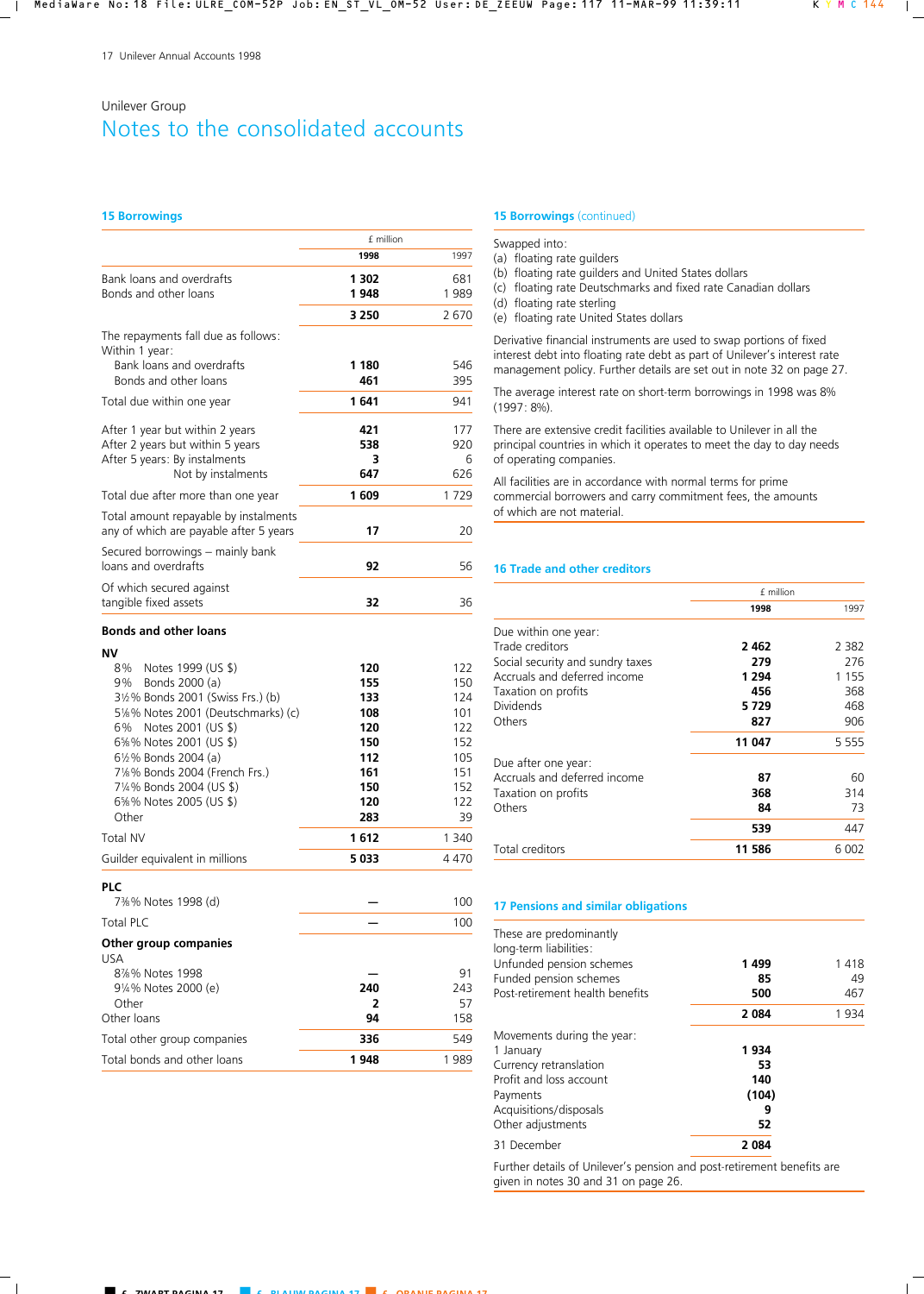Unilever Group

# Notes to the consolidated accounts

## 15 Borrowings

| | £ million 1998 | 1997 |
|---|---|---|
| Bank loans and overdrafts | 1 302 | 681 |
| Bonds and other loans | 1 948 | 1 989 |
| | 3 250 | 2 670 |
| The repayments fall due as follows: | | |
| Within 1 year: | | |
| Bank loans and overdrafts | 1 180 | 546 |
| Bonds and other loans | 461 | 395 |
| Total due within one year | 1 641 | 941 |
| After 1 year but within 2 years | 421 | 177 |
| After 2 years but within 5 years | 538 | 920 |
| After 5 years: By instalments | 3 | 6 |
| Not by instalments | 647 | 626 |
| Total due after more than one year | 1 609 | 1 729 |
| Total amount repayable by instalments any of which are payable after 5 years | 17 | 20 |
| Secured borrowings – mainly bank loans and overdrafts | 92 | 56 |
| Of which secured against tangible fixed assets | 32 | 36 |

**Bonds and other loans**

| | 1998 | 1997 |
|---|---|---|
| **NV** | | |
| 8% Notes 1999 (US $) | 120 | 122 |
| 9% Bonds 2000 (a) | 155 | 150 |
| 3½% Bonds 2001 (Swiss Frs.) (b) | 133 | 124 |
| 5⅛% Notes 2001 (Deutschmarks) (c) | 108 | 101 |
| 6% Notes 2001 (US $) | 120 | 122 |
| 6⅝% Notes 2001 (US $) | 150 | 152 |
| 6½% Bonds 2004 (a) | 112 | 105 |
| 7⅛% Bonds 2004 (French Frs.) | 161 | 151 |
| 7¼% Bonds 2004 (US $) | 150 | 152 |
| 6⅝% Notes 2005 (US $) | 120 | 122 |
| Other | 283 | 39 |
| Total NV | 1 612 | 1 340 |
| Guilder equivalent in millions | 5 033 | 4 470 |
| **PLC** | | |
| 7⅜% Notes 1998 (d) | — | 100 |
| Total PLC | — | 100 |
| **Other group companies** | | |
| USA | | |
| 8⅞% Notes 1998 | — | 91 |
| 9¼% Notes 2000 (e) | 240 | 243 |
| Other | 2 | 57 |
| Other loans | 94 | 158 |
| Total other group companies | 336 | 549 |
| Total bonds and other loans | 1 948 | 1 989 |

## 15 Borrowings (continued)

Swapped into:
(a) floating rate guilders
(b) floating rate guilders and United States dollars
(c) floating rate Deutschmarks and fixed rate Canadian dollars
(d) floating rate sterling
(e) floating rate United States dollars

Derivative financial instruments are used to swap portions of fixed interest debt into floating rate debt as part of Unilever's interest rate management policy. Further details are set out in note 32 on page 27.

The average interest rate on short-term borrowings in 1998 was 8% (1997: 8%).

There are extensive credit facilities available to Unilever in all the principal countries in which it operates to meet the day to day needs of operating companies.

All facilities are in accordance with normal terms for prime commercial borrowers and carry commitment fees, the amounts of which are not material.

## 16 Trade and other creditors

| | £ million 1998 | 1997 |
|---|---|---|
| Due within one year: | | |
| Trade creditors | 2 462 | 2 382 |
| Social security and sundry taxes | 279 | 276 |
| Accruals and deferred income | 1 294 | 1 155 |
| Taxation on profits | 456 | 368 |
| Dividends | 5 729 | 468 |
| Others | 827 | 906 |
| | 11 047 | 5 555 |
| Due after one year: | | |
| Accruals and deferred income | 87 | 60 |
| Taxation on profits | 368 | 314 |
| Others | 84 | 73 |
| | 539 | 447 |
| Total creditors | 11 586 | 6 002 |

## 17 Pensions and similar obligations

| | 1998 | 1997 |
|---|---|---|
| These are predominantly long-term liabilities: | | |
| Unfunded pension schemes | 1 499 | 1 418 |
| Funded pension schemes | 85 | 49 |
| Post-retirement health benefits | 500 | 467 |
| | 2 084 | 1 934 |
| Movements during the year: | | |
| 1 January | 1 934 | |
| Currency retranslation | 53 | |
| Profit and loss account | 140 | |
| Payments | (104) | |
| Acquisitions/disposals | 9 | |
| Other adjustments | 52 | |
| 31 December | 2 084 | |

Further details of Unilever's pension and post-retirement benefits are given in notes 30 and 31 on page 26.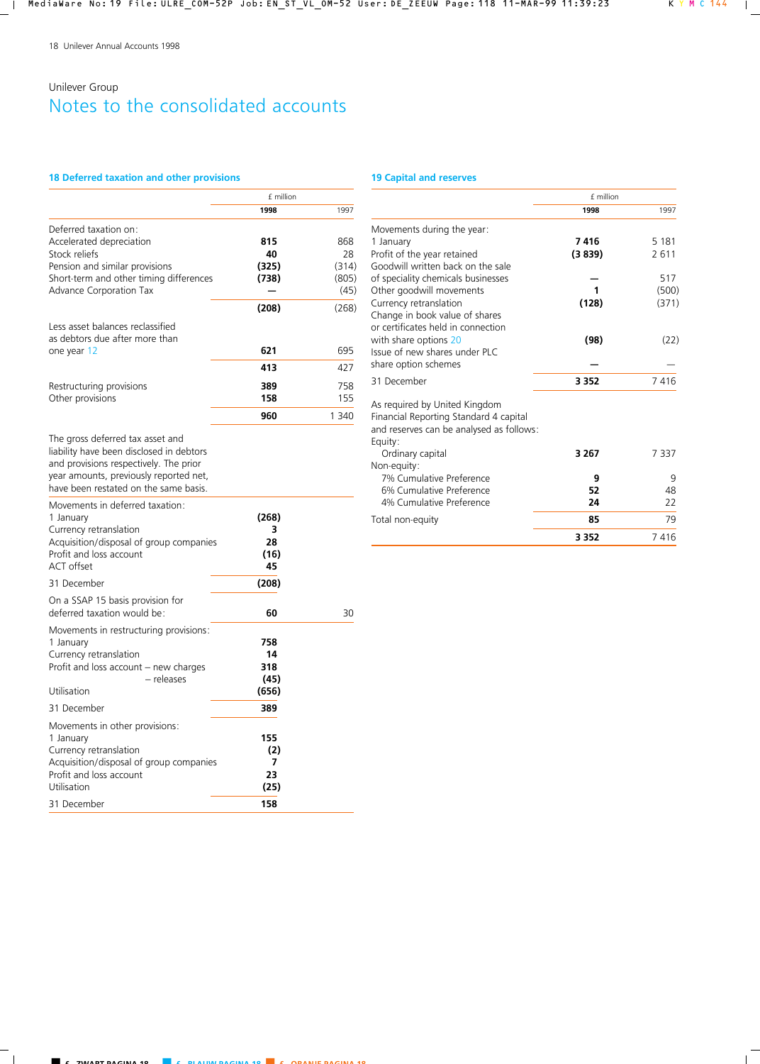Unilever Group

# Notes to the consolidated accounts

## 18 Deferred taxation and other provisions

| | £ million 1998 | £ million 1997 |
|---|---|---|
| Deferred taxation on: | | |
| Accelerated depreciation | **815** | 868 |
| Stock reliefs | **40** | 28 |
| Pension and similar provisions | **(325)** | (314) |
| Short-term and other timing differences | **(738)** | (805) |
| Advance Corporation Tax | **—** | (45) |
| | **(208)** | (268) |
| Less asset balances reclassified as debtors due after more than one year 12 | **621** | 695 |
| | **413** | 427 |
| Restructuring provisions | **389** | 758 |
| Other provisions | **158** | 155 |
| | **960** | 1 340 |

The gross deferred tax asset and liability have been disclosed in debtors and provisions respectively. The prior year amounts, previously reported net, have been restated on the same basis.

| | £ million 1998 | £ million 1997 |
|---|---|---|
| Movements in deferred taxation: | | |
| 1 January | **(268)** | |
| Currency retranslation | **3** | |
| Acquisition/disposal of group companies | **28** | |
| Profit and loss account | **(16)** | |
| ACT offset | **45** | |
| 31 December | **(208)** | |
| On a SSAP 15 basis provision for deferred taxation would be: | **60** | 30 |
| Movements in restructuring provisions: | | |
| 1 January | **758** | |
| Currency retranslation | **14** | |
| Profit and loss account – new charges | **318** | |
| – releases | **(45)** | |
| Utilisation | **(656)** | |
| 31 December | **389** | |
| Movements in other provisions: | | |
| 1 January | **155** | |
| Currency retranslation | **(2)** | |
| Acquisition/disposal of group companies | **7** | |
| Profit and loss account | **23** | |
| Utilisation | **(25)** | |
| 31 December | **158** | |

## 19 Capital and reserves

| | £ million 1998 | £ million 1997 |
|---|---|---|
| Movements during the year: | | |
| 1 January | **7 416** | 5 181 |
| Profit of the year retained | **(3 839)** | 2 611 |
| Goodwill written back on the sale of speciality chemicals businesses | **—** | 517 |
| Other goodwill movements | **1** | (500) |
| Currency retranslation | **(128)** | (371) |
| Change in book value of shares or certificates held in connection with share options 20 | **(98)** | (22) |
| Issue of new shares under PLC share option schemes | **—** | — |
| 31 December | **3 352** | 7 416 |
| As required by United Kingdom Financial Reporting Standard 4 capital and reserves can be analysed as follows: | | |
| Equity: | | |
| Ordinary capital | **3 267** | 7 337 |
| Non-equity: | | |
| 7% Cumulative Preference | **9** | 9 |
| 6% Cumulative Preference | **52** | 48 |
| 4% Cumulative Preference | **24** | 22 |
| Total non-equity | **85** | 79 |
| | **3 352** | 7 416 |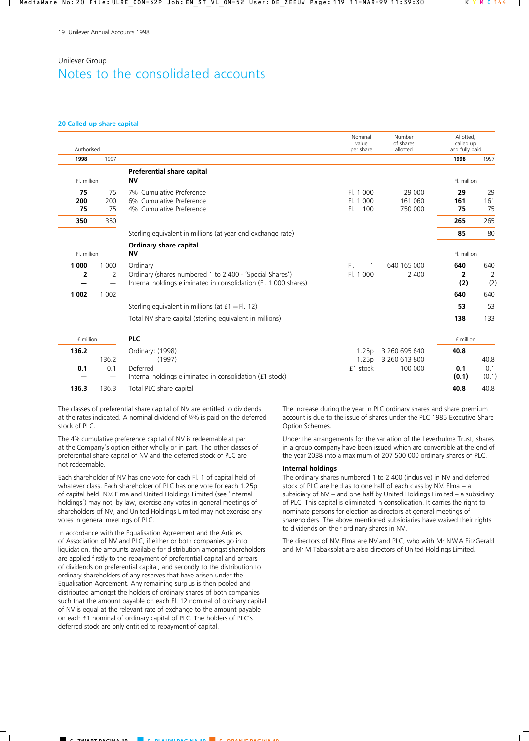Unilever Group

# Notes to the consolidated accounts

## 20 Called up share capital

| Authorised 1998 | Authorised 1997 | | Nominal value per share | Number of shares allotted | Allotted, called up and fully paid 1998 | Allotted, called up and fully paid 1997 |
|---|---|---|---|---|---|---|
| Fl. million | | **Preferential share capital NV** | | | Fl. million | |
| **75** | 75 | 7% Cumulative Preference | Fl. 1 000 | 29 000 | **29** | 29 |
| **200** | 200 | 6% Cumulative Preference | Fl. 1 000 | 161 060 | **161** | 161 |
| **75** | 75 | 4% Cumulative Preference | Fl. 100 | 750 000 | **75** | 75 |
| **350** | 350 | | | | **265** | 265 |
| | | Sterling equivalent in millions (at year end exchange rate) | | | **85** | 80 |
| Fl. million | | **Ordinary share capital NV** | | | Fl. million | |
| **1 000** | 1 000 | Ordinary | Fl. 1 | 640 165 000 | **640** | 640 |
| **2** | 2 | Ordinary (shares numbered 1 to 2 400 - 'Special Shares') | Fl. 1 000 | 2 400 | **2** | 2 |
| **—** | — | Internal holdings eliminated in consolidation (Fl. 1 000 shares) | | | **(2)** | (2) |
| **1 002** | 1 002 | | | | **640** | 640 |
| | | Sterling equivalent in millions (at £1 = Fl. 12) | | | **53** | 53 |
| | | Total NV share capital (sterling equivalent in millions) | | | **138** | 133 |
| £ million | | **PLC** | | | £ million | |
| **136.2** | | Ordinary: (1998) | 1.25p | 3 260 695 640 | **40.8** | |
| | 136.2 | (1997) | 1.25p | 3 260 613 800 | | 40.8 |
| **0.1** | 0.1 | Deferred | £1 stock | 100 000 | **0.1** | 0.1 |
| **—** | — | Internal holdings eliminated in consolidation (£1 stock) | | | **(0.1)** | (0.1) |
| **136.3** | 136.3 | Total PLC share capital | | | **40.8** | 40.8 |

The classes of preferential share capital of NV are entitled to dividends at the rates indicated. A nominal dividend of ¼% is paid on the deferred stock of PLC.

The 4% cumulative preference capital of NV is redeemable at par at the Company's option either wholly or in part. The other classes of preferential share capital of NV and the deferred stock of PLC are not redeemable.

Each shareholder of NV has one vote for each Fl. 1 of capital held of whatever class. Each shareholder of PLC has one vote for each 1.25p of capital held. N.V. Elma and United Holdings Limited (see 'Internal holdings') may not, by law, exercise any votes in general meetings of shareholders of NV, and United Holdings Limited may not exercise any votes in general meetings of PLC.

In accordance with the Equalisation Agreement and the Articles of Association of NV and PLC, if either or both companies go into liquidation, the amounts available for distribution amongst shareholders are applied firstly to the repayment of preferential capital and arrears of dividends on preferential capital, and secondly to the distribution to ordinary shareholders of any reserves that have arisen under the Equalisation Agreement. Any remaining surplus is then pooled and distributed amongst the holders of ordinary shares of both companies such that the amount payable on each Fl. 12 nominal of ordinary capital of NV is equal at the relevant rate of exchange to the amount payable on each £1 nominal of ordinary capital of PLC. The holders of PLC's deferred stock are only entitled to repayment of capital.

The increase during the year in PLC ordinary shares and share premium account is due to the issue of shares under the PLC 1985 Executive Share Option Schemes.

Under the arrangements for the variation of the Leverhulme Trust, shares in a group company have been issued which are convertible at the end of the year 2038 into a maximum of 207 500 000 ordinary shares of PLC.

### Internal holdings

The ordinary shares numbered 1 to 2 400 (inclusive) in NV and deferred stock of PLC are held as to one half of each class by N.V. Elma – a subsidiary of NV – and one half by United Holdings Limited – a subsidiary of PLC. This capital is eliminated in consolidation. It carries the right to nominate persons for election as directors at general meetings of shareholders. The above mentioned subsidiaries have waived their rights to dividends on their ordinary shares in NV.

The directors of N.V. Elma are NV and PLC, who with Mr N W A FitzGerald and Mr M Tabaksblat are also directors of United Holdings Limited.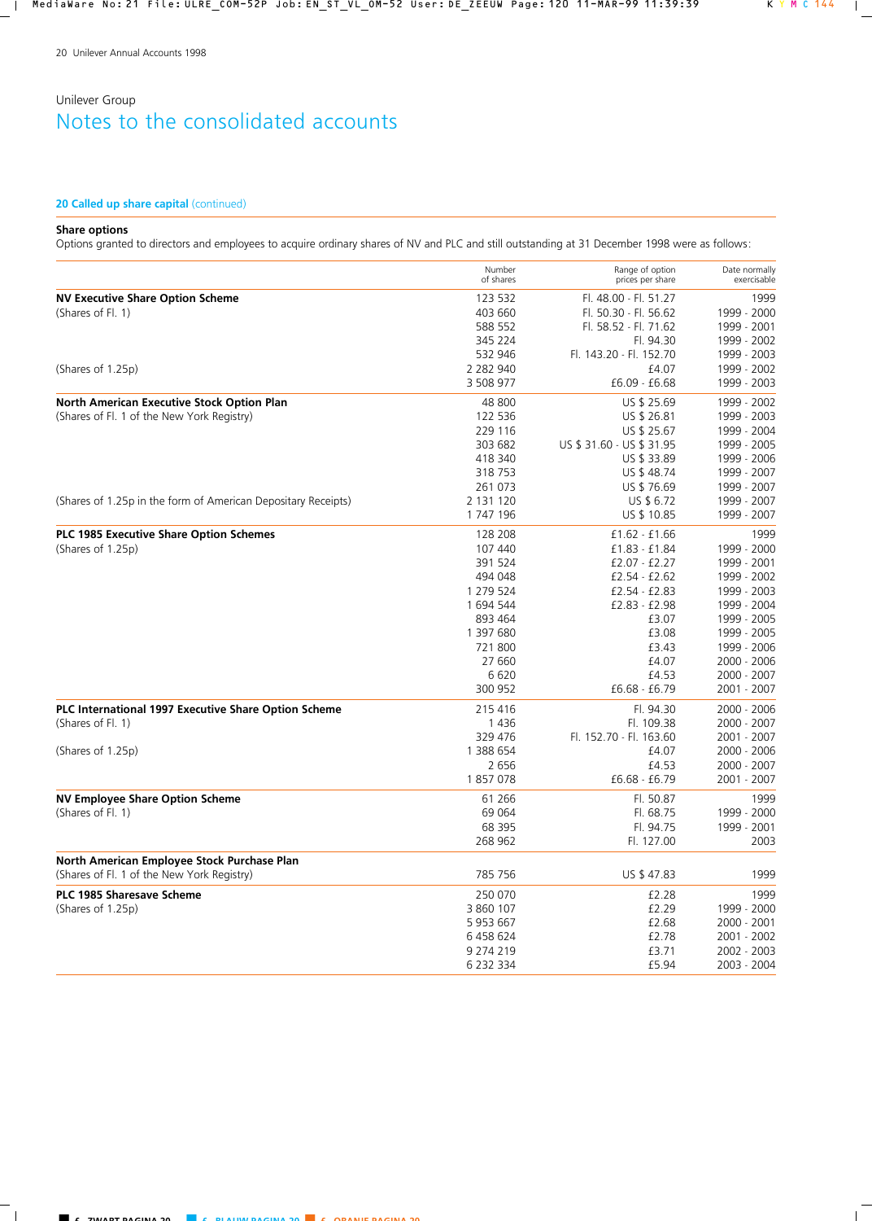Unilever Group

# Notes to the consolidated accounts

## 20 Called up share capital (continued)

### Share options

Options granted to directors and employees to acquire ordinary shares of NV and PLC and still outstanding at 31 December 1998 were as follows:

| | Number of shares | Range of option prices per share | Date normally exercisable |
|---|---|---|---|
| **NV Executive Share Option Scheme** | 123 532 | Fl. 48.00 - Fl. 51.27 | 1999 |
| (Shares of Fl. 1) | 403 660 | Fl. 50.30 - Fl. 56.62 | 1999 - 2000 |
| | 588 552 | Fl. 58.52 - Fl. 71.62 | 1999 - 2001 |
| | 345 224 | Fl. 94.30 | 1999 - 2002 |
| | 532 946 | Fl. 143.20 - Fl. 152.70 | 1999 - 2003 |
| (Shares of 1.25p) | 2 282 940 | £4.07 | 1999 - 2002 |
| | 3 508 977 | £6.09 - £6.68 | 1999 - 2003 |
| **North American Executive Stock Option Plan** | 48 800 | US $ 25.69 | 1999 - 2002 |
| (Shares of Fl. 1 of the New York Registry) | 122 536 | US $ 26.81 | 1999 - 2003 |
| | 229 116 | US $ 25.67 | 1999 - 2004 |
| | 303 682 | US $ 31.60 - US $ 31.95 | 1999 - 2005 |
| | 418 340 | US $ 33.89 | 1999 - 2006 |
| | 318 753 | US $ 48.74 | 1999 - 2007 |
| | 261 073 | US $ 76.69 | 1999 - 2007 |
| (Shares of 1.25p in the form of American Depositary Receipts) | 2 131 120 | US $ 6.72 | 1999 - 2007 |
| | 1 747 196 | US $ 10.85 | 1999 - 2007 |
| **PLC 1985 Executive Share Option Schemes** | 128 208 | £1.62 - £1.66 | 1999 |
| (Shares of 1.25p) | 107 440 | £1.83 - £1.84 | 1999 - 2000 |
| | 391 524 | £2.07 - £2.27 | 1999 - 2001 |
| | 494 048 | £2.54 - £2.62 | 1999 - 2002 |
| | 1 279 524 | £2.54 - £2.83 | 1999 - 2003 |
| | 1 694 544 | £2.83 - £2.98 | 1999 - 2004 |
| | 893 464 | £3.07 | 1999 - 2005 |
| | 1 397 680 | £3.08 | 1999 - 2005 |
| | 721 800 | £3.43 | 1999 - 2006 |
| | 27 660 | £4.07 | 2000 - 2006 |
| | 6 620 | £4.53 | 2000 - 2007 |
| | 300 952 | £6.68 - £6.79 | 2001 - 2007 |
| **PLC International 1997 Executive Share Option Scheme** | 215 416 | Fl. 94.30 | 2000 - 2006 |
| (Shares of Fl. 1) | 1 436 | Fl. 109.38 | 2000 - 2007 |
| | 329 476 | Fl. 152.70 - Fl. 163.60 | 2001 - 2007 |
| (Shares of 1.25p) | 1 388 654 | £4.07 | 2000 - 2006 |
| | 2 656 | £4.53 | 2000 - 2007 |
| | 1 857 078 | £6.68 - £6.79 | 2001 - 2007 |
| **NV Employee Share Option Scheme** | 61 266 | Fl. 50.87 | 1999 |
| (Shares of Fl. 1) | 69 064 | Fl. 68.75 | 1999 - 2000 |
| | 68 395 | Fl. 94.75 | 1999 - 2001 |
| | 268 962 | Fl. 127.00 | 2003 |
| **North American Employee Stock Purchase Plan** | | | |
| (Shares of Fl. 1 of the New York Registry) | 785 756 | US $ 47.83 | 1999 |
| **PLC 1985 Sharesave Scheme** | 250 070 | £2.28 | 1999 |
| (Shares of 1.25p) | 3 860 107 | £2.29 | 1999 - 2000 |
| | 5 953 667 | £2.68 | 2000 - 2001 |
| | 6 458 624 | £2.78 | 2001 - 2002 |
| | 9 274 219 | £3.71 | 2002 - 2003 |
| | 6 232 334 | £5.94 | 2003 - 2004 |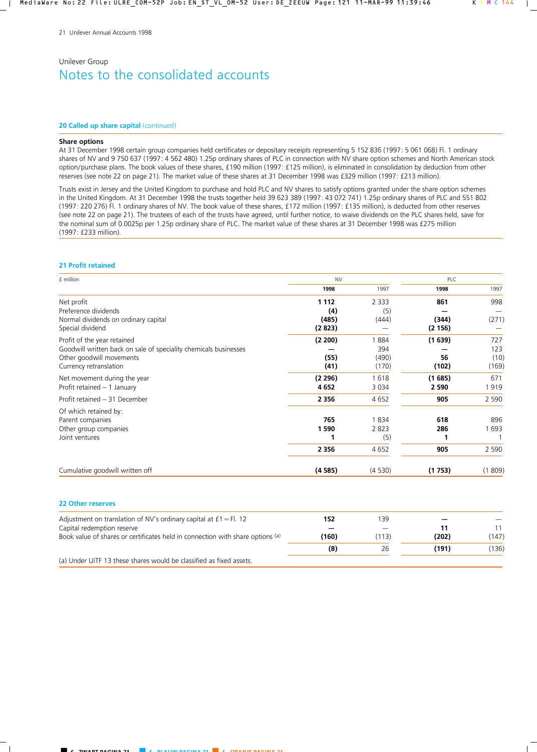Unilever Group

# Notes to the consolidated accounts

## 20 Called up share capital (continued)

**Share options**

At 31 December 1998 certain group companies held certificates or depositary receipts representing 5 152 836 (1997: 5 061 068) Fl. 1 ordinary shares of NV and 9 750 637 (1997: 4 562 480) 1.25p ordinary shares of PLC in connection with NV share option schemes and North American stock option/purchase plans. The book values of these shares, £190 million (1997: £125 million), is eliminated in consolidation by deduction from other reserves (see note 22 on page 21). The market value of these shares at 31 December 1998 was £329 million (1997: £213 million).

Trusts exist in Jersey and the United Kingdom to purchase and hold PLC and NV shares to satisfy options granted under the share option schemes in the United Kingdom. At 31 December 1998 the trusts together held 39 623 389 (1997: 43 072 741) 1.25p ordinary shares of PLC and 551 802 (1997: 220 276) Fl. 1 ordinary shares of NV. The book value of these shares, £172 million (1997: £135 million), is deducted from other reserves (see note 22 on page 21). The trustees of each of the trusts have agreed, until further notice, to waive dividends on the PLC shares held, save for the nominal sum of 0.0025p per 1.25p ordinary share of PLC. The market value of these shares at 31 December 1998 was £275 million (1997: £233 million).

## 21 Profit retained

| £ million | NV | | PLC | |
|---|---|---|---|---|
| | **1998** | 1997 | **1998** | 1997 |
| Net profit | **1 112** | 2 333 | **861** | 998 |
| Preference dividends | **(4)** | (5) | **—** | — |
| Normal dividends on ordinary capital | **(485)** | (444) | **(344)** | (271) |
| Special dividend | **(2 823)** | — | **(2 156)** | — |
| Profit of the year retained | **(2 200)** | 1 884 | **(1 639)** | 727 |
| Goodwill written back on sale of speciality chemicals businesses | **—** | 394 | **—** | 123 |
| Other goodwill movements | **(55)** | (490) | **56** | (10) |
| Currency retranslation | **(41)** | (170) | **(102)** | (169) |
| Net movement during the year | **(2 296)** | 1 618 | **(1 685)** | 671 |
| Profit retained – 1 January | **4 652** | 3 034 | **2 590** | 1 919 |
| Profit retained – 31 December | **2 356** | 4 652 | **905** | 2 590 |
| Of which retained by: | | | | |
| Parent companies | **765** | 1 834 | **618** | 896 |
| Other group companies | **1 590** | 2 823 | **286** | 1 693 |
| Joint ventures | **1** | (5) | **1** | 1 |
| | **2 356** | 4 652 | **905** | 2 590 |
| Cumulative goodwill written off | **(4 585)** | (4 530) | **(1 753)** | (1 809) |

## 22 Other reserves

| | NV 1998 | NV 1997 | PLC 1998 | PLC 1997 |
|---|---|---|---|---|
| Adjustment on translation of NV's ordinary capital at £1 = Fl. 12 | **152** | 139 | **—** | — |
| Capital redemption reserve | **—** | — | **11** | 11 |
| Book value of shares or certificates held in connection with share options [(a)] | **(160)** | (113) | **(202)** | (147) |
| | **(8)** | 26 | **(191)** | (136) |

(a) Under UITF 13 these shares would be classified as fixed assets.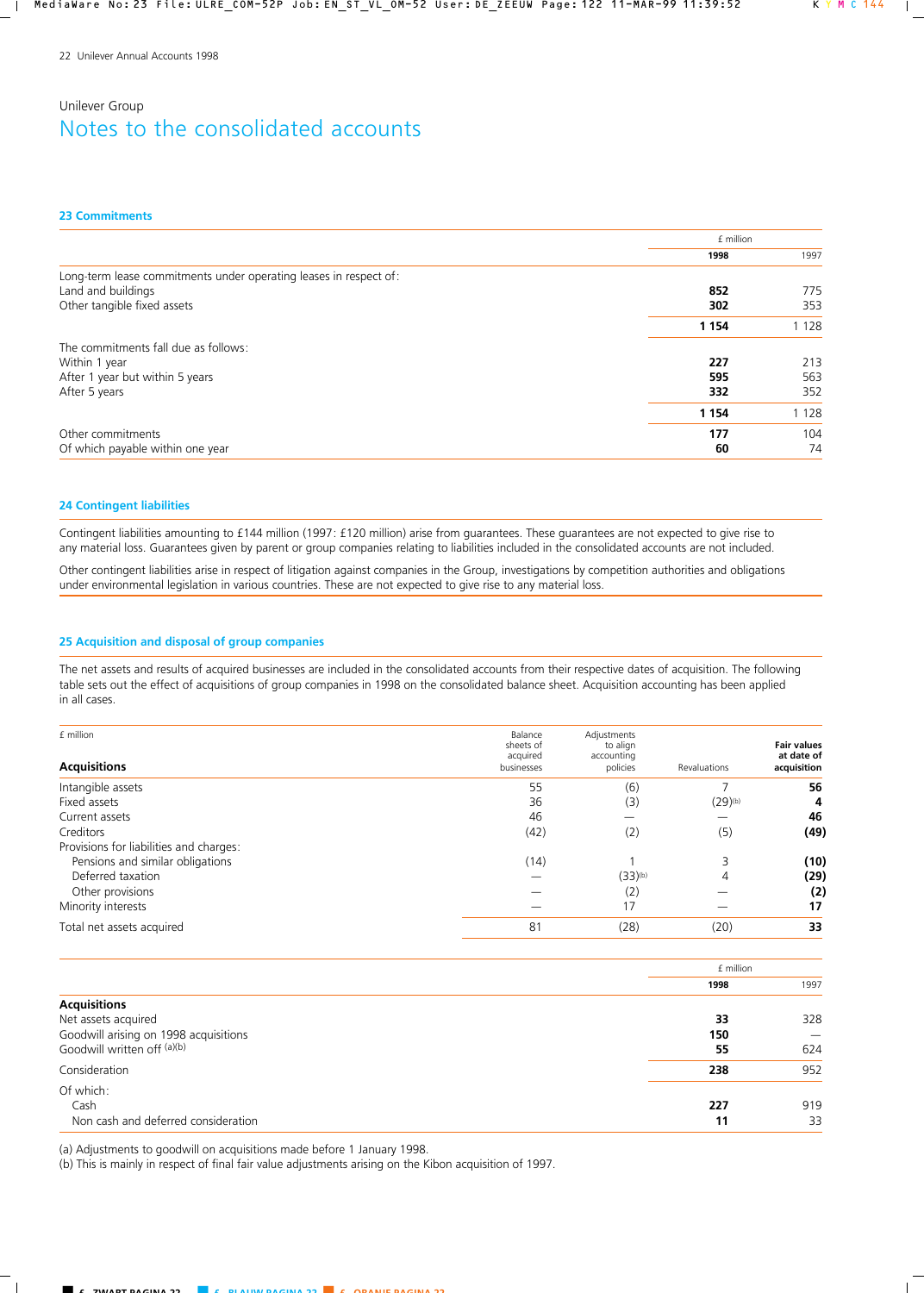Unilever Group

# Notes to the consolidated accounts

## 23 Commitments

| | £ million 1998 | 1997 |
|---|---|---|
| Long-term lease commitments under operating leases in respect of: | | |
| Land and buildings | **852** | 775 |
| Other tangible fixed assets | **302** | 353 |
| | **1 154** | 1 128 |
| The commitments fall due as follows: | | |
| Within 1 year | **227** | 213 |
| After 1 year but within 5 years | **595** | 563 |
| After 5 years | **332** | 352 |
| | **1 154** | 1 128 |
| Other commitments | **177** | 104 |
| Of which payable within one year | **60** | 74 |

## 24 Contingent liabilities

Contingent liabilities amounting to £144 million (1997: £120 million) arise from guarantees. These guarantees are not expected to give rise to any material loss. Guarantees given by parent or group companies relating to liabilities included in the consolidated accounts are not included.

Other contingent liabilities arise in respect of litigation against companies in the Group, investigations by competition authorities and obligations under environmental legislation in various countries. These are not expected to give rise to any material loss.

## 25 Acquisition and disposal of group companies

The net assets and results of acquired businesses are included in the consolidated accounts from their respective dates of acquisition. The following table sets out the effect of acquisitions of group companies in 1998 on the consolidated balance sheet. Acquisition accounting has been applied in all cases.

| £ million **Acquisitions** | Balance sheets of acquired businesses | Adjustments to align accounting policies | Revaluations | **Fair values at date of acquisition** |
|---|---|---|---|---|
| Intangible assets | 55 | (6) | 7 | **56** |
| Fixed assets | 36 | (3) | (29)[b] | **4** |
| Current assets | 46 | — | — | **46** |
| Creditors | (42) | (2) | (5) | **(49)** |
| Provisions for liabilities and charges: | | | | |
| Pensions and similar obligations | (14) | 1 | 3 | **(10)** |
| Deferred taxation | — | (33)[b] | 4 | **(29)** |
| Other provisions | — | (2) | — | **(2)** |
| Minority interests | — | 17 | — | **17** |
| Total net assets acquired | 81 | (28) | (20) | **33** |

| | £ million 1998 | 1997 |
|---|---|---|
| **Acquisitions** | | |
| Net assets acquired | **33** | 328 |
| Goodwill arising on 1998 acquisitions | **150** | — |
| Goodwill written off [a][b] | **55** | 624 |
| Consideration | **238** | 952 |
| Of which: | | |
| Cash | **227** | 919 |
| Non cash and deferred consideration | **11** | 33 |

(a) Adjustments to goodwill on acquisitions made before 1 January 1998.
(b) This is mainly in respect of final fair value adjustments arising on the Kibon acquisition of 1997.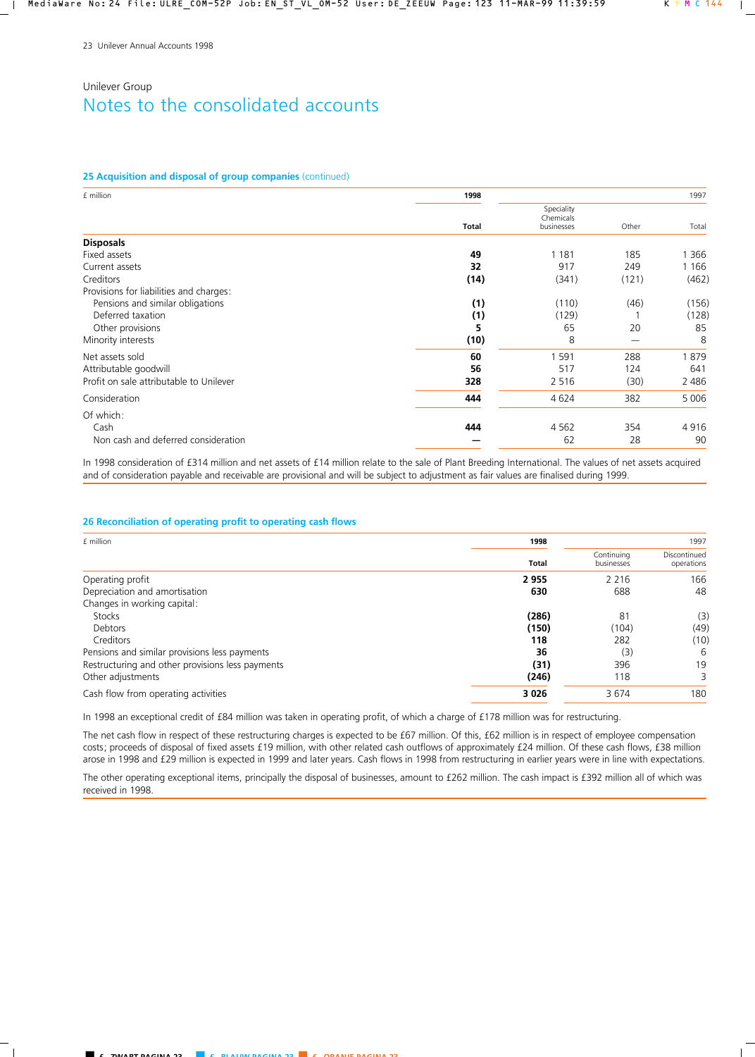Unilever Group

# Notes to the consolidated accounts

## 25 Acquisition and disposal of group companies (continued)

| £ million | 1998 | 1997 | | |
|---|---|---|---|---|
| | Total | Speciality Chemicals businesses | Other | Total |
| **Disposals** | | | | |
| Fixed assets | **49** | 1 181 | 185 | 1 366 |
| Current assets | **32** | 917 | 249 | 1 166 |
| Creditors | **(14)** | (341) | (121) | (462) |
| Provisions for liabilities and charges: | | | | |
| Pensions and similar obligations | **(1)** | (110) | (46) | (156) |
| Deferred taxation | **(1)** | (129) | 1 | (128) |
| Other provisions | **5** | 65 | 20 | 85 |
| Minority interests | **(10)** | 8 | — | 8 |
| Net assets sold | **60** | 1 591 | 288 | 1 879 |
| Attributable goodwill | **56** | 517 | 124 | 641 |
| Profit on sale attributable to Unilever | **328** | 2 516 | (30) | 2 486 |
| Consideration | **444** | 4 624 | 382 | 5 006 |
| Of which: | | | | |
| Cash | **444** | 4 562 | 354 | 4 916 |
| Non cash and deferred consideration | **—** | 62 | 28 | 90 |

In 1998 consideration of £314 million and net assets of £14 million relate to the sale of Plant Breeding International. The values of net assets acquired and of consideration payable and receivable are provisional and will be subject to adjustment as fair values are finalised during 1999.

## 26 Reconciliation of operating profit to operating cash flows

| £ million | 1998 | 1997 | |
|---|---|---|---|
| | Total | Continuing businesses | Discontinued operations |
| Operating profit | **2 955** | 2 216 | 166 |
| Depreciation and amortisation | **630** | 688 | 48 |
| Changes in working capital: | | | |
| Stocks | **(286)** | 81 | (3) |
| Debtors | **(150)** | (104) | (49) |
| Creditors | **118** | 282 | (10) |
| Pensions and similar provisions less payments | **36** | (3) | 6 |
| Restructuring and other provisions less payments | **(31)** | 396 | 19 |
| Other adjustments | **(246)** | 118 | 3 |
| Cash flow from operating activities | **3 026** | 3 674 | 180 |

In 1998 an exceptional credit of £84 million was taken in operating profit, of which a charge of £178 million was for restructuring.

The net cash flow in respect of these restructuring charges is expected to be £67 million. Of this, £62 million is in respect of employee compensation costs; proceeds of disposal of fixed assets £19 million, with other related cash outflows of approximately £24 million. Of these cash flows, £38 million arose in 1998 and £29 million is expected in 1999 and later years. Cash flows in 1998 from restructuring in earlier years were in line with expectations.

The other operating exceptional items, principally the disposal of businesses, amount to £262 million. The cash impact is £392 million all of which was received in 1998.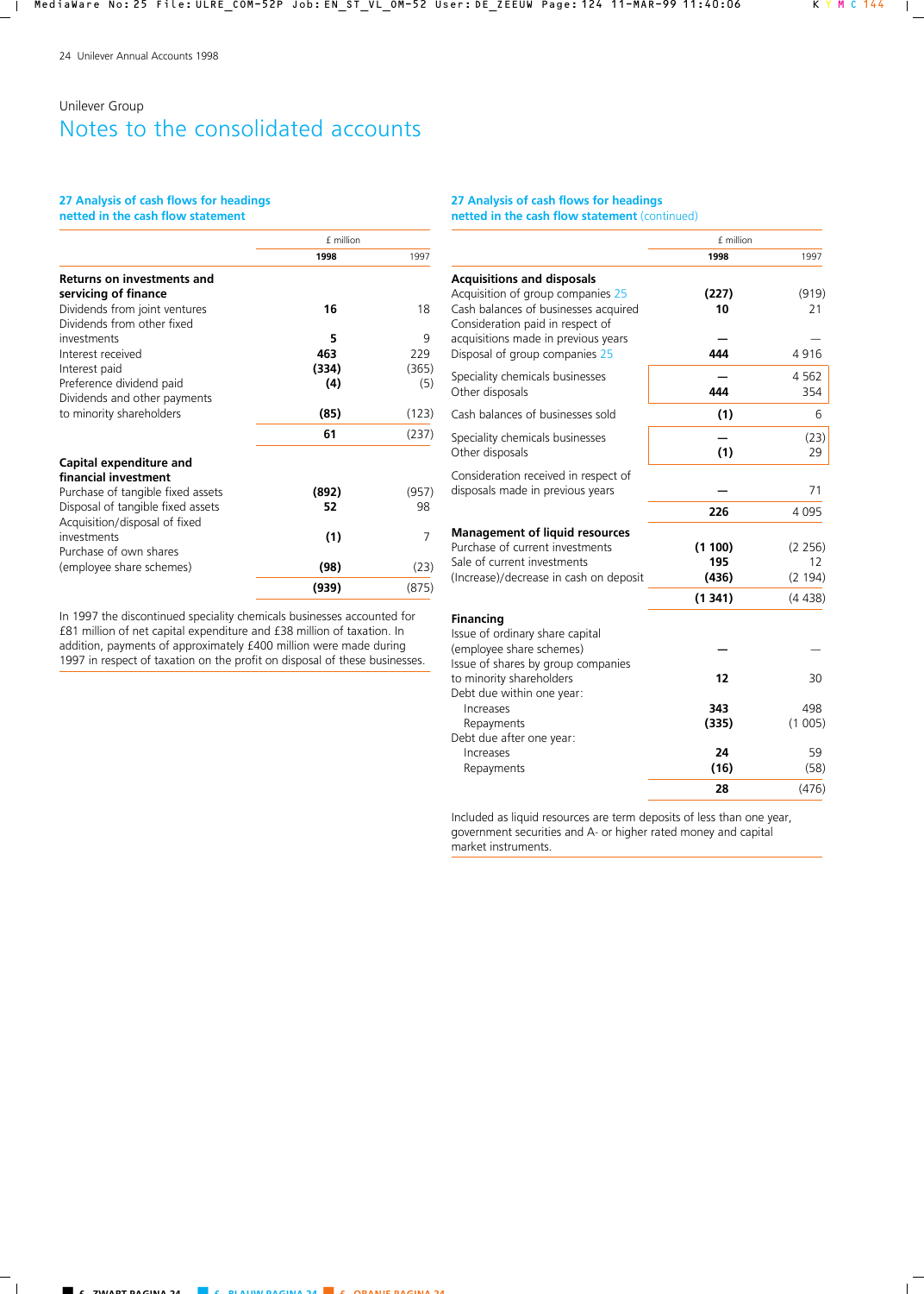Unilever Group

# Notes to the consolidated accounts

## 27 Analysis of cash flows for headings netted in the cash flow statement

| | £ million 1998 | £ million 1997 |
|---|---|---|
| **Returns on investments and servicing of finance** | | |
| Dividends from joint ventures | **16** | 18 |
| Dividends from other fixed investments | **5** | 9 |
| Interest received | **463** | 229 |
| Interest paid | **(334)** | (365) |
| Preference dividend paid | **(4)** | (5) |
| Dividends and other payments to minority shareholders | **(85)** | (123) |
| | **61** | (237) |
| **Capital expenditure and financial investment** | | |
| Purchase of tangible fixed assets | **(892)** | (957) |
| Disposal of tangible fixed assets | **52** | 98 |
| Acquisition/disposal of fixed investments | **(1)** | 7 |
| Purchase of own shares (employee share schemes) | **(98)** | (23) |
| | **(939)** | (875) |

In 1997 the discontinued speciality chemicals businesses accounted for £81 million of net capital expenditure and £38 million of taxation. In addition, payments of approximately £400 million were made during 1997 in respect of taxation on the profit on disposal of these businesses.

## 27 Analysis of cash flows for headings netted in the cash flow statement (continued)

| | £ million 1998 | £ million 1997 |
|---|---|---|
| **Acquisitions and disposals** | | |
| Acquisition of group companies 25 | **(227)** | (919) |
| Cash balances of businesses acquired | **10** | 21 |
| Consideration paid in respect of acquisitions made in previous years | **—** | — |
| Disposal of group companies 25 | **444** | 4 916 |
| Speciality chemicals businesses | **—** | 4 562 |
| Other disposals | **444** | 354 |
| Cash balances of businesses sold | **(1)** | 6 |
| Speciality chemicals businesses | **—** | (23) |
| Other disposals | **(1)** | 29 |
| Consideration received in respect of disposals made in previous years | **—** | 71 |
| | **226** | 4 095 |
| **Management of liquid resources** | | |
| Purchase of current investments | **(1 100)** | (2 256) |
| Sale of current investments | **195** | 12 |
| (Increase)/decrease in cash on deposit | **(436)** | (2 194) |
| | **(1 341)** | (4 438) |
| **Financing** | | |
| Issue of ordinary share capital (employee share schemes) | **—** | — |
| Issue of shares by group companies to minority shareholders | **12** | 30 |
| Debt due within one year: | | |
| Increases | **343** | 498 |
| Repayments | **(335)** | (1 005) |
| Debt due after one year: | | |
| Increases | **24** | 59 |
| Repayments | **(16)** | (58) |
| | **28** | (476) |

Included as liquid resources are term deposits of less than one year, government securities and A- or higher rated money and capital market instruments.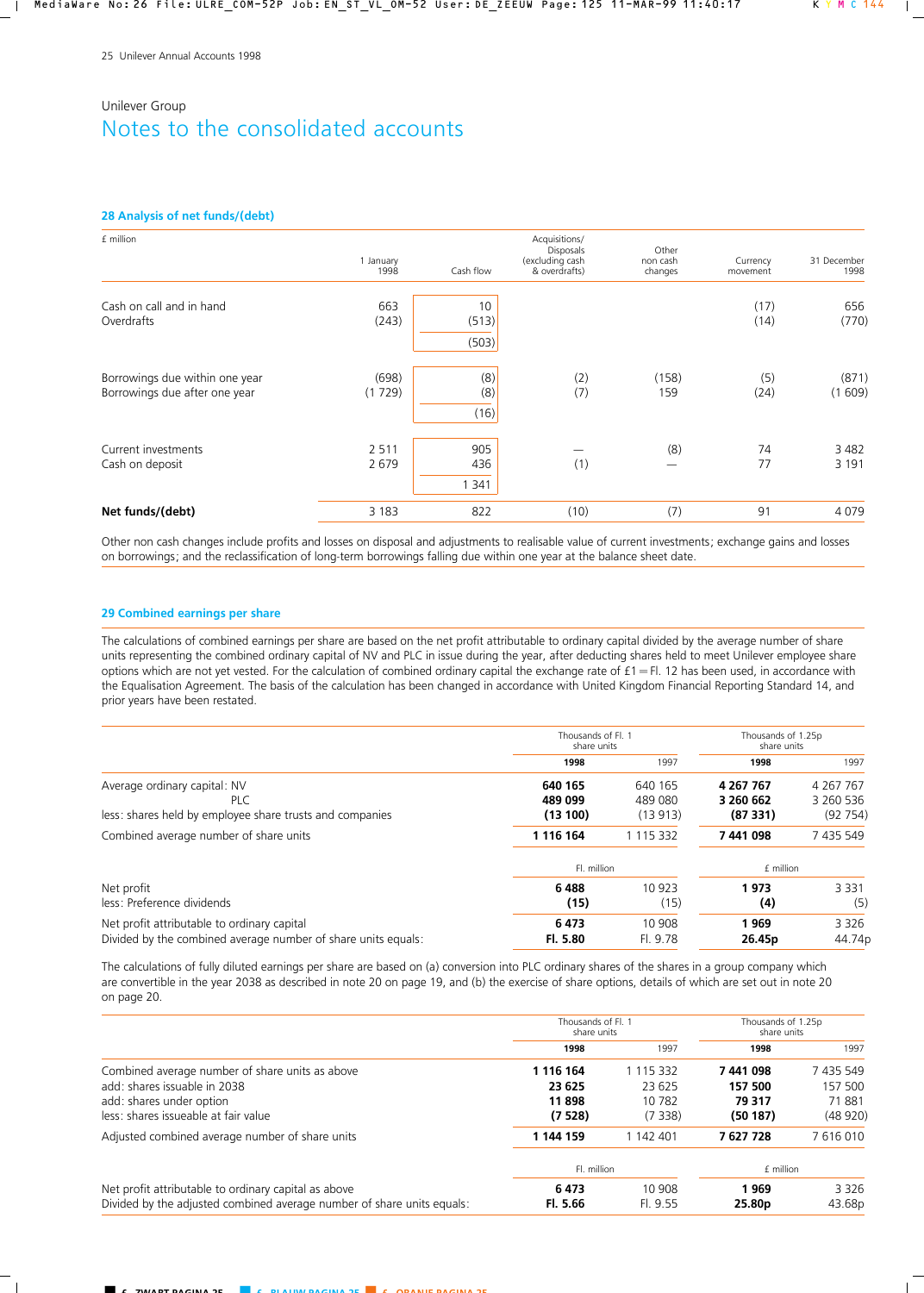Unilever Group

# Notes to the consolidated accounts

## 28 Analysis of net funds/(debt)

| £ million | 1 January 1998 | Cash flow | Acquisitions/ Disposals (excluding cash & overdrafts) | Other non cash changes | Currency movement | 31 December 1998 |
|---|---|---|---|---|---|---|
| Cash on call and in hand | 663 | 10 | | | (17) | 656 |
| Overdrafts | (243) | (513) | | | (14) | (770) |
| | | (503) | | | | |
| Borrowings due within one year | (698) | (8) | (2) | (158) | (5) | (871) |
| Borrowings due after one year | (1 729) | (8) | (7) | 159 | (24) | (1 609) |
| | | (16) | | | | |
| Current investments | 2 511 | 905 | — | (8) | 74 | 3 482 |
| Cash on deposit | 2 679 | 436 | (1) | — | 77 | 3 191 |
| | | 1 341 | | | | |
| **Net funds/(debt)** | 3 183 | 822 | (10) | (7) | 91 | 4 079 |

Other non cash changes include profits and losses on disposal and adjustments to realisable value of current investments; exchange gains and losses on borrowings; and the reclassification of long-term borrowings falling due within one year at the balance sheet date.

## 29 Combined earnings per share

The calculations of combined earnings per share are based on the net profit attributable to ordinary capital divided by the average number of share units representing the combined ordinary capital of NV and PLC in issue during the year, after deducting shares held to meet Unilever employee share options which are not yet vested. For the calculation of combined ordinary capital the exchange rate of £1 = Fl. 12 has been used, in accordance with the Equalisation Agreement. The basis of the calculation has been changed in accordance with United Kingdom Financial Reporting Standard 14, and prior years have been restated.

| | Thousands of Fl. 1 share units | | Thousands of 1.25p share units | |
|---|---|---|---|---|
| | **1998** | 1997 | **1998** | 1997 |
| Average ordinary capital: NV | **640 165** | 640 165 | **4 267 767** | 4 267 767 |
| PLC | **489 099** | 489 080 | **3 260 662** | 3 260 536 |
| less: shares held by employee share trusts and companies | **(13 100)** | (13 913) | **(87 331)** | (92 754) |
| Combined average number of share units | **1 116 164** | 1 115 332 | **7 441 098** | 7 435 549 |
| | Fl. million | | £ million | |
| Net profit | **6 488** | 10 923 | **1 973** | 3 331 |
| less: Preference dividends | **(15)** | (15) | **(4)** | (5) |
| Net profit attributable to ordinary capital | **6 473** | 10 908 | **1 969** | 3 326 |
| Divided by the combined average number of share units equals: | **Fl. 5.80** | Fl. 9.78 | **26.45p** | 44.74p |

The calculations of fully diluted earnings per share are based on (a) conversion into PLC ordinary shares of the shares in a group company which are convertible in the year 2038 as described in note 20 on page 19, and (b) the exercise of share options, details of which are set out in note 20 on page 20.

| | Thousands of Fl. 1 share units | | Thousands of 1.25p share units | |
|---|---|---|---|---|
| | **1998** | 1997 | **1998** | 1997 |
| Combined average number of share units as above | **1 116 164** | 1 115 332 | **7 441 098** | 7 435 549 |
| add: shares issuable in 2038 | **23 625** | 23 625 | **157 500** | 157 500 |
| add: shares under option | **11 898** | 10 782 | **79 317** | 71 881 |
| less: shares issueable at fair value | **(7 528)** | (7 338) | **(50 187)** | (48 920) |
| Adjusted combined average number of share units | **1 144 159** | 1 142 401 | **7 627 728** | 7 616 010 |
| | Fl. million | | £ million | |
| Net profit attributable to ordinary capital as above | **6 473** | 10 908 | **1 969** | 3 326 |
| Divided by the adjusted combined average number of share units equals: | **Fl. 5.66** | Fl. 9.55 | **25.80p** | 43.68p |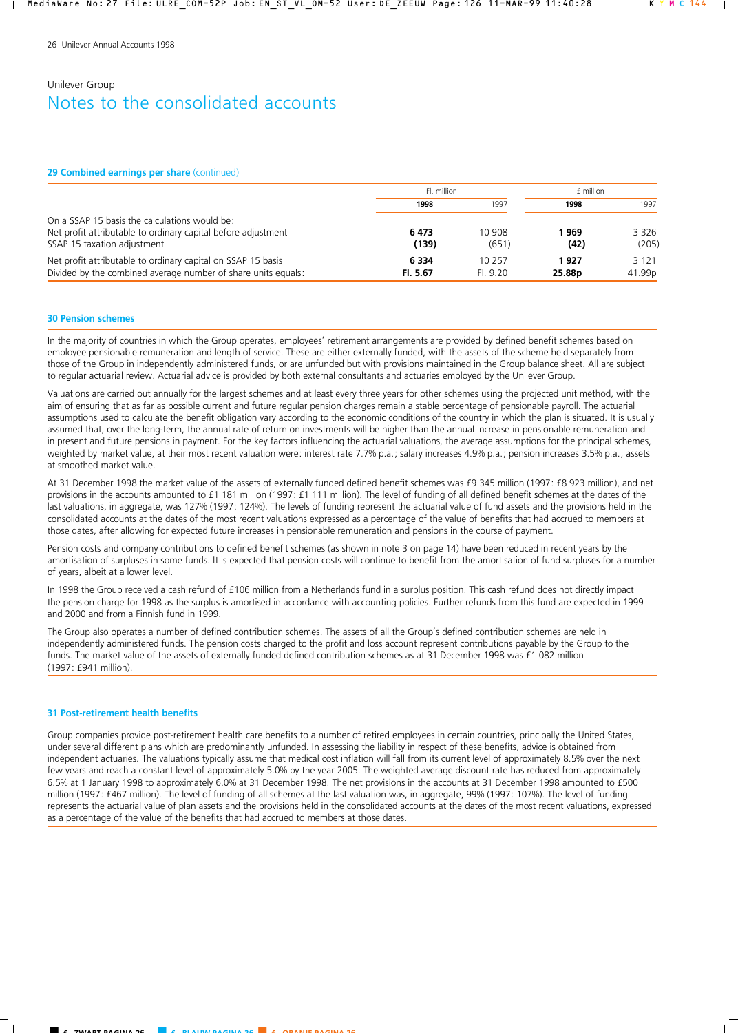Unilever Group

# Notes to the consolidated accounts

## 29 Combined earnings per share (continued)

| | Fl. million | | £ million | |
|---|---|---|---|---|
| | **1998** | 1997 | **1998** | 1997 |
| On a SSAP 15 basis the calculations would be: | | | | |
| Net profit attributable to ordinary capital before adjustment | **6 473** | 10 908 | **1 969** | 3 326 |
| SSAP 15 taxation adjustment | **(139)** | (651) | **(42)** | (205) |
| Net profit attributable to ordinary capital on SSAP 15 basis | **6 334** | 10 257 | **1 927** | 3 121 |
| Divided by the combined average number of share units equals: | **Fl. 5.67** | Fl. 9.20 | **25.88p** | 41.99p |

## 30 Pension schemes

In the majority of countries in which the Group operates, employees' retirement arrangements are provided by defined benefit schemes based on employee pensionable remuneration and length of service. These are either externally funded, with the assets of the scheme held separately from those of the Group in independently administered funds, or are unfunded but with provisions maintained in the Group balance sheet. All are subject to regular actuarial review. Actuarial advice is provided by both external consultants and actuaries employed by the Unilever Group.

Valuations are carried out annually for the largest schemes and at least every three years for other schemes using the projected unit method, with the aim of ensuring that as far as possible current and future regular pension charges remain a stable percentage of pensionable payroll. The actuarial assumptions used to calculate the benefit obligation vary according to the economic conditions of the country in which the plan is situated. It is usually assumed that, over the long-term, the annual rate of return on investments will be higher than the annual increase in pensionable remuneration and in present and future pensions in payment. For the key factors influencing the actuarial valuations, the average assumptions for the principal schemes, weighted by market value, at their most recent valuation were: interest rate 7.7% p.a.; salary increases 4.9% p.a.; pension increases 3.5% p.a.; assets at smoothed market value.

At 31 December 1998 the market value of the assets of externally funded defined benefit schemes was £9 345 million (1997: £8 923 million), and net provisions in the accounts amounted to £1 181 million (1997: £1 111 million). The level of funding of all defined benefit schemes at the dates of the last valuations, in aggregate, was 127% (1997: 124%). The levels of funding represent the actuarial value of fund assets and the provisions held in the consolidated accounts at the dates of the most recent valuations expressed as a percentage of the value of benefits that had accrued to members at those dates, after allowing for expected future increases in pensionable remuneration and pensions in the course of payment.

Pension costs and company contributions to defined benefit schemes (as shown in note 3 on page 14) have been reduced in recent years by the amortisation of surpluses in some funds. It is expected that pension costs will continue to benefit from the amortisation of fund surpluses for a number of years, albeit at a lower level.

In 1998 the Group received a cash refund of £106 million from a Netherlands fund in a surplus position. This cash refund does not directly impact the pension charge for 1998 as the surplus is amortised in accordance with accounting policies. Further refunds from this fund are expected in 1999 and 2000 and from a Finnish fund in 1999.

The Group also operates a number of defined contribution schemes. The assets of all the Group's defined contribution schemes are held in independently administered funds. The pension costs charged to the profit and loss account represent contributions payable by the Group to the funds. The market value of the assets of externally funded defined contribution schemes as at 31 December 1998 was £1 082 million (1997: £941 million).

## 31 Post-retirement health benefits

Group companies provide post-retirement health care benefits to a number of retired employees in certain countries, principally the United States, under several different plans which are predominantly unfunded. In assessing the liability in respect of these benefits, advice is obtained from independent actuaries. The valuations typically assume that medical cost inflation will fall from its current level of approximately 8.5% over the next few years and reach a constant level of approximately 5.0% by the year 2005. The weighted average discount rate has reduced from approximately 6.5% at 1 January 1998 to approximately 6.0% at 31 December 1998. The net provisions in the accounts at 31 December 1998 amounted to £500 million (1997: £467 million). The level of funding of all schemes at the last valuation was, in aggregate, 99% (1997: 107%). The level of funding represents the actuarial value of plan assets and the provisions held in the consolidated accounts at the dates of the most recent valuations, expressed as a percentage of the value of the benefits that had accrued to members at those dates.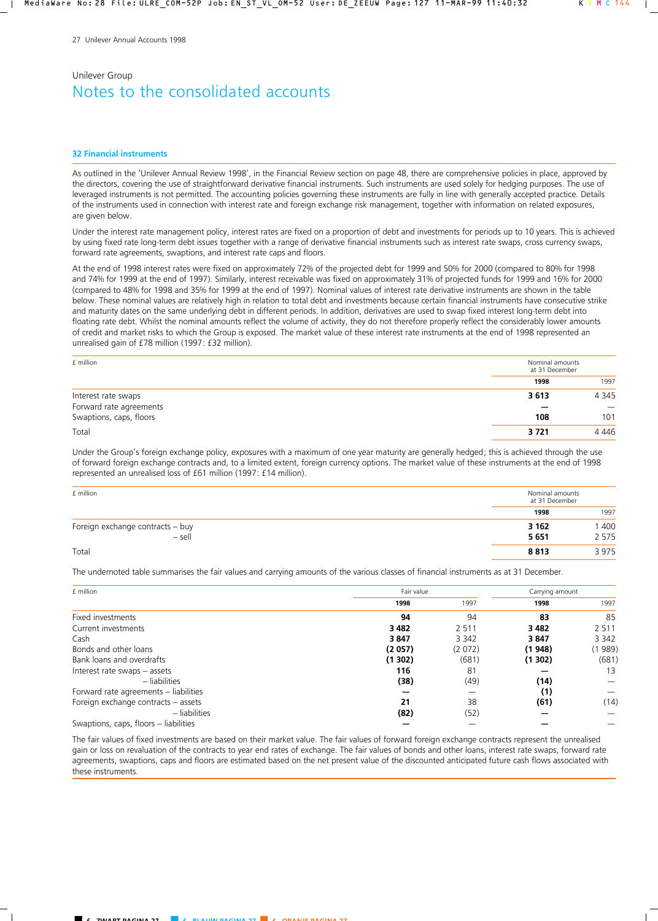Unilever Group

# Notes to the consolidated accounts

## 32 Financial instruments

As outlined in the 'Unilever Annual Review 1998', in the Financial Review section on page 48, there are comprehensive policies in place, approved by the directors, covering the use of straightforward derivative financial instruments. Such instruments are used solely for hedging purposes. The use of leveraged instruments is not permitted. The accounting policies governing these instruments are fully in line with generally accepted practice. Details of the instruments used in connection with interest rate and foreign exchange risk management, together with information on related exposures, are given below.

Under the interest rate management policy, interest rates are fixed on a proportion of debt and investments for periods up to 10 years. This is achieved by using fixed rate long-term debt issues together with a range of derivative financial instruments such as interest rate swaps, cross currency swaps, forward rate agreements, swaptions, and interest rate caps and floors.

At the end of 1998 interest rates were fixed on approximately 72% of the projected debt for 1999 and 50% for 2000 (compared to 80% for 1998 and 74% for 1999 at the end of 1997). Similarly, interest receivable was fixed on approximately 31% of projected funds for 1999 and 16% for 2000 (compared to 48% for 1998 and 35% for 1999 at the end of 1997). Nominal values of interest rate derivative instruments are shown in the table below. These nominal values are relatively high in relation to total debt and investments because certain financial instruments have consecutive strike and maturity dates on the same underlying debt in different periods. In addition, derivatives are used to swap fixed interest long-term debt into floating rate debt. Whilst the nominal amounts reflect the volume of activity, they do not therefore properly reflect the considerably lower amounts of credit and market risks to which the Group is exposed. The market value of these interest rate instruments at the end of 1998 represented an unrealised gain of £78 million (1997: £32 million).

| £ million | Nominal amounts at 31 December | |
|---|---|---|
| | **1998** | 1997 |
| Interest rate swaps | **3 613** | 4 345 |
| Forward rate agreements | **—** | — |
| Swaptions, caps, floors | **108** | 101 |
| Total | **3 721** | 4 446 |

Under the Group's foreign exchange policy, exposures with a maximum of one year maturity are generally hedged; this is achieved through the use of forward foreign exchange contracts and, to a limited extent, foreign currency options. The market value of these instruments at the end of 1998 represented an unrealised loss of £61 million (1997: £14 million).

| £ million | Nominal amounts at 31 December | |
|---|---|---|
| | **1998** | 1997 |
| Foreign exchange contracts – buy | **3 162** | 1 400 |
| – sell | **5 651** | 2 575 |
| Total | **8 813** | 3 975 |

The undernoted table summarises the fair values and carrying amounts of the various classes of financial instruments as at 31 December.

| £ million | Fair value | | Carrying amount | |
|---|---|---|---|---|
| | **1998** | 1997 | **1998** | 1997 |
| Fixed investments | **94** | 94 | **83** | 85 |
| Current investments | **3 482** | 2 511 | **3 482** | 2 511 |
| Cash | **3 847** | 3 342 | **3 847** | 3 342 |
| Bonds and other loans | **(2 057)** | (2 072) | **(1 948)** | (1 989) |
| Bank loans and overdrafts | **(1 302)** | (681) | **(1 302)** | (681) |
| Interest rate swaps – assets | **116** | 81 | **—** | 13 |
| – liabilities | **(38)** | (49) | **(14)** | — |
| Forward rate agreements – liabilities | **—** | — | **(1)** | — |
| Foreign exchange contracts – assets | **21** | 38 | **(61)** | (14) |
| – liabilities | **(82)** | (52) | **—** | — |
| Swaptions, caps, floors – liabilities | **—** | — | **—** | — |

The fair values of fixed investments are based on their market value. The fair values of forward foreign exchange contracts represent the unrealised gain or loss on revaluation of the contracts to year end rates of exchange. The fair values of bonds and other loans, interest rate swaps, forward rate agreements, swaptions, caps and floors are estimated based on the net present value of the discounted anticipated future cash flows associated with these instruments.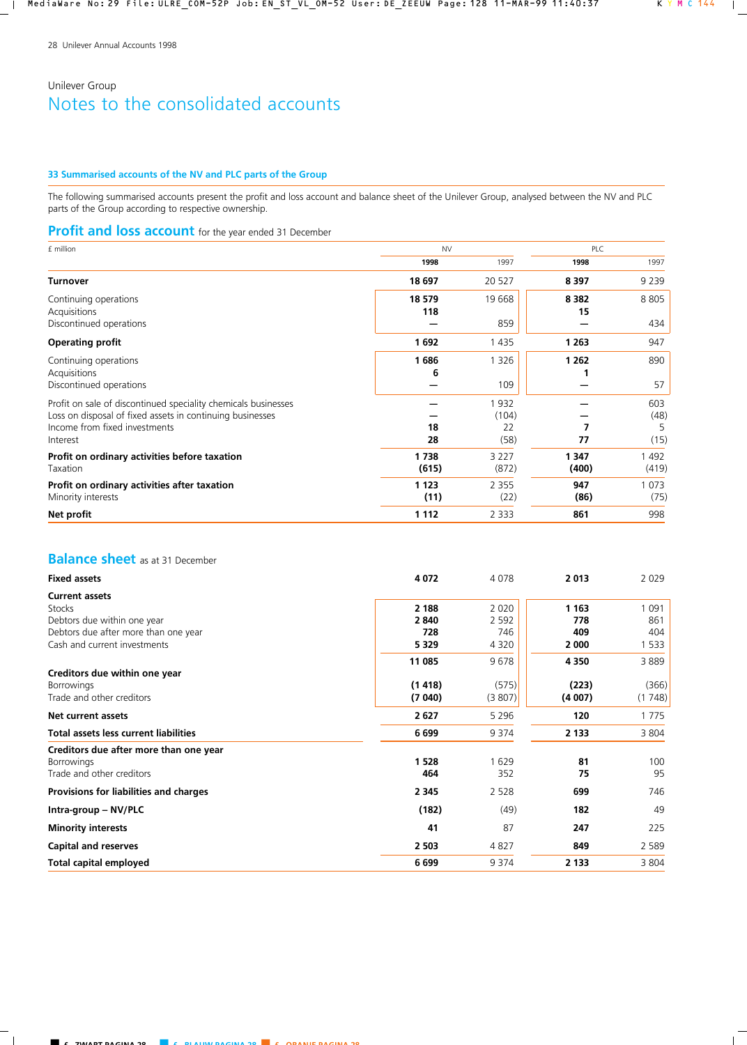Unilever Group

# Notes to the consolidated accounts

### 33 Summarised accounts of the NV and PLC parts of the Group

The following summarised accounts present the profit and loss account and balance sheet of the Unilever Group, analysed between the NV and PLC parts of the Group according to respective ownership.

## Profit and loss account for the year ended 31 December

| £ million | NV | | PLC | |
|---|---|---|---|---|
| | **1998** | 1997 | **1998** | 1997 |
| **Turnover** | **18 697** | 20 527 | **8 397** | 9 239 |
| Continuing operations | **18 579** | 19 668 | **8 382** | 8 805 |
| Acquisitions | **118** | | **15** | |
| Discontinued operations | **—** | 859 | **—** | 434 |
| **Operating profit** | **1 692** | 1 435 | **1 263** | 947 |
| Continuing operations | **1 686** | 1 326 | **1 262** | 890 |
| Acquisitions | **6** | | **1** | |
| Discontinued operations | **—** | 109 | **—** | 57 |
| Profit on sale of discontinued speciality chemicals businesses | **—** | 1 932 | **—** | 603 |
| Loss on disposal of fixed assets in continuing businesses | **—** | (104) | **—** | (48) |
| Income from fixed investments | **18** | 22 | **7** | 5 |
| Interest | **28** | (58) | **77** | (15) |
| **Profit on ordinary activities before taxation** | **1 738** | 3 227 | **1 347** | 1 492 |
| Taxation | **(615)** | (872) | **(400)** | (419) |
| **Profit on ordinary activities after taxation** | **1 123** | 2 355 | **947** | 1 073 |
| Minority interests | **(11)** | (22) | **(86)** | (75) |
| **Net profit** | **1 112** | 2 333 | **861** | 998 |

## Balance sheet as at 31 December

| £ million | NV | | PLC | |
|---|---|---|---|---|
| | **1998** | 1997 | **1998** | 1997 |
| **Fixed assets** | **4 072** | 4 078 | **2 013** | 2 029 |
| **Current assets** | | | | |
| Stocks | **2 188** | 2 020 | **1 163** | 1 091 |
| Debtors due within one year | **2 840** | 2 592 | **778** | 861 |
| Debtors due after more than one year | **728** | 746 | **409** | 404 |
| Cash and current investments | **5 329** | 4 320 | **2 000** | 1 533 |
| | **11 085** | 9 678 | **4 350** | 3 889 |
| **Creditors due within one year** | | | | |
| Borrowings | **(1 418)** | (575) | **(223)** | (366) |
| Trade and other creditors | **(7 040)** | (3 807) | **(4 007)** | (1 748) |
| **Net current assets** | **2 627** | 5 296 | **120** | 1 775 |
| **Total assets less current liabilities** | **6 699** | 9 374 | **2 133** | 3 804 |
| **Creditors due after more than one year** | | | | |
| Borrowings | **1 528** | 1 629 | **81** | 100 |
| Trade and other creditors | **464** | 352 | **75** | 95 |
| **Provisions for liabilities and charges** | **2 345** | 2 528 | **699** | 746 |
| **Intra-group – NV/PLC** | **(182)** | (49) | **182** | 49 |
| **Minority interests** | **41** | 87 | **247** | 225 |
| **Capital and reserves** | **2 503** | 4 827 | **849** | 2 589 |
| **Total capital employed** | **6 699** | 9 374 | **2 133** | 3 804 |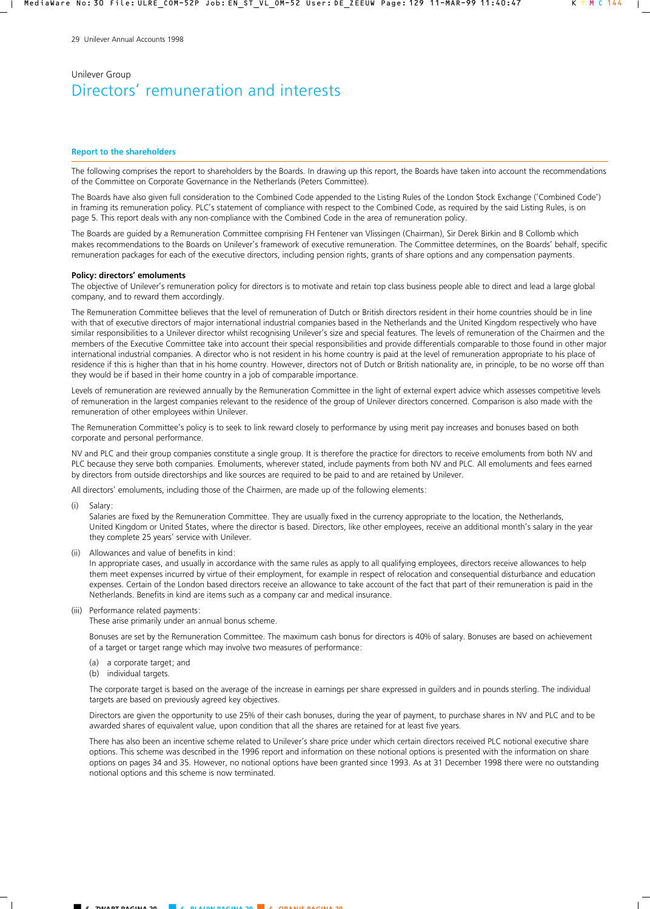Unilever Group

# Directors' remuneration and interests

## Report to the shareholders

The following comprises the report to shareholders by the Boards. In drawing up this report, the Boards have taken into account the recommendations of the Committee on Corporate Governance in the Netherlands (Peters Committee).

The Boards have also given full consideration to the Combined Code appended to the Listing Rules of the London Stock Exchange ('Combined Code') in framing its remuneration policy. PLC's statement of compliance with respect to the Combined Code, as required by the said Listing Rules, is on page 5. This report deals with any non-compliance with the Combined Code in the area of remuneration policy.

The Boards are guided by a Remuneration Committee comprising FH Fentener van Vlissingen (Chairman), Sir Derek Birkin and B Collomb which makes recommendations to the Boards on Unilever's framework of executive remuneration. The Committee determines, on the Boards' behalf, specific remuneration packages for each of the executive directors, including pension rights, grants of share options and any compensation payments.

### Policy: directors' emoluments

The objective of Unilever's remuneration policy for directors is to motivate and retain top class business people able to direct and lead a large global company, and to reward them accordingly.

The Remuneration Committee believes that the level of remuneration of Dutch or British directors resident in their home countries should be in line with that of executive directors of major international industrial companies based in the Netherlands and the United Kingdom respectively who have similar responsibilities to a Unilever director whilst recognising Unilever's size and special features. The levels of remuneration of the Chairmen and the members of the Executive Committee take into account their special responsibilities and provide differentials comparable to those found in other major international industrial companies. A director who is not resident in his home country is paid at the level of remuneration appropriate to his place of residence if this is higher than that in his home country. However, directors not of Dutch or British nationality are, in principle, to be no worse off than they would be if based in their home country in a job of comparable importance.

Levels of remuneration are reviewed annually by the Remuneration Committee in the light of external expert advice which assesses competitive levels of remuneration in the largest companies relevant to the residence of the group of Unilever directors concerned. Comparison is also made with the remuneration of other employees within Unilever.

The Remuneration Committee's policy is to seek to link reward closely to performance by using merit pay increases and bonuses based on both corporate and personal performance.

NV and PLC and their group companies constitute a single group. It is therefore the practice for directors to receive emoluments from both NV and PLC because they serve both companies. Emoluments, wherever stated, include payments from both NV and PLC. All emoluments and fees earned by directors from outside directorships and like sources are required to be paid to and are retained by Unilever.

All directors' emoluments, including those of the Chairmen, are made up of the following elements:

(i) Salary:
Salaries are fixed by the Remuneration Committee. They are usually fixed in the currency appropriate to the location, the Netherlands, United Kingdom or United States, where the director is based. Directors, like other employees, receive an additional month's salary in the year they complete 25 years' service with Unilever.

(ii) Allowances and value of benefits in kind:
In appropriate cases, and usually in accordance with the same rules as apply to all qualifying employees, directors receive allowances to help them meet expenses incurred by virtue of their employment, for example in respect of relocation and consequential disturbance and education expenses. Certain of the London based directors receive an allowance to take account of the fact that part of their remuneration is paid in the Netherlands. Benefits in kind are items such as a company car and medical insurance.

(iii) Performance related payments:
These arise primarily under an annual bonus scheme.

Bonuses are set by the Remuneration Committee. The maximum cash bonus for directors is 40% of salary. Bonuses are based on achievement of a target or target range which may involve two measures of performance:

(a) a corporate target; and
(b) individual targets.

The corporate target is based on the average of the increase in earnings per share expressed in guilders and in pounds sterling. The individual targets are based on previously agreed key objectives.

Directors are given the opportunity to use 25% of their cash bonuses, during the year of payment, to purchase shares in NV and PLC and to be awarded shares of equivalent value, upon condition that all the shares are retained for at least five years.

There has also been an incentive scheme related to Unilever's share price under which certain directors received PLC notional executive share options. This scheme was described in the 1996 report and information on these notional options is presented with the information on share options on pages 34 and 35. However, no notional options have been granted since 1993. As at 31 December 1998 there were no outstanding notional options and this scheme is now terminated.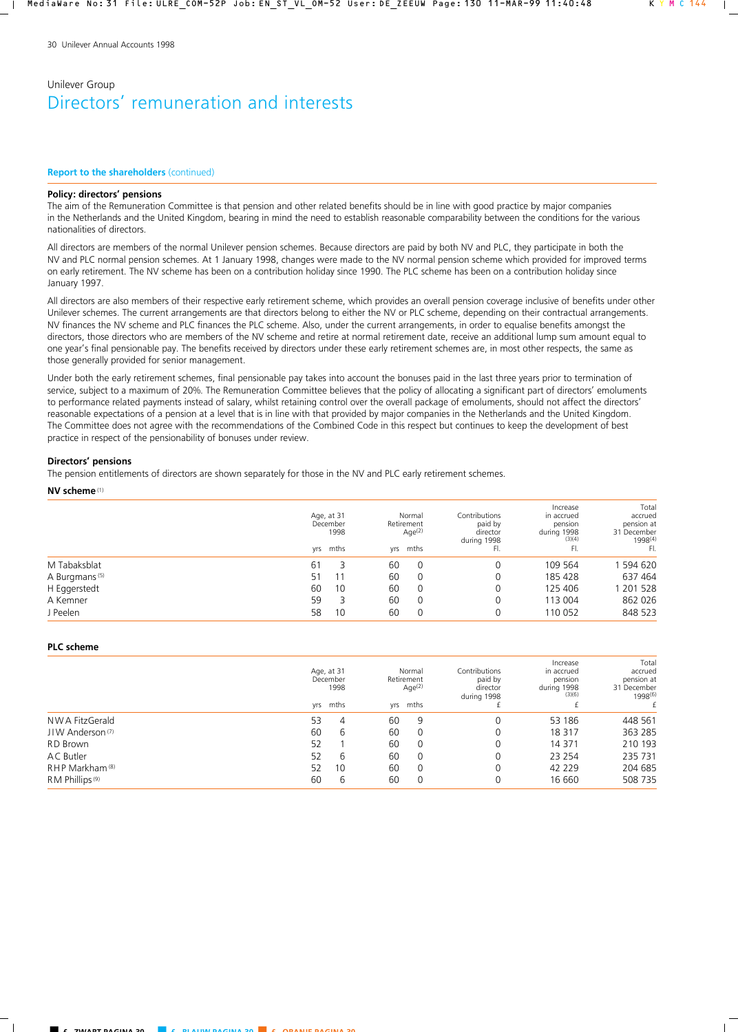Unilever Group

# Directors' remuneration and interests

## Report to the shareholders (continued)

**Policy: directors' pensions**

The aim of the Remuneration Committee is that pension and other related benefits should be in line with good practice by major companies in the Netherlands and the United Kingdom, bearing in mind the need to establish reasonable comparability between the conditions for the various nationalities of directors.

All directors are members of the normal Unilever pension schemes. Because directors are paid by both NV and PLC, they participate in both the NV and PLC normal pension schemes. At 1 January 1998, changes were made to the NV normal pension scheme which provided for improved terms on early retirement. The NV scheme has been on a contribution holiday since 1990. The PLC scheme has been on a contribution holiday since January 1997.

All directors are also members of their respective early retirement scheme, which provides an overall pension coverage inclusive of benefits under other Unilever schemes. The current arrangements are that directors belong to either the NV or PLC scheme, depending on their contractual arrangements. NV finances the NV scheme and PLC finances the PLC scheme. Also, under the current arrangements, in order to equalise benefits amongst the directors, those directors who are members of the NV scheme and retire at normal retirement date, receive an additional lump sum amount equal to one year's final pensionable pay. The benefits received by directors under these early retirement schemes are, in most other respects, the same as those generally provided for senior management.

Under both the early retirement schemes, final pensionable pay takes into account the bonuses paid in the last three years prior to termination of service, subject to a maximum of 20%. The Remuneration Committee believes that the policy of allocating a significant part of directors' emoluments to performance related payments instead of salary, whilst retaining control over the overall package of emoluments, should not affect the directors' reasonable expectations of a pension at a level that is in line with that provided by major companies in the Netherlands and the United Kingdom. The Committee does not agree with the recommendations of the Combined Code in this respect but continues to keep the development of best practice in respect of the pensionability of bonuses under review.

**Directors' pensions**

The pension entitlements of directors are shown separately for those in the NV and PLC early retirement schemes.

**NV scheme** [1]

| | Age, at 31 December 1998 | | Normal Retirement Age[2] | | Contributions paid by director during 1998 | Increase in accrued pension during 1998[3][4] | Total accrued pension at 31 December 1998[4] |
|---|---|---|---|---|---|---|---|
| | yrs | mths | yrs | mths | Fl. | Fl. | Fl. |
| M Tabaksblat | 61 | 3 | 60 | 0 | 0 | 109 564 | 1 594 620 |
| A Burgmans [5] | 51 | 11 | 60 | 0 | 0 | 185 428 | 637 464 |
| H Eggerstedt | 60 | 10 | 60 | 0 | 0 | 125 406 | 1 201 528 |
| A Kemner | 59 | 3 | 60 | 0 | 0 | 113 004 | 862 026 |
| J Peelen | 58 | 10 | 60 | 0 | 0 | 110 052 | 848 523 |

**PLC scheme**

| | Age, at 31 December 1998 | | Normal Retirement Age[2] | | Contributions paid by director during 1998 | Increase in accrued pension during 1998[3][6] | Total accrued pension at 31 December 1998[6] |
|---|---|---|---|---|---|---|---|
| | yrs | mths | yrs | mths | £ | £ | £ |
| N W A FitzGerald | 53 | 4 | 60 | 9 | 0 | 53 186 | 448 561 |
| J I W Anderson [7] | 60 | 6 | 60 | 0 | 0 | 18 317 | 363 285 |
| R D Brown | 52 | 1 | 60 | 0 | 0 | 14 371 | 210 193 |
| A C Butler | 52 | 6 | 60 | 0 | 0 | 23 254 | 235 731 |
| R H P Markham [8] | 52 | 10 | 60 | 0 | 0 | 42 229 | 204 685 |
| R M Phillips [9] | 60 | 6 | 60 | 0 | 0 | 16 660 | 508 735 |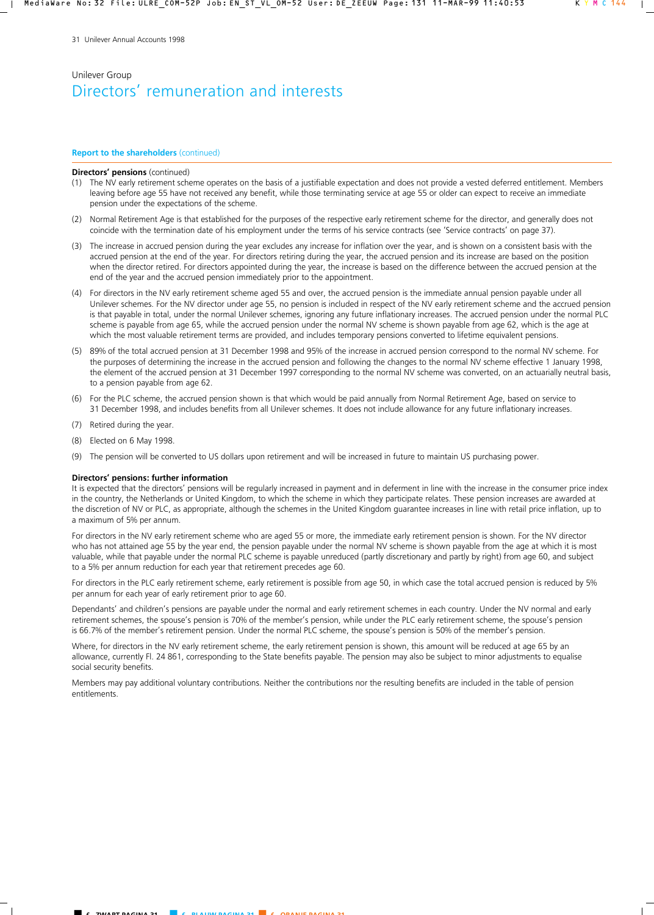Unilever Group

# Directors' remuneration and interests

## Report to the shareholders (continued)

**Directors' pensions** (continued)

(1) The NV early retirement scheme operates on the basis of a justifiable expectation and does not provide a vested deferred entitlement. Members leaving before age 55 have not received any benefit, while those terminating service at age 55 or older can expect to receive an immediate pension under the expectations of the scheme.

(2) Normal Retirement Age is that established for the purposes of the respective early retirement scheme for the director, and generally does not coincide with the termination date of his employment under the terms of his service contracts (see 'Service contracts' on page 37).

(3) The increase in accrued pension during the year excludes any increase for inflation over the year, and is shown on a consistent basis with the accrued pension at the end of the year. For directors retiring during the year, the accrued pension and its increase are based on the position when the director retired. For directors appointed during the year, the increase is based on the difference between the accrued pension at the end of the year and the accrued pension immediately prior to the appointment.

(4) For directors in the NV early retirement scheme aged 55 and over, the accrued pension is the immediate annual pension payable under all Unilever schemes. For the NV director under age 55, no pension is included in respect of the NV early retirement scheme and the accrued pension is that payable in total, under the normal Unilever schemes, ignoring any future inflationary increases. The accrued pension under the normal PLC scheme is payable from age 65, while the accrued pension under the normal NV scheme is shown payable from age 62, which is the age at which the most valuable retirement terms are provided, and includes temporary pensions converted to lifetime equivalent pensions.

(5) 89% of the total accrued pension at 31 December 1998 and 95% of the increase in accrued pension correspond to the normal NV scheme. For the purposes of determining the increase in the accrued pension and following the changes to the normal NV scheme effective 1 January 1998, the element of the accrued pension at 31 December 1997 corresponding to the normal NV scheme was converted, on an actuarially neutral basis, to a pension payable from age 62.

(6) For the PLC scheme, the accrued pension shown is that which would be paid annually from Normal Retirement Age, based on service to 31 December 1998, and includes benefits from all Unilever schemes. It does not include allowance for any future inflationary increases.

(7) Retired during the year.

(8) Elected on 6 May 1998.

(9) The pension will be converted to US dollars upon retirement and will be increased in future to maintain US purchasing power.

**Directors' pensions: further information**

It is expected that the directors' pensions will be regularly increased in payment and in deferment in line with the increase in the consumer price index in the country, the Netherlands or United Kingdom, to which the scheme in which they participate relates. These pension increases are awarded at the discretion of NV or PLC, as appropriate, although the schemes in the United Kingdom guarantee increases in line with retail price inflation, up to a maximum of 5% per annum.

For directors in the NV early retirement scheme who are aged 55 or more, the immediate early retirement pension is shown. For the NV director who has not attained age 55 by the year end, the pension payable under the normal NV scheme is shown payable from the age at which it is most valuable, while that payable under the normal PLC scheme is payable unreduced (partly discretionary and partly by right) from age 60, and subject to a 5% per annum reduction for each year that retirement precedes age 60.

For directors in the PLC early retirement scheme, early retirement is possible from age 50, in which case the total accrued pension is reduced by 5% per annum for each year of early retirement prior to age 60.

Dependants' and children's pensions are payable under the normal and early retirement schemes in each country. Under the NV normal and early retirement schemes, the spouse's pension is 70% of the member's pension, while under the PLC early retirement scheme, the spouse's pension is 66.7% of the member's retirement pension. Under the normal PLC scheme, the spouse's pension is 50% of the member's pension.

Where, for directors in the NV early retirement scheme, the early retirement pension is shown, this amount will be reduced at age 65 by an allowance, currently Fl. 24 861, corresponding to the State benefits payable. The pension may also be subject to minor adjustments to equalise social security benefits.

Members may pay additional voluntary contributions. Neither the contributions nor the resulting benefits are included in the table of pension entitlements.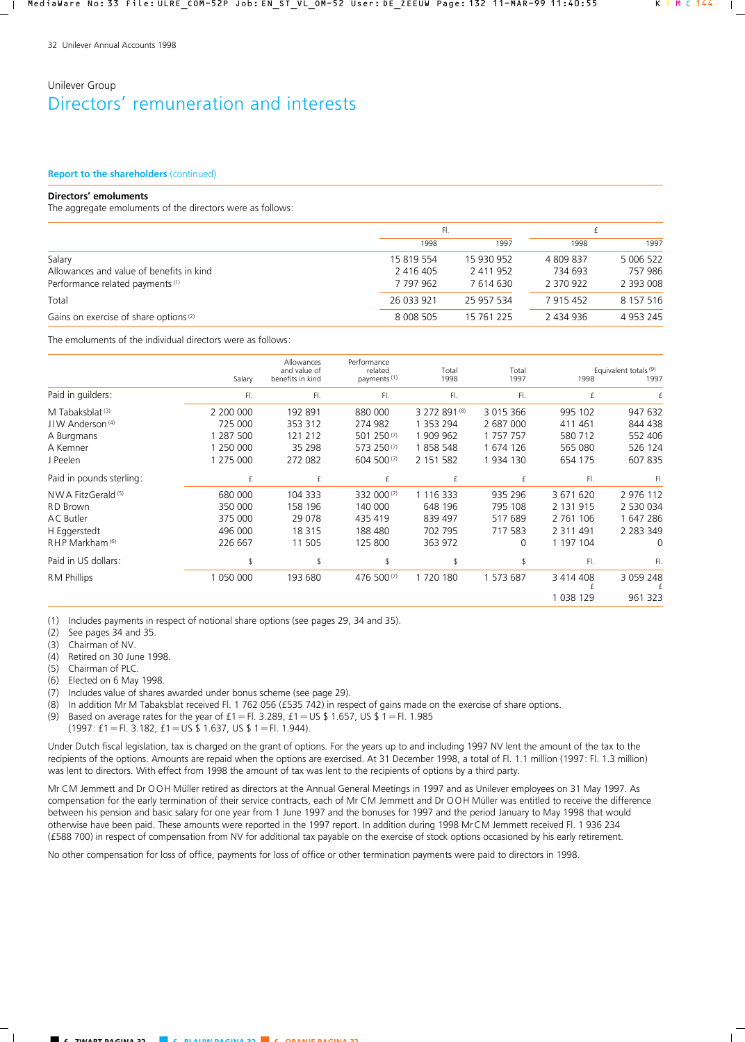Unilever Group

# Directors' remuneration and interests

## Report to the shareholders (continued)

### Directors' emoluments

The aggregate emoluments of the directors were as follows:

| | Fl. 1998 | Fl. 1997 | £ 1998 | £ 1997 |
|---|---|---|---|---|
| Salary | 15 819 554 | 15 930 952 | 4 809 837 | 5 006 522 |
| Allowances and value of benefits in kind | 2 416 405 | 2 411 952 | 734 693 | 757 986 |
| Performance related payments (1) | 7 797 962 | 7 614 630 | 2 370 922 | 2 393 008 |
| Total | 26 033 921 | 25 957 534 | 7 915 452 | 8 157 516 |
| Gains on exercise of share options (2) | 8 008 505 | 15 761 225 | 2 434 936 | 4 953 245 |

The emoluments of the individual directors were as follows:

| | Salary | Allowances and value of benefits in kind | Performance related payments (1) | Total 1998 | Total 1997 | Equivalent totals (9) 1998 | Equivalent totals (9) 1997 |
|---|---|---|---|---|---|---|---|
| Paid in guilders: | Fl. | Fl. | Fl. | Fl. | Fl. | £ | £ |
| M Tabaksblat (3) | 2 200 000 | 192 891 | 880 000 | 3 272 891 (8) | 3 015 366 | 995 102 | 947 632 |
| J I W Anderson (4) | 725 000 | 353 312 | 274 982 | 1 353 294 | 2 687 000 | 411 461 | 844 438 |
| A Burgmans | 1 287 500 | 121 212 | 501 250 (7) | 1 909 962 | 1 757 757 | 580 712 | 552 406 |
| A Kemner | 1 250 000 | 35 298 | 573 250 (7) | 1 858 548 | 1 674 126 | 565 080 | 526 124 |
| J Peelen | 1 275 000 | 272 082 | 604 500 (7) | 2 151 582 | 1 934 130 | 654 175 | 607 835 |
| Paid in pounds sterling: | £ | £ | £ | £ | £ | Fl. | Fl. |
| N W A FitzGerald (5) | 680 000 | 104 333 | 332 000 (7) | 1 116 333 | 935 296 | 3 671 620 | 2 976 112 |
| R D Brown | 350 000 | 158 196 | 140 000 | 648 196 | 795 108 | 2 131 915 | 2 530 034 |
| A C Butler | 375 000 | 29 078 | 435 419 | 839 497 | 517 689 | 2 761 106 | 1 647 286 |
| H Eggerstedt | 496 000 | 18 315 | 188 480 | 702 795 | 717 583 | 2 311 491 | 2 283 349 |
| R H P Markham (6) | 226 667 | 11 505 | 125 800 | 363 972 | 0 | 1 197 104 | 0 |
| Paid in US dollars: | $ | $ | $ | $ | $ | Fl. | Fl. |
| R M Phillips | 1 050 000 | 193 680 | 476 500 (7) | 1 720 180 | 1 573 687 | 3 414 408 | 3 059 248 |
| | | | | | | £ | £ |
| | | | | | | 1 038 129 | 961 323 |

(1) Includes payments in respect of notional share options (see pages 29, 34 and 35).
(2) See pages 34 and 35.
(3) Chairman of NV.
(4) Retired on 30 June 1998.
(5) Chairman of PLC.
(6) Elected on 6 May 1998.
(7) Includes value of shares awarded under bonus scheme (see page 29).
(8) In addition Mr M Tabaksblat received Fl. 1 762 056 (£535 742) in respect of gains made on the exercise of share options.
(9) Based on average rates for the year of £1 = Fl. 3.289, £1 = US $ 1.657, US $ 1 = Fl. 1.985 (1997: £1 = Fl. 3.182, £1 = US $ 1.637, US $ 1 = Fl. 1.944).

Under Dutch fiscal legislation, tax is charged on the grant of options. For the years up to and including 1997 NV lent the amount of the tax to the recipients of the options. Amounts are repaid when the options are exercised. At 31 December 1998, a total of Fl. 1.1 million (1997: Fl. 1.3 million) was lent to directors. With effect from 1998 the amount of tax was lent to the recipients of options by a third party.

Mr C M Jemmett and Dr O O H Müller retired as directors at the Annual General Meetings in 1997 and as Unilever employees on 31 May 1997. As compensation for the early termination of their service contracts, each of Mr C M Jemmett and Dr O O H Müller was entitled to receive the difference between his pension and basic salary for one year from 1 June 1997 and the bonuses for 1997 and the period January to May 1998 that would otherwise have been paid. These amounts were reported in the 1997 report. In addition during 1998 Mr C M Jemmett received Fl. 1 936 234 (£588 700) in respect of compensation from NV for additional tax payable on the exercise of stock options occasioned by his early retirement.

No other compensation for loss of office, payments for loss of office or other termination payments were paid to directors in 1998.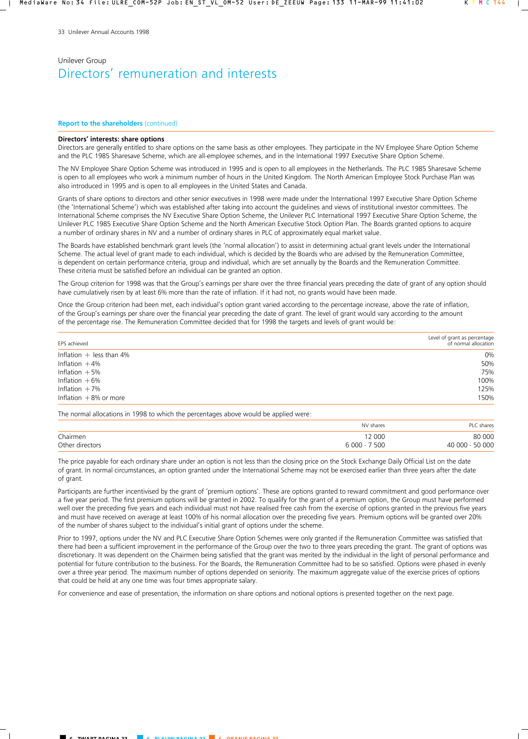Unilever Group

# Directors' remuneration and interests

**Report to the shareholders** (continued)

### Directors' interests: share options

Directors are generally entitled to share options on the same basis as other employees. They participate in the NV Employee Share Option Scheme and the PLC 1985 Sharesave Scheme, which are all-employee schemes, and in the International 1997 Executive Share Option Scheme.

The NV Employee Share Option Scheme was introduced in 1995 and is open to all employees in the Netherlands. The PLC 1985 Sharesave Scheme is open to all employees who work a minimum number of hours in the United Kingdom. The North American Employee Stock Purchase Plan was also introduced in 1995 and is open to all employees in the United States and Canada.

Grants of share options to directors and other senior executives in 1998 were made under the International 1997 Executive Share Option Scheme (the 'International Scheme') which was established after taking into account the guidelines and views of institutional investor committees. The International Scheme comprises the NV Executive Share Option Scheme, the Unilever PLC International 1997 Executive Share Option Scheme, the Unilever PLC 1985 Executive Share Option Scheme and the North American Executive Stock Option Plan. The Boards granted options to acquire a number of ordinary shares in NV and a number of ordinary shares in PLC of approximately equal market value.

The Boards have established benchmark grant levels (the 'normal allocation') to assist in determining actual grant levels under the International Scheme. The actual level of grant made to each individual, which is decided by the Boards who are advised by the Remuneration Committee, is dependent on certain performance criteria, group and individual, which are set annually by the Boards and the Remuneration Committee. These criteria must be satisfied before an individual can be granted an option.

The Group criterion for 1998 was that the Group's earnings per share over the three financial years preceding the date of grant of any option should have cumulatively risen by at least 6% more than the rate of inflation. If it had not, no grants would have been made.

Once the Group criterion had been met, each individual's option grant varied according to the percentage increase, above the rate of inflation, of the Group's earnings per share over the financial year preceding the date of grant. The level of grant would vary according to the amount of the percentage rise. The Remuneration Committee decided that for 1998 the targets and levels of grant would be:

| EPS achieved | Level of grant as percentage of normal allocation |
|---|---|
| Inflation + less than 4% | 0% |
| Inflation +4% | 50% |
| Inflation +5% | 75% |
| Inflation +6% | 100% |
| Inflation +7% | 125% |
| Inflation +8% or more | 150% |

The normal allocations in 1998 to which the percentages above would be applied were:

| | NV shares | PLC shares |
|---|---|---|
| Chairmen | 12 000 | 80 000 |
| Other directors | 6 000 - 7 500 | 40 000 - 50 000 |

The price payable for each ordinary share under an option is not less than the closing price on the Stock Exchange Daily Official List on the date of grant. In normal circumstances, an option granted under the International Scheme may not be exercised earlier than three years after the date of grant.

Participants are further incentivised by the grant of 'premium options'. These are options granted to reward commitment and good performance over a five year period. The first premium options will be granted in 2002. To qualify for the grant of a premium option, the Group must have performed well over the preceding five years and each individual must not have realised free cash from the exercise of options granted in the previous five years and must have received on average at least 100% of his normal allocation over the preceding five years. Premium options will be granted over 20% of the number of shares subject to the individual's initial grant of options under the scheme.

Prior to 1997, options under the NV and PLC Executive Share Option Schemes were only granted if the Remuneration Committee was satisfied that there had been a sufficient improvement in the performance of the Group over the two to three years preceding the grant. The grant of options was discretionary. It was dependent on the Chairmen being satisfied that the grant was merited by the individual in the light of personal performance and potential for future contribution to the business. For the Boards, the Remuneration Committee had to be so satisfied. Options were phased in evenly over a three year period. The maximum number of options depended on seniority. The maximum aggregate value of the exercise prices of options that could be held at any one time was four times appropriate salary.

For convenience and ease of presentation, the information on share options and notional options is presented together on the next page.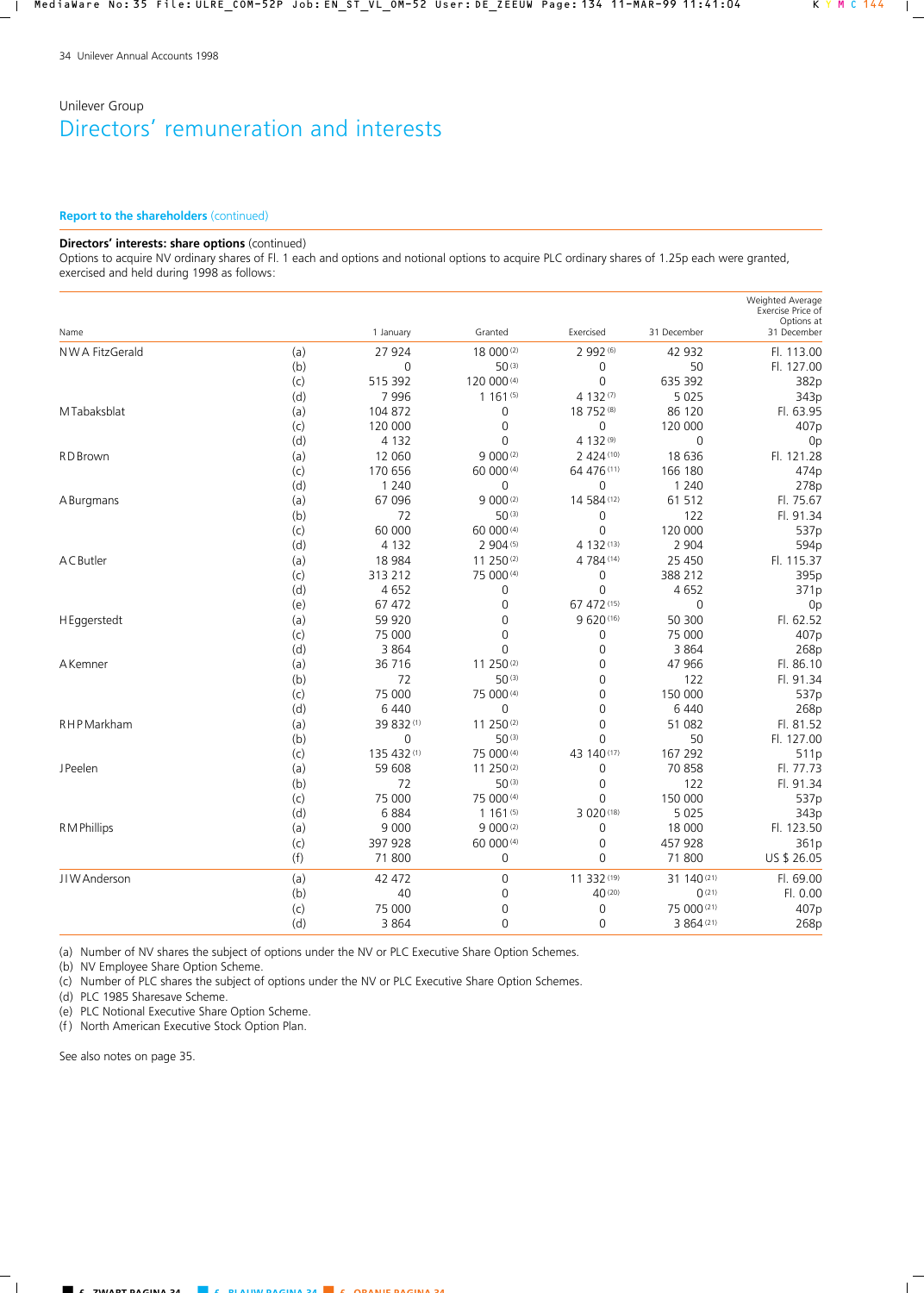Unilever Group

# Directors' remuneration and interests

**Report to the shareholders** (continued)

**Directors' interests: share options** (continued)

Options to acquire NV ordinary shares of Fl. 1 each and options and notional options to acquire PLC ordinary shares of 1.25p each were granted, exercised and held during 1998 as follows:

| Name | | 1 January | Granted | Exercised | 31 December | Weighted Average Exercise Price of Options at 31 December |
|---|---|---|---|---|---|---|
| N W A FitzGerald | (a) | 27 924 | 18 000 [2] | 2 992 [6] | 42 932 | Fl. 113.00 |
| | (b) | 0 | 50 [3] | 0 | 50 | Fl. 127.00 |
| | (c) | 515 392 | 120 000 [4] | 0 | 635 392 | 382p |
| | (d) | 7 996 | 1 161 [5] | 4 132 [7] | 5 025 | 343p |
| M Tabaksblat | (a) | 104 872 | 0 | 18 752 [8] | 86 120 | Fl. 63.95 |
| | (c) | 120 000 | 0 | 0 | 120 000 | 407p |
| | (d) | 4 132 | 0 | 4 132 [9] | 0 | 0p |
| R D Brown | (a) | 12 060 | 9 000 [2] | 2 424 [10] | 18 636 | Fl. 121.28 |
| | (c) | 170 656 | 60 000 [4] | 64 476 [11] | 166 180 | 474p |
| | (d) | 1 240 | 0 | 0 | 1 240 | 278p |
| A Burgmans | (a) | 67 096 | 9 000 [2] | 14 584 [12] | 61 512 | Fl. 75.67 |
| | (b) | 72 | 50 [3] | 0 | 122 | Fl. 91.34 |
| | (c) | 60 000 | 60 000 [4] | 0 | 120 000 | 537p |
| | (d) | 4 132 | 2 904 [5] | 4 132 [13] | 2 904 | 594p |
| A C Butler | (a) | 18 984 | 11 250 [2] | 4 784 [14] | 25 450 | Fl. 115.37 |
| | (c) | 313 212 | 75 000 [4] | 0 | 388 212 | 395p |
| | (d) | 4 652 | 0 | 0 | 4 652 | 371p |
| | (e) | 67 472 | 0 | 67 472 [15] | 0 | 0p |
| H Eggerstedt | (a) | 59 920 | 0 | 9 620 [16] | 50 300 | Fl. 62.52 |
| | (c) | 75 000 | 0 | 0 | 75 000 | 407p |
| | (d) | 3 864 | 0 | 0 | 3 864 | 268p |
| A Kemner | (a) | 36 716 | 11 250 [2] | 0 | 47 966 | Fl. 86.10 |
| | (b) | 72 | 50 [3] | 0 | 122 | Fl. 91.34 |
| | (c) | 75 000 | 75 000 [4] | 0 | 150 000 | 537p |
| | (d) | 6 440 | 0 | 0 | 6 440 | 268p |
| R H P Markham | (a) | 39 832 [1] | 11 250 [2] | 0 | 51 082 | Fl. 81.52 |
| | (b) | 0 | 50 [3] | 0 | 50 | Fl. 127.00 |
| | (c) | 135 432 [1] | 75 000 [4] | 43 140 [17] | 167 292 | 511p |
| J Peelen | (a) | 59 608 | 11 250 [2] | 0 | 70 858 | Fl. 77.73 |
| | (b) | 72 | 50 [3] | 0 | 122 | Fl. 91.34 |
| | (c) | 75 000 | 75 000 [4] | 0 | 150 000 | 537p |
| | (d) | 6 884 | 1 161 [5] | 3 020 [18] | 5 025 | 343p |
| R M Phillips | (a) | 9 000 | 9 000 [2] | 0 | 18 000 | Fl. 123.50 |
| | (c) | 397 928 | 60 000 [4] | 0 | 457 928 | 361p |
| | (f) | 71 800 | 0 | 0 | 71 800 | US $ 26.05 |
| J I W Anderson | (a) | 42 472 | 0 | 11 332 [19] | 31 140 [21] | Fl. 69.00 |
| | (b) | 40 | 0 | 40 [20] | 0 [21] | Fl. 0.00 |
| | (c) | 75 000 | 0 | 0 | 75 000 [21] | 407p |
| | (d) | 3 864 | 0 | 0 | 3 864 [21] | 268p |

(a) Number of NV shares the subject of options under the NV or PLC Executive Share Option Schemes.
(b) NV Employee Share Option Scheme.
(c) Number of PLC shares the subject of options under the NV or PLC Executive Share Option Schemes.
(d) PLC 1985 Sharesave Scheme.
(e) PLC Notional Executive Share Option Scheme.
(f) North American Executive Stock Option Plan.

See also notes on page 35.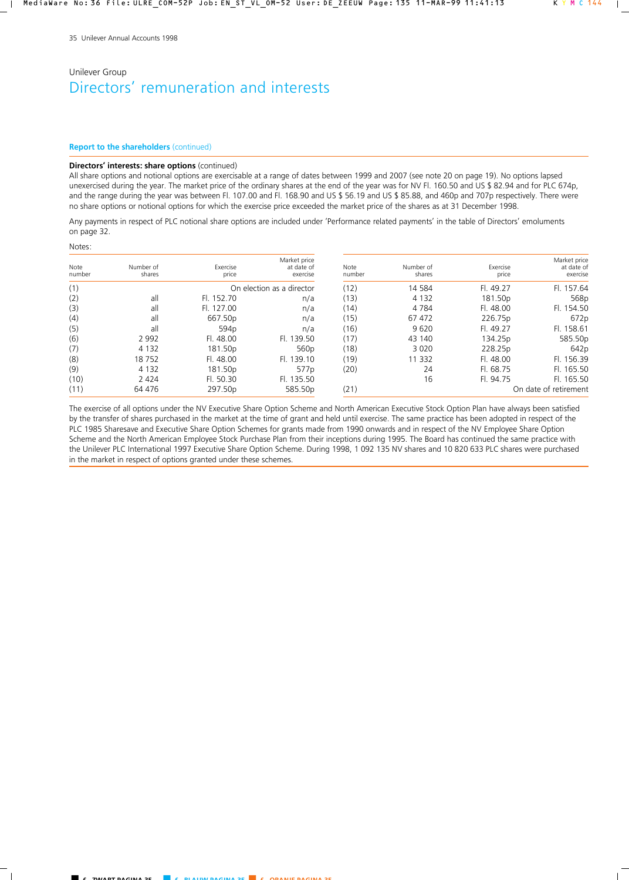Unilever Group

# Directors' remuneration and interests

## Report to the shareholders (continued)

**Directors' interests: share options** (continued)

All share options and notional options are exercisable at a range of dates between 1999 and 2007 (see note 20 on page 19). No options lapsed unexercised during the year. The market price of the ordinary shares at the end of the year was for NV Fl. 160.50 and US $ 82.94 and for PLC 674p, and the range during the year was between Fl. 107.00 and Fl. 168.90 and US $ 56.19 and US $ 85.88, and 460p and 707p respectively. There were no share options or notional options for which the exercise price exceeded the market price of the shares as at 31 December 1998.

Any payments in respect of PLC notional share options are included under 'Performance related payments' in the table of Directors' emoluments on page 32.

Notes:

| Note number | Number of shares | Exercise price | Market price at date of exercise |
|---|---|---|---|
| (1) | | On election as a director | |
| (2) | all | Fl. 152.70 | n/a |
| (3) | all | Fl. 127.00 | n/a |
| (4) | all | 667.50p | n/a |
| (5) | all | 594p | n/a |
| (6) | 2 992 | Fl. 48.00 | Fl. 139.50 |
| (7) | 4 132 | 181.50p | 560p |
| (8) | 18 752 | Fl. 48.00 | Fl. 139.10 |
| (9) | 4 132 | 181.50p | 577p |
| (10) | 2 424 | Fl. 50.30 | Fl. 135.50 |
| (11) | 64 476 | 297.50p | 585.50p |
| (12) | 14 584 | Fl. 49.27 | Fl. 157.64 |
| (13) | 4 132 | 181.50p | 568p |
| (14) | 4 784 | Fl. 48.00 | Fl. 154.50 |
| (15) | 67 472 | 226.75p | 672p |
| (16) | 9 620 | Fl. 49.27 | Fl. 158.61 |
| (17) | 43 140 | 134.25p | 585.50p |
| (18) | 3 020 | 228.25p | 642p |
| (19) | 11 332 | Fl. 48.00 | Fl. 156.39 |
| (20) | 24 | Fl. 68.75 | Fl. 165.50 |
| | 16 | Fl. 94.75 | Fl. 165.50 |
| (21) | | | On date of retirement |

The exercise of all options under the NV Executive Share Option Scheme and North American Executive Stock Option Plan have always been satisfied by the transfer of shares purchased in the market at the time of grant and held until exercise. The same practice has been adopted in respect of the PLC 1985 Sharesave and Executive Share Option Schemes for grants made from 1990 onwards and in respect of the NV Employee Share Option Scheme and the North American Employee Stock Purchase Plan from their inceptions during 1995. The Board has continued the same practice with the Unilever PLC International 1997 Executive Share Option Scheme. During 1998, 1 092 135 NV shares and 10 820 633 PLC shares were purchased in the market in respect of options granted under these schemes.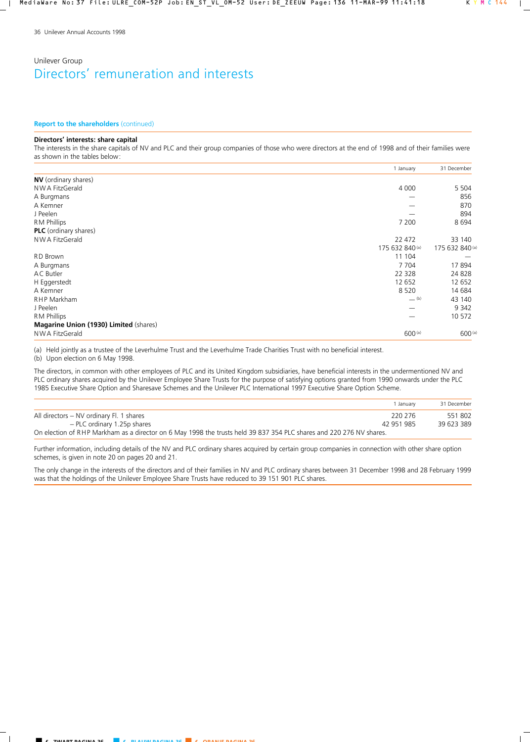Unilever Group

# Directors' remuneration and interests

**Report to the shareholders** (continued)

### Directors' interests: share capital

The interests in the share capitals of NV and PLC and their group companies of those who were directors at the end of 1998 and of their families were as shown in the tables below:

| | 1 January | 31 December |
|---|---|---|
| **NV** (ordinary shares) | | |
| NWA FitzGerald | 4 000 | 5 504 |
| A Burgmans | — | 856 |
| A Kemner | — | 870 |
| J Peelen | — | 894 |
| RM Phillips | 7 200 | 8 694 |
| **PLC** (ordinary shares) | | |
| NWA FitzGerald | 22 472 | 33 140 |
| | 175 632 840 [(a)] | 175 632 840 [(a)] |
| RD Brown | 11 104 | — |
| A Burgmans | 7 704 | 17 894 |
| AC Butler | 22 328 | 24 828 |
| H Eggerstedt | 12 652 | 12 652 |
| A Kemner | 8 520 | 14 684 |
| RHP Markham | — [(b)] | 43 140 |
| J Peelen | — | 9 342 |
| RM Phillips | — | 10 572 |
| **Magarine Union (1930) Limited** (shares) | | |
| NWA FitzGerald | 600 [(a)] | 600 [(a)] |

(a) Held jointly as a trustee of the Leverhulme Trust and the Leverhulme Trade Charities Trust with no beneficial interest.
(b) Upon election on 6 May 1998.

The directors, in common with other employees of PLC and its United Kingdom subsidiaries, have beneficial interests in the undermentioned NV and PLC ordinary shares acquired by the Unilever Employee Share Trusts for the purpose of satisfying options granted from 1990 onwards under the PLC 1985 Executive Share Option and Sharesave Schemes and the Unilever PLC International 1997 Executive Share Option Scheme.

| | 1 January | 31 December |
|---|---|---|
| All directors – NV ordinary Fl. 1 shares | 220 276 | 551 802 |
| – PLC ordinary 1.25p shares | 42 951 985 | 39 623 389 |

On election of RHP Markham as a director on 6 May 1998 the trusts held 39 837 354 PLC shares and 220 276 NV shares.

Further information, including details of the NV and PLC ordinary shares acquired by certain group companies in connection with other share option schemes, is given in note 20 on pages 20 and 21.

The only change in the interests of the directors and of their families in NV and PLC ordinary shares between 31 December 1998 and 28 February 1999 was that the holdings of the Unilever Employee Share Trusts have reduced to 39 151 901 PLC shares.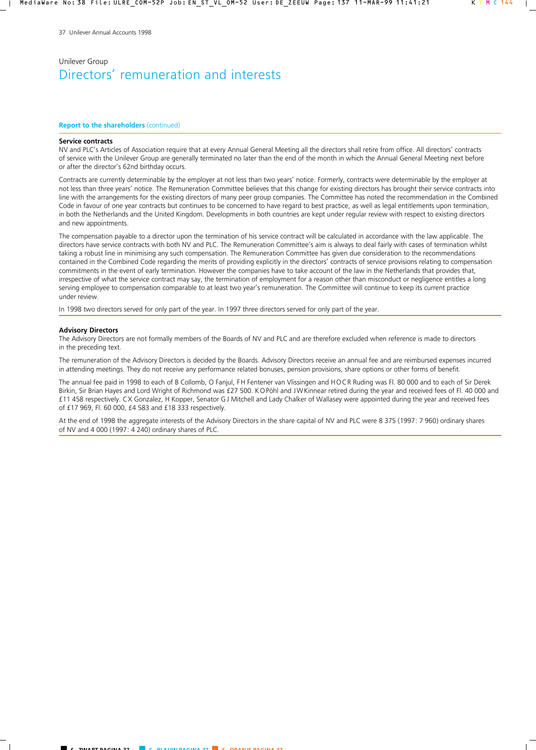Unilever Group

# Directors' remuneration and interests

**Report to the shareholders** (continued)

### Service contracts

NV and PLC's Articles of Association require that at every Annual General Meeting all the directors shall retire from office. All directors' contracts of service with the Unilever Group are generally terminated no later than the end of the month in which the Annual General Meeting next before or after the director's 62nd birthday occurs.

Contracts are currently determinable by the employer at not less than two years' notice. Formerly, contracts were determinable by the employer at not less than three years' notice. The Remuneration Committee believes that this change for existing directors has brought their service contracts into line with the arrangements for the existing directors of many peer group companies. The Committee has noted the recommendation in the Combined Code in favour of one year contracts but continues to be concerned to have regard to best practice, as well as legal entitlements upon termination, in both the Netherlands and the United Kingdom. Developments in both countries are kept under regular review with respect to existing directors and new appointments.

The compensation payable to a director upon the termination of his service contract will be calculated in accordance with the law applicable. The directors have service contracts with both NV and PLC. The Remuneration Committee's aim is always to deal fairly with cases of termination whilst taking a robust line in minimising any such compensation. The Remuneration Committee has given due consideration to the recommendations contained in the Combined Code regarding the merits of providing explicitly in the directors' contracts of service provisions relating to compensation commitments in the event of early termination. However the companies have to take account of the law in the Netherlands that provides that, irrespective of what the service contract may say, the termination of employment for a reason other than misconduct or negligence entitles a long serving employee to compensation comparable to at least two year's remuneration. The Committee will continue to keep its current practice under review.

In 1998 two directors served for only part of the year. In 1997 three directors served for only part of the year.

### Advisory Directors

The Advisory Directors are not formally members of the Boards of NV and PLC and are therefore excluded when reference is made to directors in the preceding text.

The remuneration of the Advisory Directors is decided by the Boards. Advisory Directors receive an annual fee and are reimbursed expenses incurred in attending meetings. They do not receive any performance related bonuses, pension provisions, share options or other forms of benefit.

The annual fee paid in 1998 to each of B Collomb, O Fanjul, FH Fentener van Vlissingen and HOCR Ruding was Fl. 80 000 and to each of Sir Derek Birkin, Sir Brian Hayes and Lord Wright of Richmond was £27 500. KO Pöhl and JW Kinnear retired during the year and received fees of Fl. 40 000 and £11 458 respectively. CX Gonzalez, H Kopper, Senator GJ Mitchell and Lady Chalker of Wallasey were appointed during the year and received fees of £17 969, Fl. 60 000, £4 583 and £18 333 respectively.

At the end of 1998 the aggregate interests of the Advisory Directors in the share capital of NV and PLC were 8 375 (1997: 7 960) ordinary shares of NV and 4 000 (1997: 4 240) ordinary shares of PLC.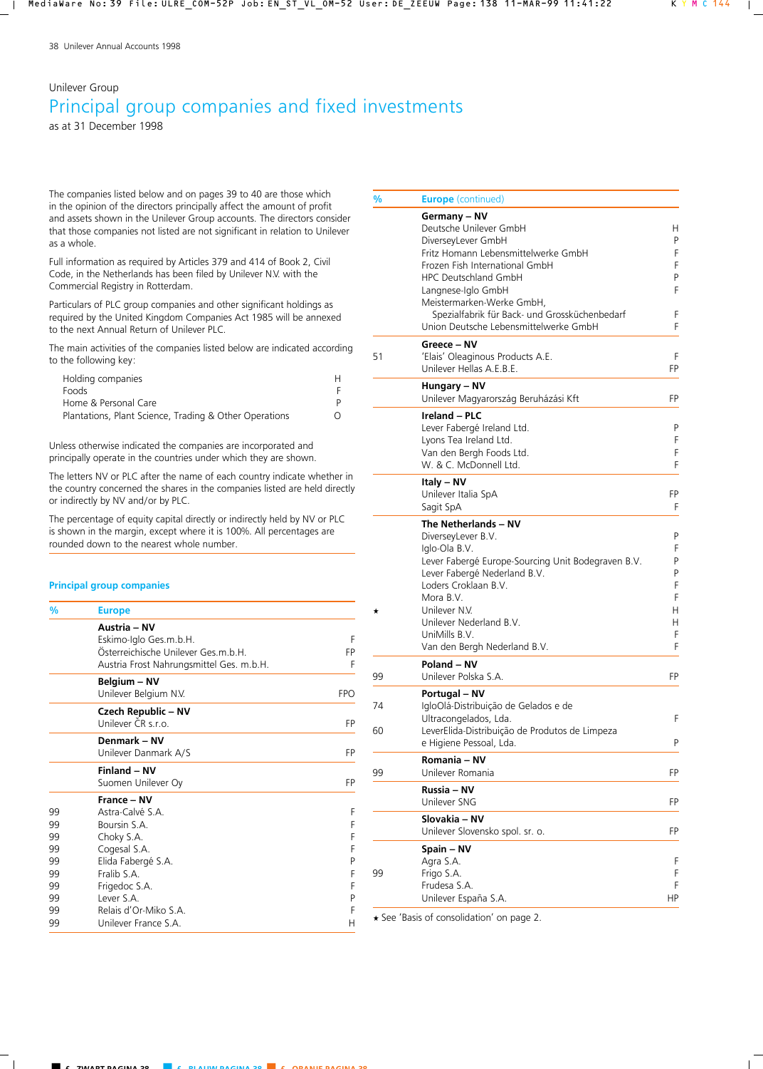Unilever Group

# Principal group companies and fixed investments

as at 31 December 1998

The companies listed below and on pages 39 to 40 are those which in the opinion of the directors principally affect the amount of profit and assets shown in the Unilever Group accounts. The directors consider that those companies not listed are not significant in relation to Unilever as a whole.

Full information as required by Articles 379 and 414 of Book 2, Civil Code, in the Netherlands has been filed by Unilever N.V. with the Commercial Registry in Rotterdam.

Particulars of PLC group companies and other significant holdings as required by the United Kingdom Companies Act 1985 will be annexed to the next Annual Return of Unilever PLC.

The main activities of the companies listed below are indicated according to the following key:

| | |
|---|---|
| Holding companies | H |
| Foods | F |
| Home & Personal Care | P |
| Plantations, Plant Science, Trading & Other Operations | O |

Unless otherwise indicated the companies are incorporated and principally operate in the countries under which they are shown.

The letters NV or PLC after the name of each country indicate whether in the country concerned the shares in the companies listed are held directly or indirectly by NV and/or by PLC.

The percentage of equity capital directly or indirectly held by NV or PLC is shown in the margin, except where it is 100%. All percentages are rounded down to the nearest whole number.

## Principal group companies

| % | Europe | |
|---|---|---|
| | **Austria – NV** | |
| | Eskimo-Iglo Ges.m.b.H. | F |
| | Österreichische Unilever Ges.m.b.H. | FP |
| | Austria Frost Nahrungsmittel Ges. m.b.H. | F |
| | **Belgium – NV** | |
| | Unilever Belgium N.V. | FPO |
| | **Czech Republic – NV** | |
| | Unilever ČR s.r.o. | FP |
| | **Denmark – NV** | |
| | Unilever Danmark A/S | FP |
| | **Finland – NV** | |
| | Suomen Unilever Oy | FP |
| | **France – NV** | |
| 99 | Astra-Calvé S.A. | F |
| 99 | Boursin S.A. | F |
| 99 | Choky S.A. | F |
| 99 | Cogesal S.A. | F |
| 99 | Elida Fabergé S.A. | P |
| 99 | Fralib S.A. | F |
| 99 | Frigedoc S.A. | F |
| 99 | Lever S.A. | P |
| 99 | Relais d'Or-Miko S.A. | F |
| 99 | Unilever France S.A. | H |

| % | Europe (continued) | |
|---|---|---|
| | **Germany – NV** | |
| | Deutsche Unilever GmbH | H |
| | DiverseyLever GmbH | P |
| | Fritz Homann Lebensmittelwerke GmbH | F |
| | Frozen Fish International GmbH | F |
| | HPC Deutschland GmbH | P |
| | Langnese-Iglo GmbH | F |
| | Meistermarken-Werke GmbH, Spezialfabrik für Back- und Grossküchenbedarf | F |
| | Union Deutsche Lebensmittelwerke GmbH | F |
| | **Greece – NV** | |
| 51 | 'Elais' Oleaginous Products A.E. | F |
| | Unilever Hellas A.E.B.E. | FP |
| | **Hungary – NV** | |
| | Unilever Magyarország Beruházási Kft | FP |
| | **Ireland – PLC** | |
| | Lever Fabergé Ireland Ltd. | P |
| | Lyons Tea Ireland Ltd. | F |
| | Van den Bergh Foods Ltd. | F |
| | W. & C. McDonnell Ltd. | F |
| | **Italy – NV** | |
| | Unilever Italia SpA | FP |
| | Sagit SpA | F |
| | **The Netherlands – NV** | |
| | DiverseyLever B.V. | P |
| | Iglo-Ola B.V. | F |
| | Lever Fabergé Europe-Sourcing Unit Bodegraven B.V. | P |
| | Lever Fabergé Nederland B.V. | P |
| | Loders Croklaan B.V. | F |
| | Mora B.V. | F |
| ★ | Unilever N.V. | H |
| | Unilever Nederland B.V. | H |
| | UniMills B.V. | F |
| | Van den Bergh Nederland B.V. | F |
| | **Poland – NV** | |
| 99 | Unilever Polska S.A. | FP |
| | **Portugal – NV** | |
| 74 | IgloOlá-Distribuição de Gelados e de Ultracongelados, Lda. | F |
| 60 | LeverElida-Distribuição de Produtos de Limpeza e Higiene Pessoal, Lda. | P |
| | **Romania – NV** | |
| 99 | Unilever Romania | FP |
| | **Russia – NV** | |
| | Unilever SNG | FP |
| | **Slovakia – NV** | |
| | Unilever Slovensko spol. sr. o. | FP |
| | **Spain – NV** | |
| | Agra S.A. | F |
| 99 | Frigo S.A. | F |
| | Frudesa S.A. | F |
| | Unilever España S.A. | HP |

★ See 'Basis of consolidation' on page 2.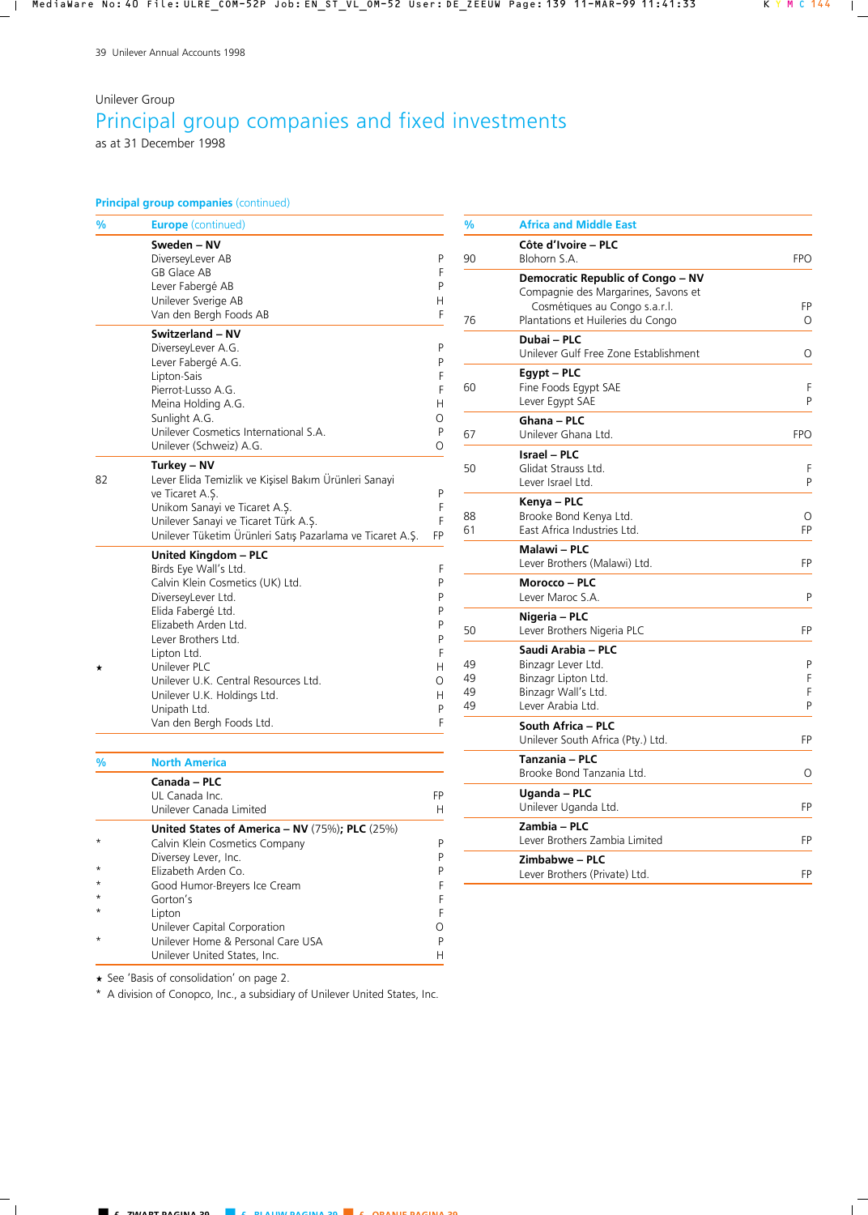Unilever Group

# Principal group companies and fixed investments

as at 31 December 1998

## Principal group companies (continued)

| % | Europe (continued) | |
|---|---|---|
| | **Sweden – NV** | |
| | DiverseyLever AB | P |
| | GB Glace AB | F |
| | Lever Fabergé AB | P |
| | Unilever Sverige AB | H |
| | Van den Bergh Foods AB | F |
| | **Switzerland – NV** | |
| | DiverseyLever A.G. | P |
| | Lever Fabergé A.G. | P |
| | Lipton-Sais | F |
| | Pierrot-Lusso A.G. | F |
| | Meina Holding A.G. | H |
| | Sunlight A.G. | O |
| | Unilever Cosmetics International S.A. | P |
| | Unilever (Schweiz) A.G. | O |
| | **Turkey – NV** | |
| 82 | Lever Elida Temizlik ve Kişisel Bakım Ürünleri Sanayi ve Ticaret A.Ş. | P |
| | Unikom Sanayi ve Ticaret A.Ş. | F |
| | Unilever Sanayi ve Ticaret Türk A.Ş. | F |
| | Unilever Tüketim Ürünleri Satış Pazarlama ve Ticaret A.Ş. | FP |
| | **United Kingdom – PLC** | |
| | Birds Eye Wall's Ltd. | F |
| | Calvin Klein Cosmetics (UK) Ltd. | P |
| | DiverseyLever Ltd. | P |
| | Elida Fabergé Ltd. | P |
| | Elizabeth Arden Ltd. | P |
| | Lever Brothers Ltd. | P |
| | Lipton Ltd. | F |
| ★ | Unilever PLC | H |
| | Unilever U.K. Central Resources Ltd. | O |
| | Unilever U.K. Holdings Ltd. | H |
| | Unipath Ltd. | P |
| | Van den Bergh Foods Ltd. | F |

| % | North America | |
|---|---|---|
| | **Canada – PLC** | |
| | UL Canada Inc. | FP |
| | Unilever Canada Limited | H |
| | **United States of America – NV** (75%); **PLC** (25%) | |
| * | Calvin Klein Cosmetics Company | P |
| | Diversey Lever, Inc. | P |
| * | Elizabeth Arden Co. | P |
| * | Good Humor-Breyers Ice Cream | F |
| * | Gorton's | F |
| * | Lipton | F |
| | Unilever Capital Corporation | O |
| * | Unilever Home & Personal Care USA | P |
| | Unilever United States, Inc. | H |

★ See 'Basis of consolidation' on page 2.

\* A division of Conopco, Inc., a subsidiary of Unilever United States, Inc.

| % | Africa and Middle East | |
|---|---|---|
| | **Côte d'Ivoire – PLC** | |
| 90 | Blohorn S.A. | FPO |
| | **Democratic Republic of Congo – NV** | |
| | Compagnie des Margarines, Savons et Cosmétiques au Congo s.a.r.l. | FP |
| 76 | Plantations et Huileries du Congo | O |
| | **Dubai – PLC** | |
| | Unilever Gulf Free Zone Establishment | O |
| | **Egypt – PLC** | |
| 60 | Fine Foods Egypt SAE | F |
| | Lever Egypt SAE | P |
| | **Ghana – PLC** | |
| 67 | Unilever Ghana Ltd. | FPO |
| | **Israel – PLC** | |
| 50 | Glidat Strauss Ltd. | F |
| | Lever Israel Ltd. | P |
| | **Kenya – PLC** | |
| 88 | Brooke Bond Kenya Ltd. | O |
| 61 | East Africa Industries Ltd. | FP |
| | **Malawi – PLC** | |
| | Lever Brothers (Malawi) Ltd. | FP |
| | **Morocco – PLC** | |
| | Lever Maroc S.A. | P |
| | **Nigeria – PLC** | |
| 50 | Lever Brothers Nigeria PLC | FP |
| | **Saudi Arabia – PLC** | |
| 49 | Binzagr Lever Ltd. | P |
| 49 | Binzagr Lipton Ltd. | F |
| 49 | Binzagr Wall's Ltd. | F |
| 49 | Lever Arabia Ltd. | P |
| | **South Africa – PLC** | |
| | Unilever South Africa (Pty.) Ltd. | FP |
| | **Tanzania – PLC** | |
| | Brooke Bond Tanzania Ltd. | O |
| | **Uganda – PLC** | |
| | Unilever Uganda Ltd. | FP |
| | **Zambia – PLC** | |
| | Lever Brothers Zambia Limited | FP |
| | **Zimbabwe – PLC** | |
| | Lever Brothers (Private) Ltd. | FP |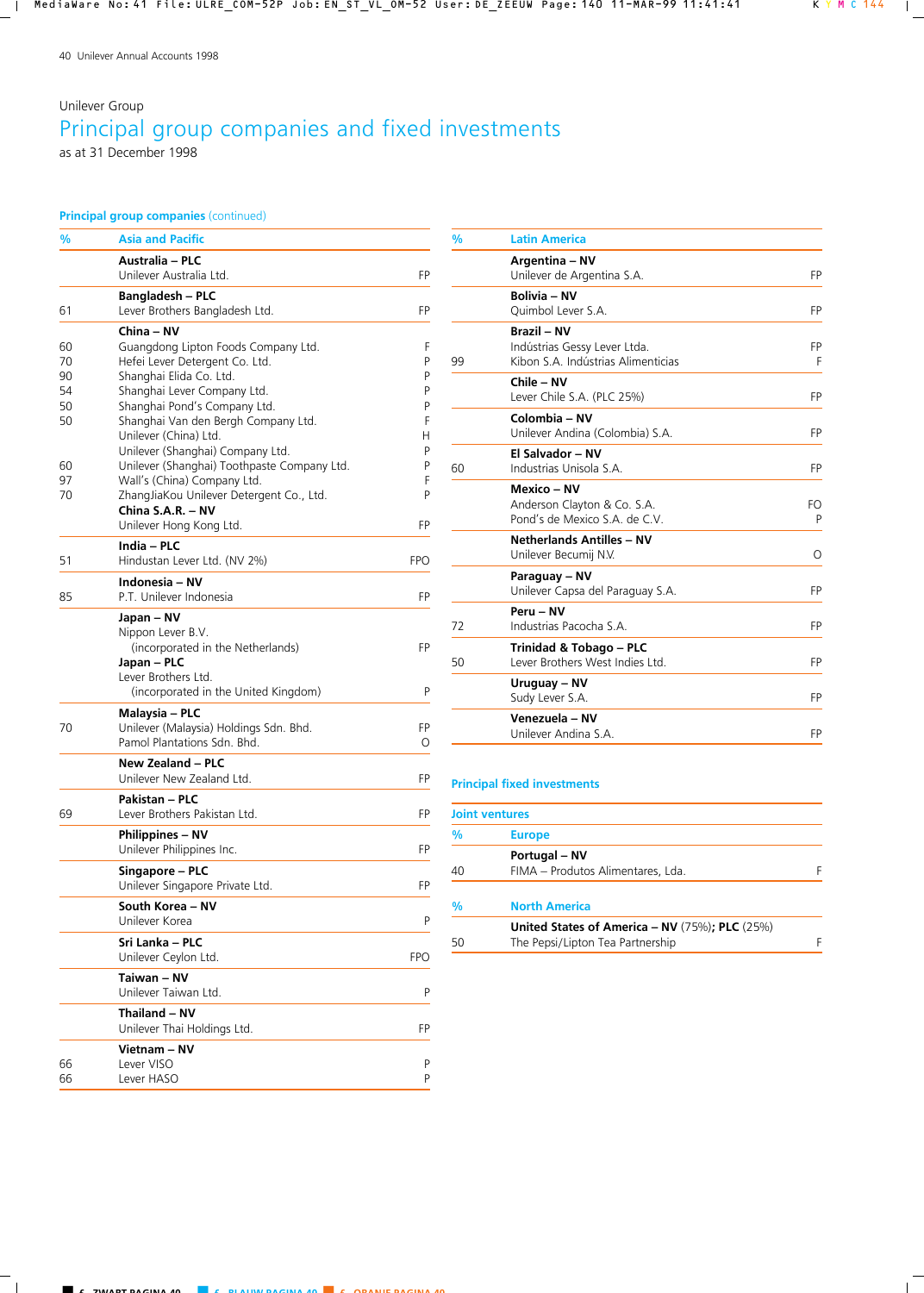Unilever Group

# Principal group companies and fixed investments

as at 31 December 1998

## Principal group companies (continued)

| % | Asia and Pacific | |
|---|---|---|
| | **Australia – PLC** | |
| | Unilever Australia Ltd. | FP |
| | **Bangladesh – PLC** | |
| 61 | Lever Brothers Bangladesh Ltd. | FP |
| | **China – NV** | |
| 60 | Guangdong Lipton Foods Company Ltd. | F |
| 70 | Hefei Lever Detergent Co. Ltd. | P |
| 90 | Shanghai Elida Co. Ltd. | P |
| 54 | Shanghai Lever Company Ltd. | P |
| 50 | Shanghai Pond's Company Ltd. | P |
| 50 | Shanghai Van den Bergh Company Ltd. | F |
| | Unilever (China) Ltd. | H |
| | Unilever (Shanghai) Company Ltd. | P |
| 60 | Unilever (Shanghai) Toothpaste Company Ltd. | P |
| 97 | Wall's (China) Company Ltd. | F |
| 70 | ZhangJiaKou Unilever Detergent Co., Ltd. | P |
| | **China S.A.R. – NV** | |
| | Unilever Hong Kong Ltd. | FP |
| | **India – PLC** | |
| 51 | Hindustan Lever Ltd. (NV 2%) | FPO |
| | **Indonesia – NV** | |
| 85 | P.T. Unilever Indonesia | FP |
| | **Japan – NV** | |
| | Nippon Lever B.V. (incorporated in the Netherlands) | FP |
| | **Japan – PLC** | |
| | Lever Brothers Ltd. (incorporated in the United Kingdom) | P |
| | **Malaysia – PLC** | |
| 70 | Unilever (Malaysia) Holdings Sdn. Bhd. | FP |
| | Pamol Plantations Sdn. Bhd. | O |
| | **New Zealand – PLC** | |
| | Unilever New Zealand Ltd. | FP |
| | **Pakistan – PLC** | |
| 69 | Lever Brothers Pakistan Ltd. | FP |
| | **Philippines – NV** | |
| | Unilever Philippines Inc. | FP |
| | **Singapore – PLC** | |
| | Unilever Singapore Private Ltd. | FP |
| | **South Korea – NV** | |
| | Unilever Korea | P |
| | **Sri Lanka – PLC** | |
| | Unilever Ceylon Ltd. | FPO |
| | **Taiwan – NV** | |
| | Unilever Taiwan Ltd. | P |
| | **Thailand – NV** | |
| | Unilever Thai Holdings Ltd. | FP |
| | **Vietnam – NV** | |
| 66 | Lever VISO | P |
| 66 | Lever HASO | P |

| % | Latin America | |
|---|---|---|
| | **Argentina – NV** | |
| | Unilever de Argentina S.A. | FP |
| | **Bolivia – NV** | |
| | Quimbol Lever S.A. | FP |
| | **Brazil – NV** | |
| | Indústrias Gessy Lever Ltda. | FP |
| 99 | Kibon S.A. Indústrias Alimenticias | F |
| | **Chile – NV** | |
| | Lever Chile S.A. (PLC 25%) | FP |
| | **Colombia – NV** | |
| | Unilever Andina (Colombia) S.A. | FP |
| | **El Salvador – NV** | |
| 60 | Industrias Unisola S.A. | FP |
| | **Mexico – NV** | |
| | Anderson Clayton & Co. S.A. | FO |
| | Pond's de Mexico S.A. de C.V. | P |
| | **Netherlands Antilles – NV** | |
| | Unilever Becumij N.V. | O |
| | **Paraguay – NV** | |
| | Unilever Capsa del Paraguay S.A. | FP |
| | **Peru – NV** | |
| 72 | Industrias Pacocha S.A. | FP |
| | **Trinidad & Tobago – PLC** | |
| 50 | Lever Brothers West Indies Ltd. | FP |
| | **Uruguay – NV** | |
| | Sudy Lever S.A. | FP |
| | **Venezuela – NV** | |
| | Unilever Andina S.A. | FP |

## Principal fixed investments

### Joint ventures

| % | Europe | |
|---|---|---|
| | **Portugal – NV** | |
| 40 | FIMA – Produtos Alimentares, Lda. | F |

| % | North America | |
|---|---|---|
| | **United States of America – NV** (75%); **PLC** (25%) | |
| 50 | The Pepsi/Lipton Tea Partnership | F |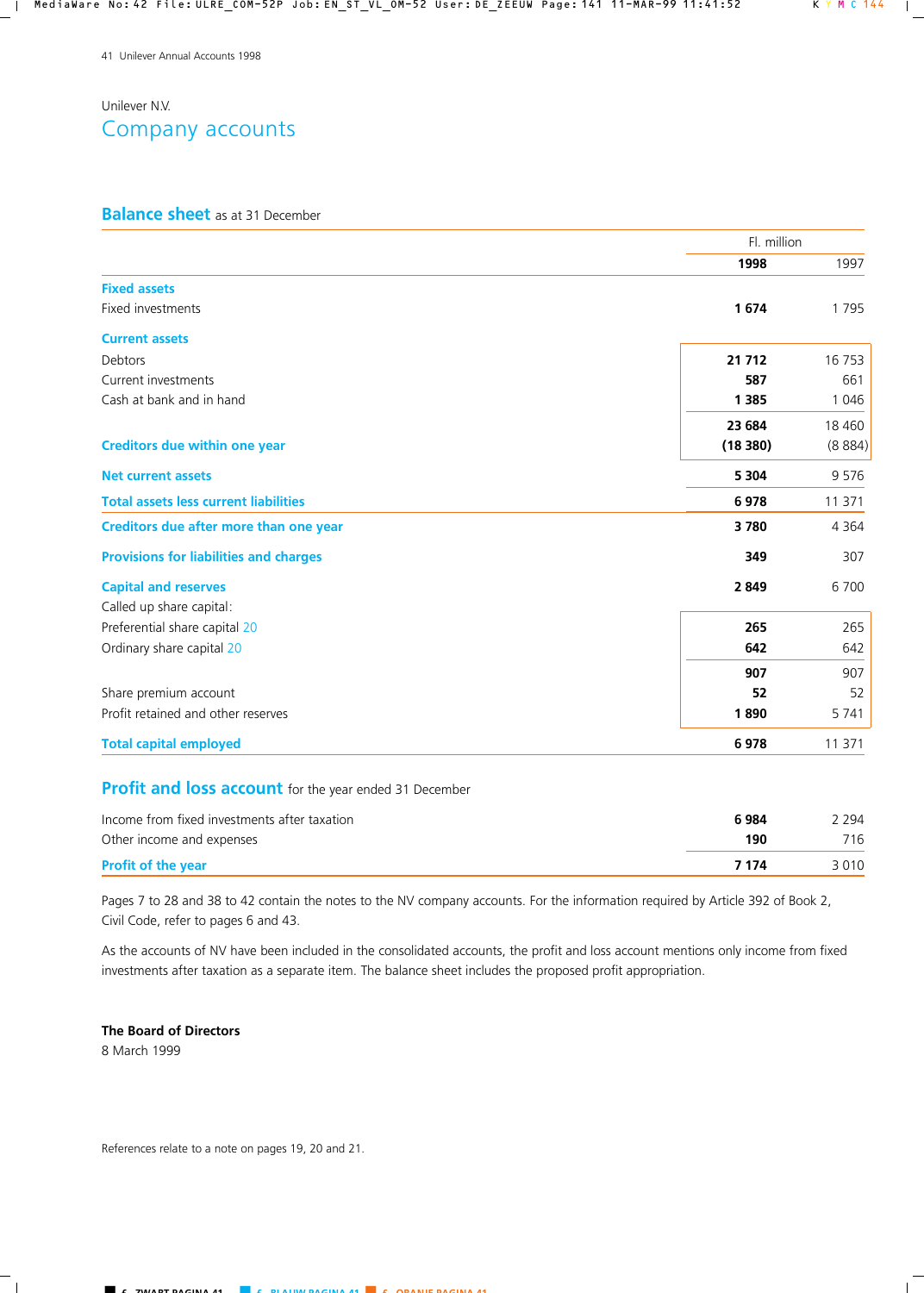Unilever N.V.

# Company accounts

## Balance sheet as at 31 December

| | Fl. million 1998 | 1997 |
|---|---|---|
| **Fixed assets** | | |
| Fixed investments | **1 674** | 1 795 |
| **Current assets** | | |
| Debtors | **21 712** | 16 753 |
| Current investments | **587** | 661 |
| Cash at bank and in hand | **1 385** | 1 046 |
| | **23 684** | 18 460 |
| **Creditors due within one year** | **(18 380)** | (8 884) |
| **Net current assets** | **5 304** | 9 576 |
| **Total assets less current liabilities** | **6 978** | 11 371 |
| **Creditors due after more than one year** | **3 780** | 4 364 |
| **Provisions for liabilities and charges** | **349** | 307 |
| **Capital and reserves** | **2 849** | 6 700 |
| Called up share capital: | | |
| Preferential share capital 20 | **265** | 265 |
| Ordinary share capital 20 | **642** | 642 |
| | **907** | 907 |
| Share premium account | **52** | 52 |
| Profit retained and other reserves | **1 890** | 5 741 |
| **Total capital employed** | **6 978** | 11 371 |

## Profit and loss account for the year ended 31 December

| | 1998 | 1997 |
|---|---|---|
| Income from fixed investments after taxation | **6 984** | 2 294 |
| Other income and expenses | **190** | 716 |
| **Profit of the year** | **7 174** | 3 010 |

Pages 7 to 28 and 38 to 42 contain the notes to the NV company accounts. For the information required by Article 392 of Book 2, Civil Code, refer to pages 6 and 43.

As the accounts of NV have been included in the consolidated accounts, the profit and loss account mentions only income from fixed investments after taxation as a separate item. The balance sheet includes the proposed profit appropriation.

**The Board of Directors**
8 March 1999

References relate to a note on pages 19, 20 and 21.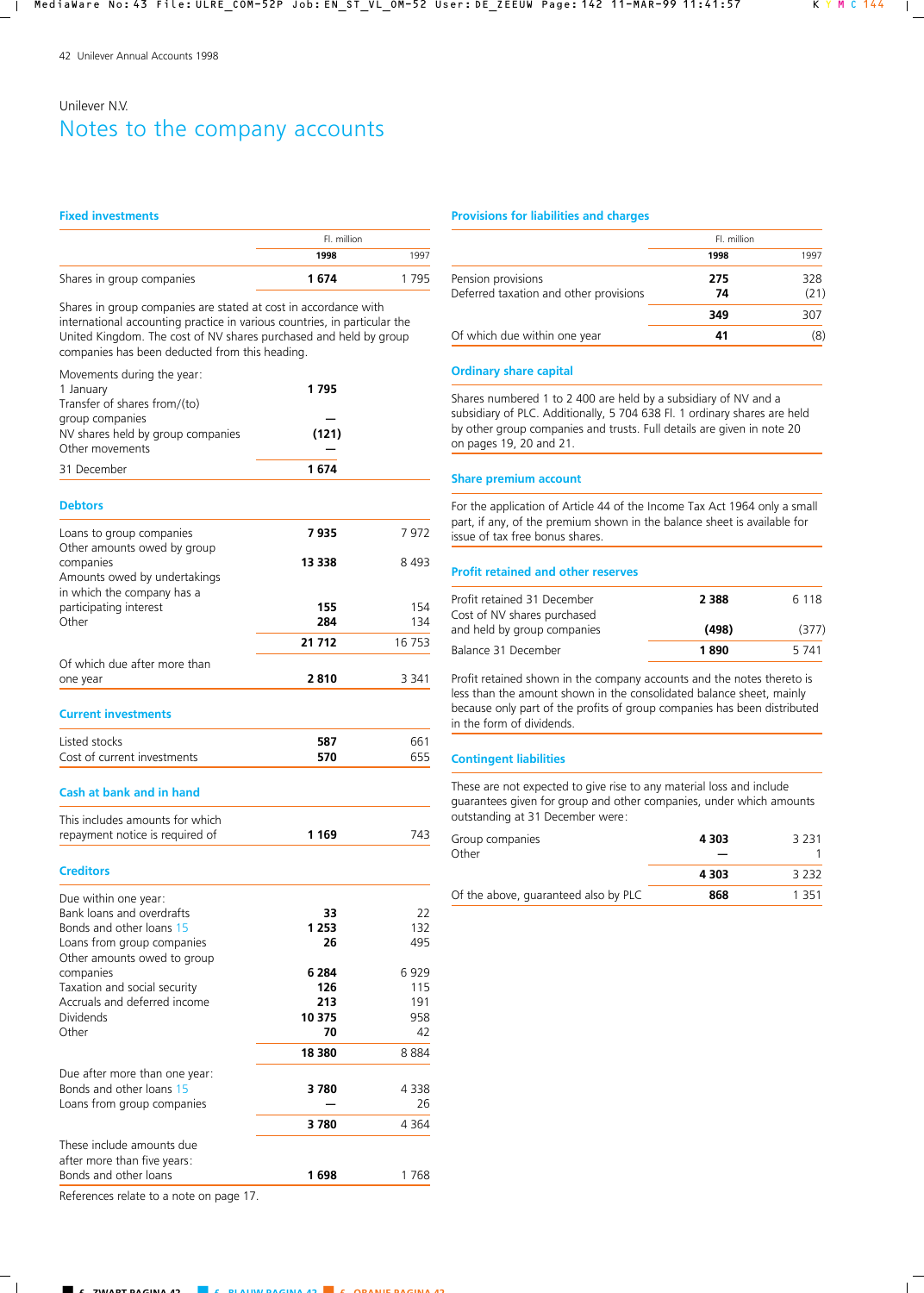Unilever N.V.

# Notes to the company accounts

## Fixed investments

| | Fl. million 1998 | 1997 |
|---|---|---|
| Shares in group companies | **1 674** | 1 795 |

Shares in group companies are stated at cost in accordance with international accounting practice in various countries, in particular the United Kingdom. The cost of NV shares purchased and held by group companies has been deducted from this heading.

| Movements during the year: | |
|---|---|
| 1 January | **1 795** |
| Transfer of shares from/(to) group companies | **—** |
| NV shares held by group companies | **(121)** |
| Other movements | **—** |
| 31 December | **1 674** |

## Debtors

| | 1998 | 1997 |
|---|---|---|
| Loans to group companies | **7 935** | 7 972 |
| Other amounts owed by group companies | **13 338** | 8 493 |
| Amounts owed by undertakings in which the company has a participating interest | **155** | 154 |
| Other | **284** | 134 |
| | **21 712** | 16 753 |
| Of which due after more than one year | **2 810** | 3 341 |

## Current investments

| | 1998 | 1997 |
|---|---|---|
| Listed stocks | **587** | 661 |
| Cost of current investments | **570** | 655 |

## Cash at bank and in hand

| | 1998 | 1997 |
|---|---|---|
| This includes amounts for which repayment notice is required of | **1 169** | 743 |

## Creditors

| | 1998 | 1997 |
|---|---|---|
| Due within one year: | | |
| Bank loans and overdrafts | **33** | 22 |
| Bonds and other loans 15 | **1 253** | 132 |
| Loans from group companies | **26** | 495 |
| Other amounts owed to group companies | **6 284** | 6 929 |
| Taxation and social security | **126** | 115 |
| Accruals and deferred income | **213** | 191 |
| Dividends | **10 375** | 958 |
| Other | **70** | 42 |
| | **18 380** | 8 884 |
| Due after more than one year: | | |
| Bonds and other loans 15 | **3 780** | 4 338 |
| Loans from group companies | **—** | 26 |
| | **3 780** | 4 364 |
| These include amounts due after more than five years: Bonds and other loans | **1 698** | 1 768 |

References relate to a note on page 17.

## Provisions for liabilities and charges

| | Fl. million 1998 | 1997 |
|---|---|---|
| Pension provisions | **275** | 328 |
| Deferred taxation and other provisions | **74** | (21) |
| | **349** | 307 |
| Of which due within one year | **41** | (8) |

## Ordinary share capital

Shares numbered 1 to 2 400 are held by a subsidiary of NV and a subsidiary of PLC. Additionally, 5 704 638 Fl. 1 ordinary shares are held by other group companies and trusts. Full details are given in note 20 on pages 19, 20 and 21.

## Share premium account

For the application of Article 44 of the Income Tax Act 1964 only a small part, if any, of the premium shown in the balance sheet is available for issue of tax free bonus shares.

## Profit retained and other reserves

| | 1998 | 1997 |
|---|---|---|
| Profit retained 31 December | **2 388** | 6 118 |
| Cost of NV shares purchased and held by group companies | **(498)** | (377) |
| Balance 31 December | **1 890** | 5 741 |

Profit retained shown in the company accounts and the notes thereto is less than the amount shown in the consolidated balance sheet, mainly because only part of the profits of group companies has been distributed in the form of dividends.

## Contingent liabilities

These are not expected to give rise to any material loss and include guarantees given for group and other companies, under which amounts outstanding at 31 December were:

| | 1998 | 1997 |
|---|---|---|
| Group companies | **4 303** | 3 231 |
| Other | **—** | 1 |
| | **4 303** | 3 232 |
| Of the above, guaranteed also by PLC | **868** | 1 351 |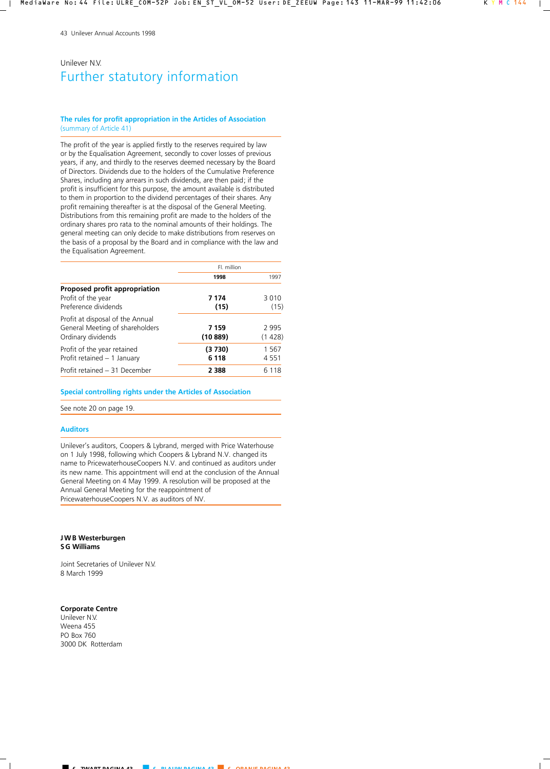Unilever N.V.

# Further statutory information

### The rules for profit appropriation in the Articles of Association
(summary of Article 41)

The profit of the year is applied firstly to the reserves required by law or by the Equalisation Agreement, secondly to cover losses of previous years, if any, and thirdly to the reserves deemed necessary by the Board of Directors. Dividends due to the holders of the Cumulative Preference Shares, including any arrears in such dividends, are then paid; if the profit is insufficient for this purpose, the amount available is distributed to them in proportion to the dividend percentages of their shares. Any profit remaining thereafter is at the disposal of the General Meeting. Distributions from this remaining profit are made to the holders of the ordinary shares pro rata to the nominal amounts of their holdings. The general meeting can only decide to make distributions from reserves on the basis of a proposal by the Board and in compliance with the law and the Equalisation Agreement.

| | Fl. million | |
|---|---|---|
| | **1998** | 1997 |
| **Proposed profit appropriation** | | |
| Profit of the year | **7 174** | 3 010 |
| Preference dividends | **(15)** | (15) |
| Profit at disposal of the Annual General Meeting of shareholders | **7 159** | 2 995 |
| Ordinary dividends | **(10 889)** | (1 428) |
| Profit of the year retained | **(3 730)** | 1 567 |
| Profit retained – 1 January | **6 118** | 4 551 |
| Profit retained – 31 December | **2 388** | 6 118 |

### Special controlling rights under the Articles of Association

See note 20 on page 19.

### Auditors

Unilever's auditors, Coopers & Lybrand, merged with Price Waterhouse on 1 July 1998, following which Coopers & Lybrand N.V. changed its name to PricewaterhouseCoopers N.V. and continued as auditors under its new name. This appointment will end at the conclusion of the Annual General Meeting on 4 May 1999. A resolution will be proposed at the Annual General Meeting for the reappointment of PricewaterhouseCoopers N.V. as auditors of NV.

**J W B Westerburgen**
**S G Williams**

Joint Secretaries of Unilever N.V.
8 March 1999

**Corporate Centre**
Unilever N.V.
Weena 455
PO Box 760
3000 DK Rotterdam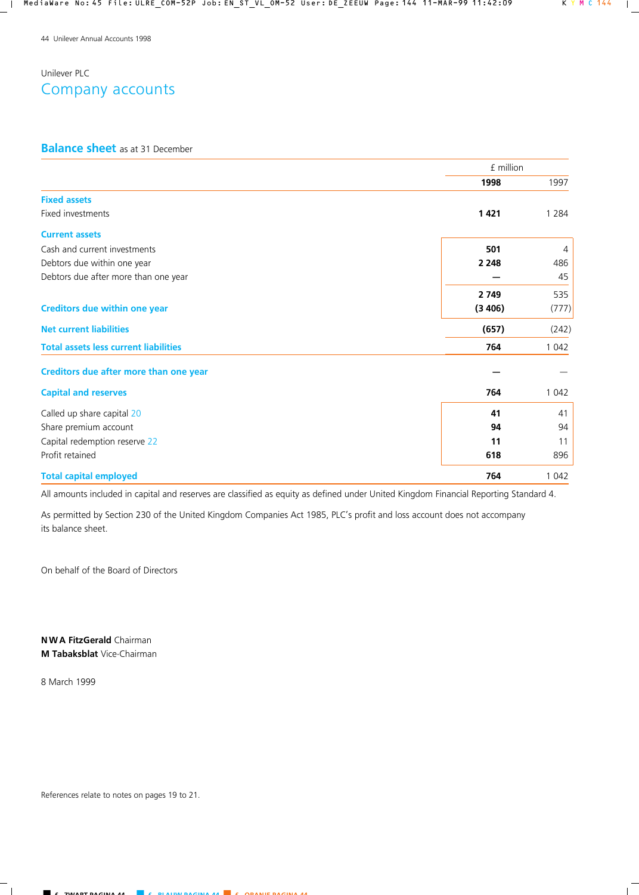Unilever PLC

# Company accounts

## Balance sheet as at 31 December

| | £ million 1998 | 1997 |
|---|---|---|
| **Fixed assets** | | |
| Fixed investments | **1 421** | 1 284 |
| **Current assets** | | |
| Cash and current investments | **501** | 4 |
| Debtors due within one year | **2 248** | 486 |
| Debtors due after more than one year | **—** | 45 |
| | **2 749** | 535 |
| **Creditors due within one year** | **(3 406)** | (777) |
| **Net current liabilities** | **(657)** | (242) |
| **Total assets less current liabilities** | **764** | 1 042 |
| **Creditors due after more than one year** | **—** | — |
| **Capital and reserves** | **764** | 1 042 |
| Called up share capital 20 | **41** | 41 |
| Share premium account | **94** | 94 |
| Capital redemption reserve 22 | **11** | 11 |
| Profit retained | **618** | 896 |
| **Total capital employed** | **764** | 1 042 |

All amounts included in capital and reserves are classified as equity as defined under United Kingdom Financial Reporting Standard 4.

As permitted by Section 230 of the United Kingdom Companies Act 1985, PLC's profit and loss account does not accompany its balance sheet.

On behalf of the Board of Directors

**N W A FitzGerald** Chairman
**M Tabaksblat** Vice-Chairman

8 March 1999

References relate to notes on pages 19 to 21.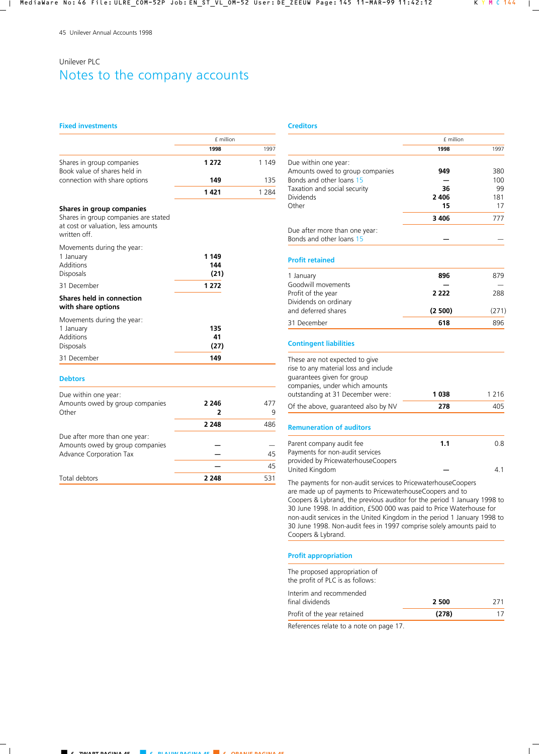Unilever PLC

# Notes to the company accounts

## Fixed investments

| | £ million 1998 | 1997 |
|---|---|---|
| Shares in group companies | **1 272** | 1 149 |
| Book value of shares held in connection with share options | **149** | 135 |
| | **1 421** | 1 284 |

**Shares in group companies**

Shares in group companies are stated at cost or valuation, less amounts written off.

| Movements during the year: | |
|---|---|
| 1 January | **1 149** |
| Additions | **144** |
| Disposals | **(21)** |
| 31 December | **1 272** |

**Shares held in connection with share options**

| Movements during the year: | |
|---|---|
| 1 January | **135** |
| Additions | **41** |
| Disposals | **(27)** |
| 31 December | **149** |

## Debtors

| | £ million 1998 | 1997 |
|---|---|---|
| Due within one year: | | |
| Amounts owed by group companies | **2 246** | 477 |
| Other | **2** | 9 |
| | **2 248** | 486 |
| Due after more than one year: | | |
| Amounts owed by group companies | **—** | — |
| Advance Corporation Tax | **—** | 45 |
| | **—** | 45 |
| Total debtors | **2 248** | 531 |

## Creditors

| | £ million 1998 | 1997 |
|---|---|---|
| Due within one year: | | |
| Amounts owed to group companies | **949** | 380 |
| Bonds and other loans 15 | **—** | 100 |
| Taxation and social security | **36** | 99 |
| Dividends | **2 406** | 181 |
| Other | **15** | 17 |
| | **3 406** | 777 |
| Due after more than one year: | | |
| Bonds and other loans 15 | **—** | — |

## Profit retained

| | 1998 | 1997 |
|---|---|---|
| 1 January | **896** | 879 |
| Goodwill movements | **—** | — |
| Profit of the year | **2 222** | 288 |
| Dividends on ordinary and deferred shares | **(2 500)** | (271) |
| 31 December | **618** | 896 |

## Contingent liabilities

| | 1998 | 1997 |
|---|---|---|
| These are not expected to give rise to any material loss and include guarantees given for group companies, under which amounts outstanding at 31 December were: | **1 038** | 1 216 |
| Of the above, guaranteed also by NV | **278** | 405 |

## Remuneration of auditors

| | 1998 | 1997 |
|---|---|---|
| Parent company audit fee | **1.1** | 0.8 |
| Payments for non-audit services provided by PricewaterhouseCoopers United Kingdom | **—** | 4.1 |

The payments for non-audit services to PricewaterhouseCoopers are made up of payments to PricewaterhouseCoopers and to Coopers & Lybrand, the previous auditor for the period 1 January 1998 to 30 June 1998. In addition, £500 000 was paid to Price Waterhouse for non-audit services in the United Kingdom in the period 1 January 1998 to 30 June 1998. Non-audit fees in 1997 comprise solely amounts paid to Coopers & Lybrand.

## Profit appropriation

| The proposed appropriation of the profit of PLC is as follows: | 1998 | 1997 |
|---|---|---|
| Interim and recommended final dividends | **2 500** | 271 |
| Profit of the year retained | **(278)** | 17 |

References relate to a note on page 17.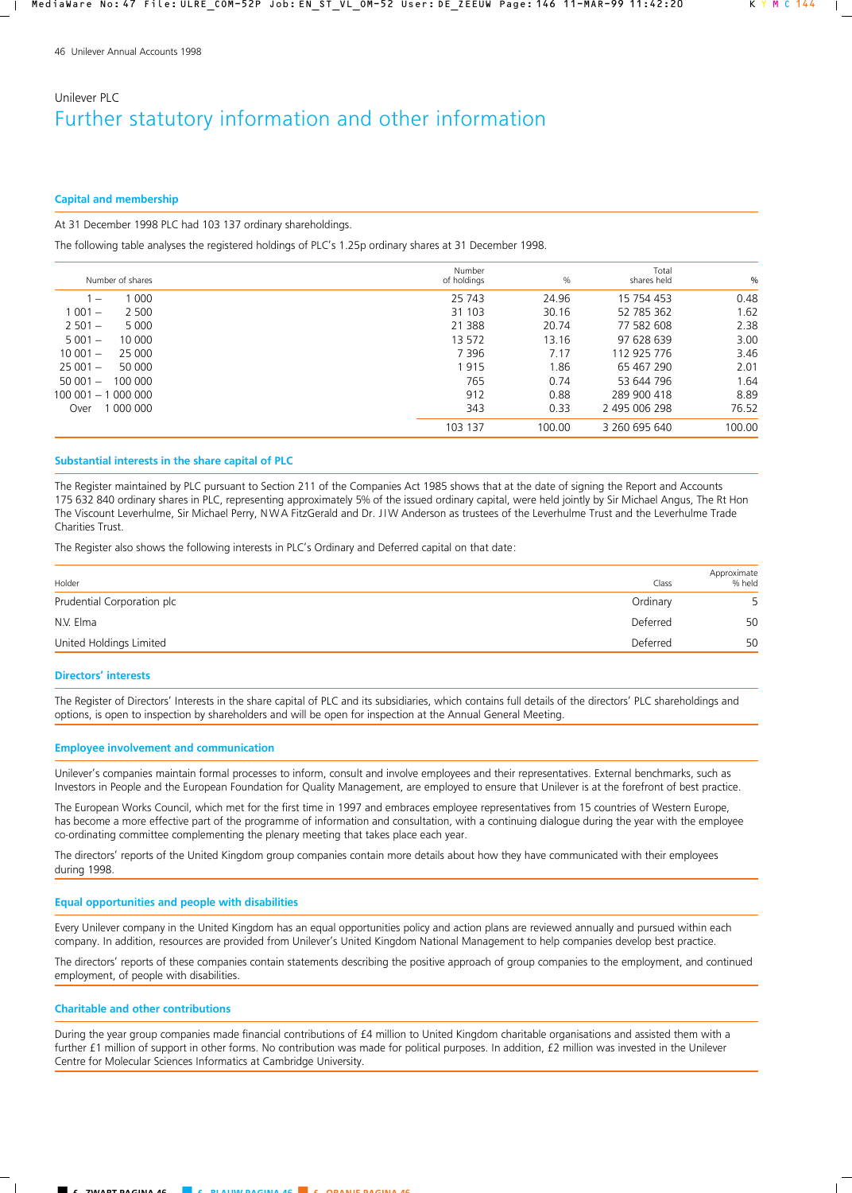Unilever PLC

# Further statutory information and other information

## Capital and membership

At 31 December 1998 PLC had 103 137 ordinary shareholdings.

The following table analyses the registered holdings of PLC's 1.25p ordinary shares at 31 December 1998.

| Number of shares | Number of holdings | % | Total shares held | % |
|---|---|---|---|---|
| 1 – 1 000 | 25 743 | 24.96 | 15 754 453 | 0.48 |
| 1 001 – 2 500 | 31 103 | 30.16 | 52 785 362 | 1.62 |
| 2 501 – 5 000 | 21 388 | 20.74 | 77 582 608 | 2.38 |
| 5 001 – 10 000 | 13 572 | 13.16 | 97 628 639 | 3.00 |
| 10 001 – 25 000 | 7 396 | 7.17 | 112 925 776 | 3.46 |
| 25 001 – 50 000 | 1 915 | 1.86 | 65 467 290 | 2.01 |
| 50 001 – 100 000 | 765 | 0.74 | 53 644 796 | 1.64 |
| 100 001 – 1 000 000 | 912 | 0.88 | 289 900 418 | 8.89 |
| Over 1 000 000 | 343 | 0.33 | 2 495 006 298 | 76.52 |
| | 103 137 | 100.00 | 3 260 695 640 | 100.00 |

## Substantial interests in the share capital of PLC

The Register maintained by PLC pursuant to Section 211 of the Companies Act 1985 shows that at the date of signing the Report and Accounts 175 632 840 ordinary shares in PLC, representing approximately 5% of the issued ordinary capital, were held jointly by Sir Michael Angus, The Rt Hon The Viscount Leverhulme, Sir Michael Perry, N W A FitzGerald and Dr. J I W Anderson as trustees of the Leverhulme Trust and the Leverhulme Trade Charities Trust.

The Register also shows the following interests in PLC's Ordinary and Deferred capital on that date:

| Holder | Class | Approximate % held |
|---|---|---|
| Prudential Corporation plc | Ordinary | 5 |
| N.V. Elma | Deferred | 50 |
| United Holdings Limited | Deferred | 50 |

## Directors' interests

The Register of Directors' Interests in the share capital of PLC and its subsidiaries, which contains full details of the directors' PLC shareholdings and options, is open to inspection by shareholders and will be open for inspection at the Annual General Meeting.

## Employee involvement and communication

Unilever's companies maintain formal processes to inform, consult and involve employees and their representatives. External benchmarks, such as Investors in People and the European Foundation for Quality Management, are employed to ensure that Unilever is at the forefront of best practice.

The European Works Council, which met for the first time in 1997 and embraces employee representatives from 15 countries of Western Europe, has become a more effective part of the programme of information and consultation, with a continuing dialogue during the year with the employee co-ordinating committee complementing the plenary meeting that takes place each year.

The directors' reports of the United Kingdom group companies contain more details about how they have communicated with their employees during 1998.

## Equal opportunities and people with disabilities

Every Unilever company in the United Kingdom has an equal opportunities policy and action plans are reviewed annually and pursued within each company. In addition, resources are provided from Unilever's United Kingdom National Management to help companies develop best practice.

The directors' reports of these companies contain statements describing the positive approach of group companies to the employment, and continued employment, of people with disabilities.

## Charitable and other contributions

During the year group companies made financial contributions of £4 million to United Kingdom charitable organisations and assisted them with a further £1 million of support in other forms. No contribution was made for political purposes. In addition, £2 million was invested in the Unilever Centre for Molecular Sciences Informatics at Cambridge University.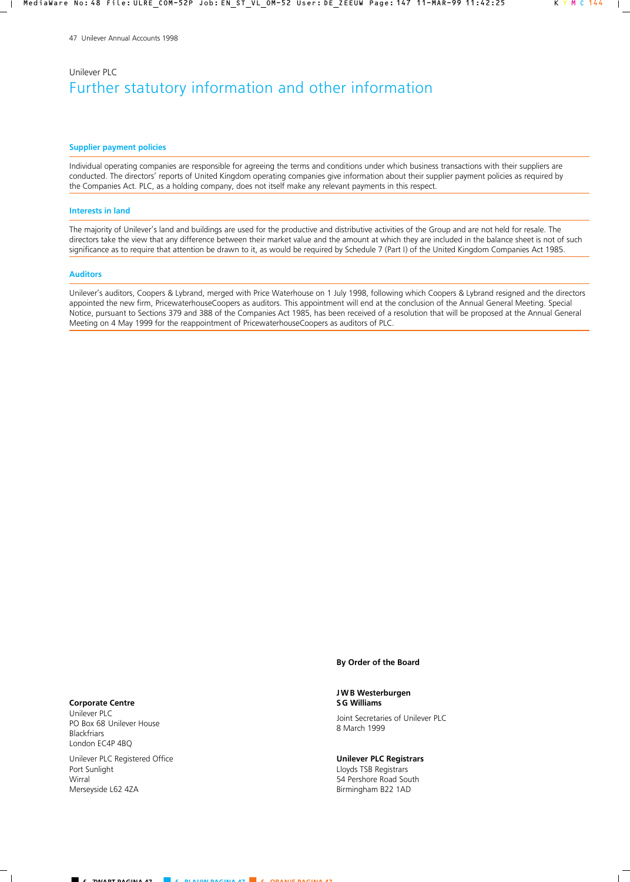Unilever PLC

# Further statutory information and other information

### Supplier payment policies

Individual operating companies are responsible for agreeing the terms and conditions under which business transactions with their suppliers are conducted. The directors' reports of United Kingdom operating companies give information about their supplier payment policies as required by the Companies Act. PLC, as a holding company, does not itself make any relevant payments in this respect.

### Interests in land

The majority of Unilever's land and buildings are used for the productive and distributive activities of the Group and are not held for resale. The directors take the view that any difference between their market value and the amount at which they are included in the balance sheet is not of such significance as to require that attention be drawn to it, as would be required by Schedule 7 (Part I) of the United Kingdom Companies Act 1985.

### Auditors

Unilever's auditors, Coopers & Lybrand, merged with Price Waterhouse on 1 July 1998, following which Coopers & Lybrand resigned and the directors appointed the new firm, PricewaterhouseCoopers as auditors. This appointment will end at the conclusion of the Annual General Meeting. Special Notice, pursuant to Sections 379 and 388 of the Companies Act 1985, has been received of a resolution that will be proposed at the Annual General Meeting on 4 May 1999 for the reappointment of PricewaterhouseCoopers as auditors of PLC.

**By Order of the Board**

**J W B Westerburgen**
**S G Williams**

Joint Secretaries of Unilever PLC
8 March 1999

**Corporate Centre**
Unilever PLC
PO Box 68 Unilever House
Blackfriars
London EC4P 4BQ

Unilever PLC Registered Office
Port Sunlight
Wirral
Merseyside L62 4ZA

**Unilever PLC Registrars**
Lloyds TSB Registrars
54 Pershore Road South
Birmingham B22 1AD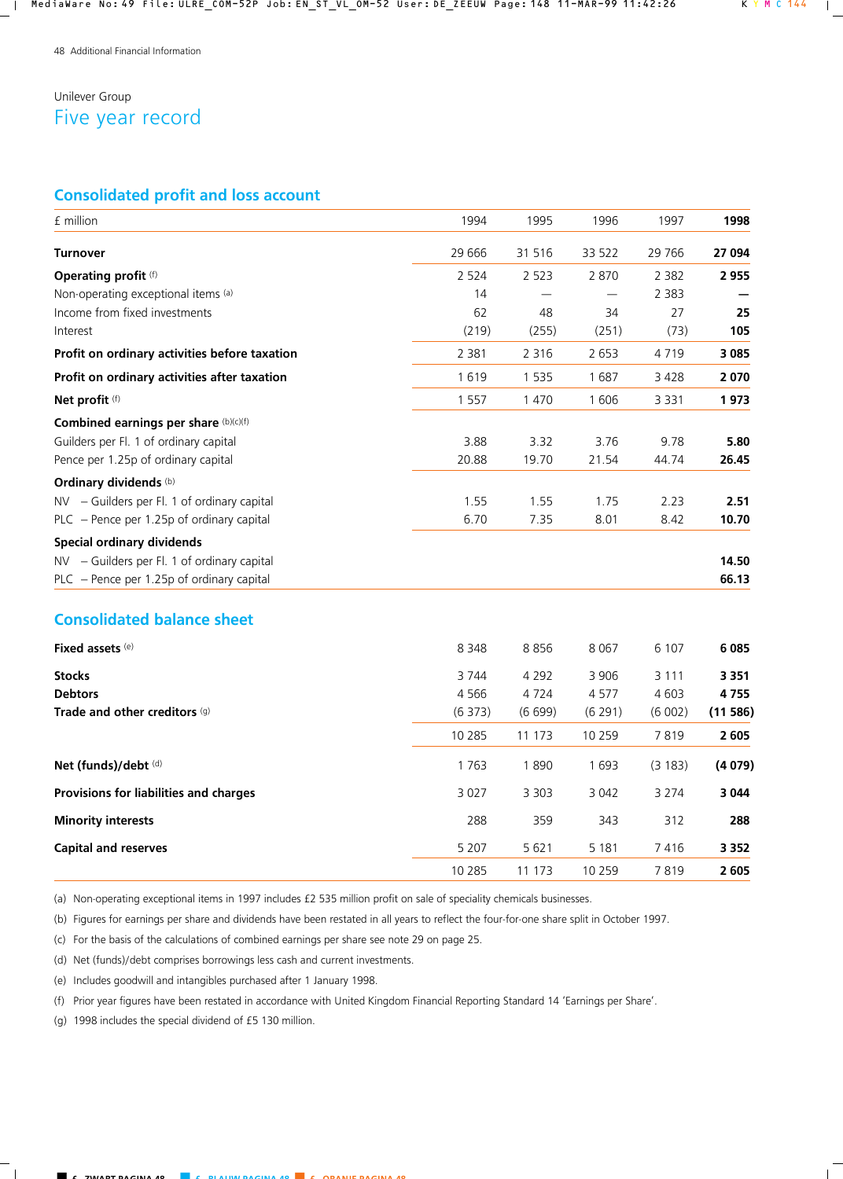Unilever Group

# Five year record

## Consolidated profit and loss account

| £ million | 1994 | 1995 | 1996 | 1997 | **1998** |
|---|---|---|---|---|---|
| **Turnover** | 29 666 | 31 516 | 33 522 | 29 766 | **27 094** |
| **Operating profit** [(f)] | 2 524 | 2 523 | 2 870 | 2 382 | **2 955** |
| Non-operating exceptional items [(a)] | 14 | — | — | 2 383 | **—** |
| Income from fixed investments | 62 | 48 | 34 | 27 | **25** |
| Interest | (219) | (255) | (251) | (73) | **105** |
| **Profit on ordinary activities before taxation** | 2 381 | 2 316 | 2 653 | 4 719 | **3 085** |
| **Profit on ordinary activities after taxation** | 1 619 | 1 535 | 1 687 | 3 428 | **2 070** |
| **Net profit** [(f)] | 1 557 | 1 470 | 1 606 | 3 331 | **1 973** |
| **Combined earnings per share** [(b)(c)(f)] | | | | | |
| Guilders per Fl. 1 of ordinary capital | 3.88 | 3.32 | 3.76 | 9.78 | **5.80** |
| Pence per 1.25p of ordinary capital | 20.88 | 19.70 | 21.54 | 44.74 | **26.45** |
| **Ordinary dividends** [(b)] | | | | | |
| NV – Guilders per Fl. 1 of ordinary capital | 1.55 | 1.55 | 1.75 | 2.23 | **2.51** |
| PLC – Pence per 1.25p of ordinary capital | 6.70 | 7.35 | 8.01 | 8.42 | **10.70** |
| **Special ordinary dividends** | | | | | |
| NV – Guilders per Fl. 1 of ordinary capital | | | | | **14.50** |
| PLC – Pence per 1.25p of ordinary capital | | | | | **66.13** |

## Consolidated balance sheet

| £ million | 1994 | 1995 | 1996 | 1997 | **1998** |
|---|---|---|---|---|---|
| **Fixed assets** [(e)] | 8 348 | 8 856 | 8 067 | 6 107 | **6 085** |
| **Stocks** | 3 744 | 4 292 | 3 906 | 3 111 | **3 351** |
| **Debtors** | 4 566 | 4 724 | 4 577 | 4 603 | **4 755** |
| **Trade and other creditors** [(g)] | (6 373) | (6 699) | (6 291) | (6 002) | **(11 586)** |
| | 10 285 | 11 173 | 10 259 | 7 819 | **2 605** |
| **Net (funds)/debt** [(d)] | 1 763 | 1 890 | 1 693 | (3 183) | **(4 079)** |
| **Provisions for liabilities and charges** | 3 027 | 3 303 | 3 042 | 3 274 | **3 044** |
| **Minority interests** | 288 | 359 | 343 | 312 | **288** |
| **Capital and reserves** | 5 207 | 5 621 | 5 181 | 7 416 | **3 352** |
| | 10 285 | 11 173 | 10 259 | 7 819 | **2 605** |

(a) Non-operating exceptional items in 1997 includes £2 535 million profit on sale of speciality chemicals businesses.

(b) Figures for earnings per share and dividends have been restated in all years to reflect the four-for-one share split in October 1997.

(c) For the basis of the calculations of combined earnings per share see note 29 on page 25.

(d) Net (funds)/debt comprises borrowings less cash and current investments.

(e) Includes goodwill and intangibles purchased after 1 January 1998.

(f) Prior year figures have been restated in accordance with United Kingdom Financial Reporting Standard 14 'Earnings per Share'.

(g) 1998 includes the special dividend of £5 130 million.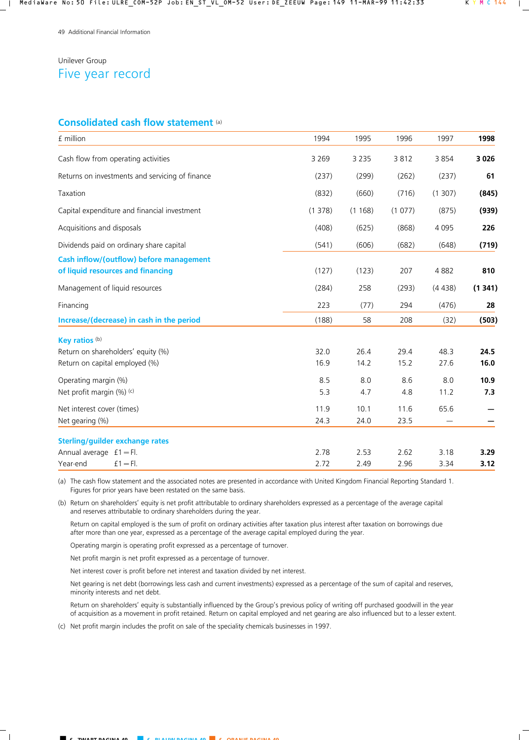Unilever Group

# Five year record

## Consolidated cash flow statement (a)

| £ million | 1994 | 1995 | 1996 | 1997 | **1998** |
|---|---|---|---|---|---|
| Cash flow from operating activities | 3 269 | 3 235 | 3 812 | 3 854 | **3 026** |
| Returns on investments and servicing of finance | (237) | (299) | (262) | (237) | **61** |
| Taxation | (832) | (660) | (716) | (1 307) | **(845)** |
| Capital expenditure and financial investment | (1 378) | (1 168) | (1 077) | (875) | **(939)** |
| Acquisitions and disposals | (408) | (625) | (868) | 4 095 | **226** |
| Dividends paid on ordinary share capital | (541) | (606) | (682) | (648) | **(719)** |
| **Cash inflow/(outflow) before management of liquid resources and financing** | (127) | (123) | 207 | 4 882 | **810** |
| Management of liquid resources | (284) | 258 | (293) | (4 438) | **(1 341)** |
| Financing | 223 | (77) | 294 | (476) | **28** |
| **Increase/(decrease) in cash in the period** | (188) | 58 | 208 | (32) | **(503)** |

### Key ratios (b)

| | 1994 | 1995 | 1996 | 1997 | **1998** |
|---|---|---|---|---|---|
| Return on shareholders' equity (%) | 32.0 | 26.4 | 29.4 | 48.3 | **24.5** |
| Return on capital employed (%) | 16.9 | 14.2 | 15.2 | 27.6 | **16.0** |
| Operating margin (%) | 8.5 | 8.0 | 8.6 | 8.0 | **10.9** |
| Net profit margin (%) (c) | 5.3 | 4.7 | 4.8 | 11.2 | **7.3** |
| Net interest cover (times) | 11.9 | 10.1 | 11.6 | 65.6 | **—** |
| Net gearing (%) | 24.3 | 24.0 | 23.5 | — | **—** |

### Sterling/guilder exchange rates

| | 1994 | 1995 | 1996 | 1997 | **1998** |
|---|---|---|---|---|---|
| Annual average £1 = Fl. | 2.78 | 2.53 | 2.62 | 3.18 | **3.29** |
| Year-end £1 = Fl. | 2.72 | 2.49 | 2.96 | 3.34 | **3.12** |

(a) The cash flow statement and the associated notes are presented in accordance with United Kingdom Financial Reporting Standard 1. Figures for prior years have been restated on the same basis.

(b) Return on shareholders' equity is net profit attributable to ordinary shareholders expressed as a percentage of the average capital and reserves attributable to ordinary shareholders during the year.

Return on capital employed is the sum of profit on ordinary activities after taxation plus interest after taxation on borrowings due after more than one year, expressed as a percentage of the average capital employed during the year.

Operating margin is operating profit expressed as a percentage of turnover.

Net profit margin is net profit expressed as a percentage of turnover.

Net interest cover is profit before net interest and taxation divided by net interest.

Net gearing is net debt (borrowings less cash and current investments) expressed as a percentage of the sum of capital and reserves, minority interests and net debt.

Return on shareholders' equity is substantially influenced by the Group's previous policy of writing off purchased goodwill in the year of acquisition as a movement in profit retained. Return on capital employed and net gearing are also influenced but to a lesser extent.

(c) Net profit margin includes the profit on sale of the speciality chemicals businesses in 1997.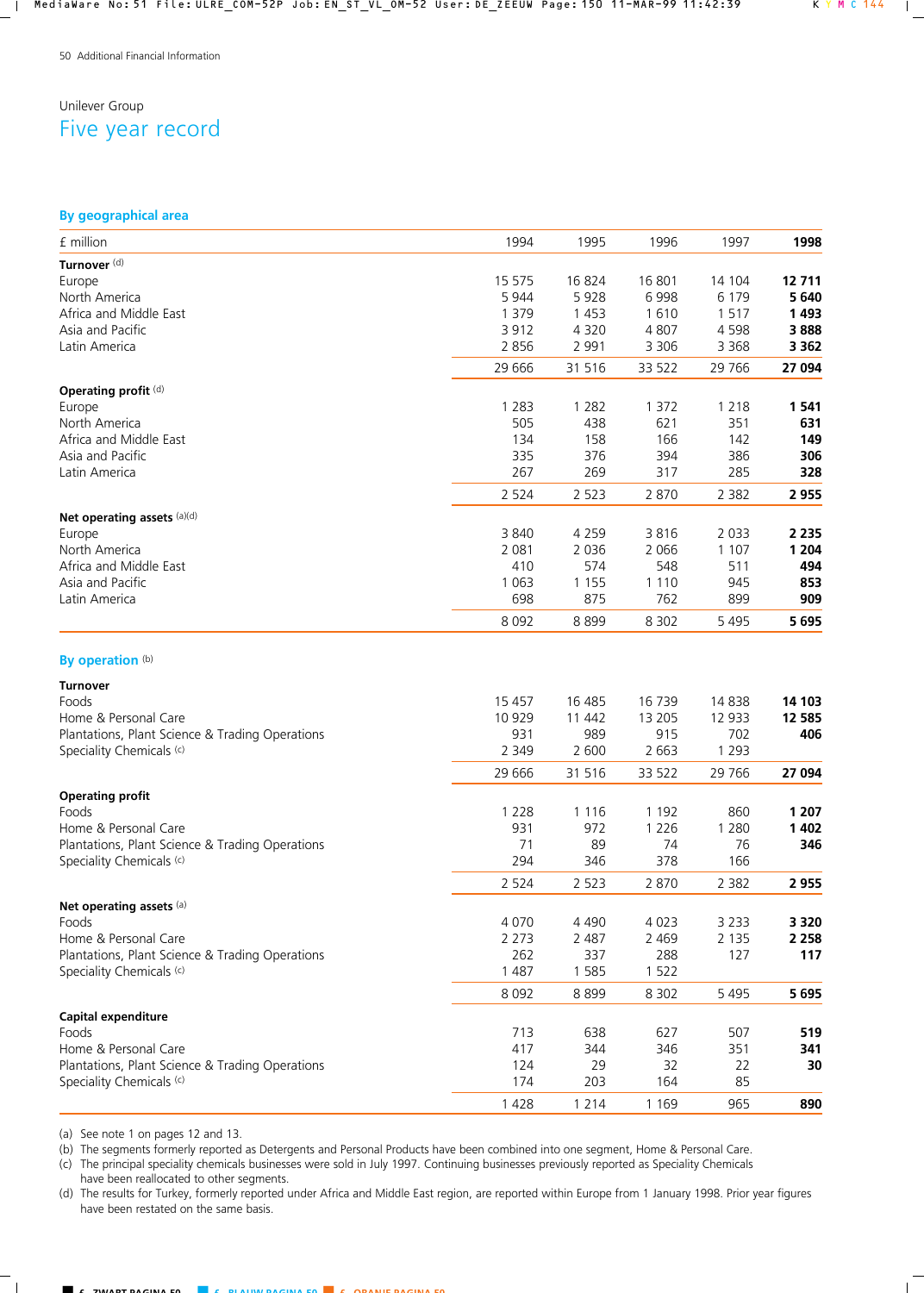Unilever Group

# Five year record

## By geographical area

| £ million | 1994 | 1995 | 1996 | 1997 | **1998** |
|---|---|---|---|---|---|
| **Turnover** [(d)] | | | | | |
| Europe | 15 575 | 16 824 | 16 801 | 14 104 | **12 711** |
| North America | 5 944 | 5 928 | 6 998 | 6 179 | **5 640** |
| Africa and Middle East | 1 379 | 1 453 | 1 610 | 1 517 | **1 493** |
| Asia and Pacific | 3 912 | 4 320 | 4 807 | 4 598 | **3 888** |
| Latin America | 2 856 | 2 991 | 3 306 | 3 368 | **3 362** |
| | 29 666 | 31 516 | 33 522 | 29 766 | **27 094** |
| **Operating profit** [(d)] | | | | | |
| Europe | 1 283 | 1 282 | 1 372 | 1 218 | **1 541** |
| North America | 505 | 438 | 621 | 351 | **631** |
| Africa and Middle East | 134 | 158 | 166 | 142 | **149** |
| Asia and Pacific | 335 | 376 | 394 | 386 | **306** |
| Latin America | 267 | 269 | 317 | 285 | **328** |
| | 2 524 | 2 523 | 2 870 | 2 382 | **2 955** |
| **Net operating assets** [(a)(d)] | | | | | |
| Europe | 3 840 | 4 259 | 3 816 | 2 033 | **2 235** |
| North America | 2 081 | 2 036 | 2 066 | 1 107 | **1 204** |
| Africa and Middle East | 410 | 574 | 548 | 511 | **494** |
| Asia and Pacific | 1 063 | 1 155 | 1 110 | 945 | **853** |
| Latin America | 698 | 875 | 762 | 899 | **909** |
| | 8 092 | 8 899 | 8 302 | 5 495 | **5 695** |

## By operation [(b)]

| £ million | 1994 | 1995 | 1996 | 1997 | **1998** |
|---|---|---|---|---|---|
| **Turnover** | | | | | |
| Foods | 15 457 | 16 485 | 16 739 | 14 838 | **14 103** |
| Home & Personal Care | 10 929 | 11 442 | 13 205 | 12 933 | **12 585** |
| Plantations, Plant Science & Trading Operations | 931 | 989 | 915 | 702 | **406** |
| Speciality Chemicals [(c)] | 2 349 | 2 600 | 2 663 | 1 293 | |
| | 29 666 | 31 516 | 33 522 | 29 766 | **27 094** |
| **Operating profit** | | | | | |
| Foods | 1 228 | 1 116 | 1 192 | 860 | **1 207** |
| Home & Personal Care | 931 | 972 | 1 226 | 1 280 | **1 402** |
| Plantations, Plant Science & Trading Operations | 71 | 89 | 74 | 76 | **346** |
| Speciality Chemicals [(c)] | 294 | 346 | 378 | 166 | |
| | 2 524 | 2 523 | 2 870 | 2 382 | **2 955** |
| **Net operating assets** [(a)] | | | | | |
| Foods | 4 070 | 4 490 | 4 023 | 3 233 | **3 320** |
| Home & Personal Care | 2 273 | 2 487 | 2 469 | 2 135 | **2 258** |
| Plantations, Plant Science & Trading Operations | 262 | 337 | 288 | 127 | **117** |
| Speciality Chemicals [(c)] | 1 487 | 1 585 | 1 522 | | |
| | 8 092 | 8 899 | 8 302 | 5 495 | **5 695** |
| **Capital expenditure** | | | | | |
| Foods | 713 | 638 | 627 | 507 | **519** |
| Home & Personal Care | 417 | 344 | 346 | 351 | **341** |
| Plantations, Plant Science & Trading Operations | 124 | 29 | 32 | 22 | **30** |
| Speciality Chemicals [(c)] | 174 | 203 | 164 | 85 | |
| | 1 428 | 1 214 | 1 169 | 965 | **890** |

(a) See note 1 on pages 12 and 13.
(b) The segments formerly reported as Detergents and Personal Products have been combined into one segment, Home & Personal Care.
(c) The principal speciality chemicals businesses were sold in July 1997. Continuing businesses previously reported as Speciality Chemicals have been reallocated to other segments.
(d) The results for Turkey, formerly reported under Africa and Middle East region, are reported within Europe from 1 January 1998. Prior year figures have been restated on the same basis.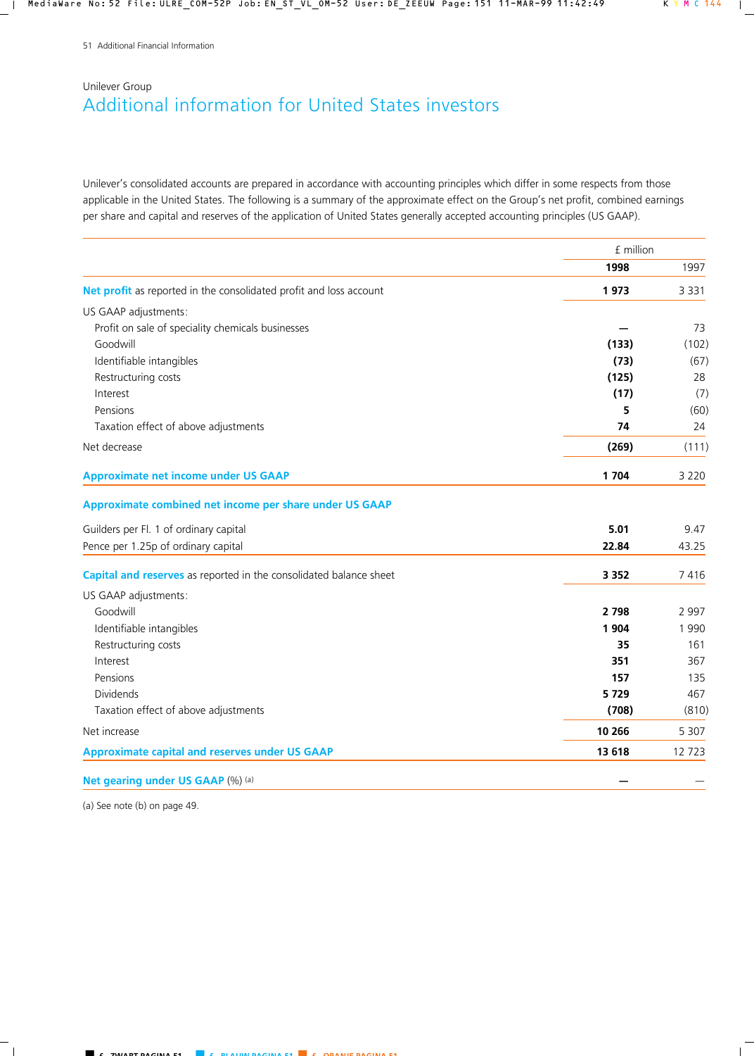Unilever Group

# Additional information for United States investors

Unilever's consolidated accounts are prepared in accordance with accounting principles which differ in some respects from those applicable in the United States. The following is a summary of the approximate effect on the Group's net profit, combined earnings per share and capital and reserves of the application of United States generally accepted accounting principles (US GAAP).

| | £ million | |
|---|---|---|
| | **1998** | 1997 |
| **Net profit** as reported in the consolidated profit and loss account | **1 973** | 3 331 |
| US GAAP adjustments: | | |
| Profit on sale of speciality chemicals businesses | **—** | 73 |
| Goodwill | **(133)** | (102) |
| Identifiable intangibles | **(73)** | (67) |
| Restructuring costs | **(125)** | 28 |
| Interest | **(17)** | (7) |
| Pensions | **5** | (60) |
| Taxation effect of above adjustments | **74** | 24 |
| Net decrease | **(269)** | (111) |
| **Approximate net income under US GAAP** | **1 704** | 3 220 |
| **Approximate combined net income per share under US GAAP** | | |
| Guilders per Fl. 1 of ordinary capital | **5.01** | 9.47 |
| Pence per 1.25p of ordinary capital | **22.84** | 43.25 |
| **Capital and reserves** as reported in the consolidated balance sheet | **3 352** | 7 416 |
| US GAAP adjustments: | | |
| Goodwill | **2 798** | 2 997 |
| Identifiable intangibles | **1 904** | 1 990 |
| Restructuring costs | **35** | 161 |
| Interest | **351** | 367 |
| Pensions | **157** | 135 |
| Dividends | **5 729** | 467 |
| Taxation effect of above adjustments | **(708)** | (810) |
| Net increase | **10 266** | 5 307 |
| **Approximate capital and reserves under US GAAP** | **13 618** | 12 723 |
| **Net gearing under US GAAP** (%) [(a)] | **—** | — |

(a) See note (b) on page 49.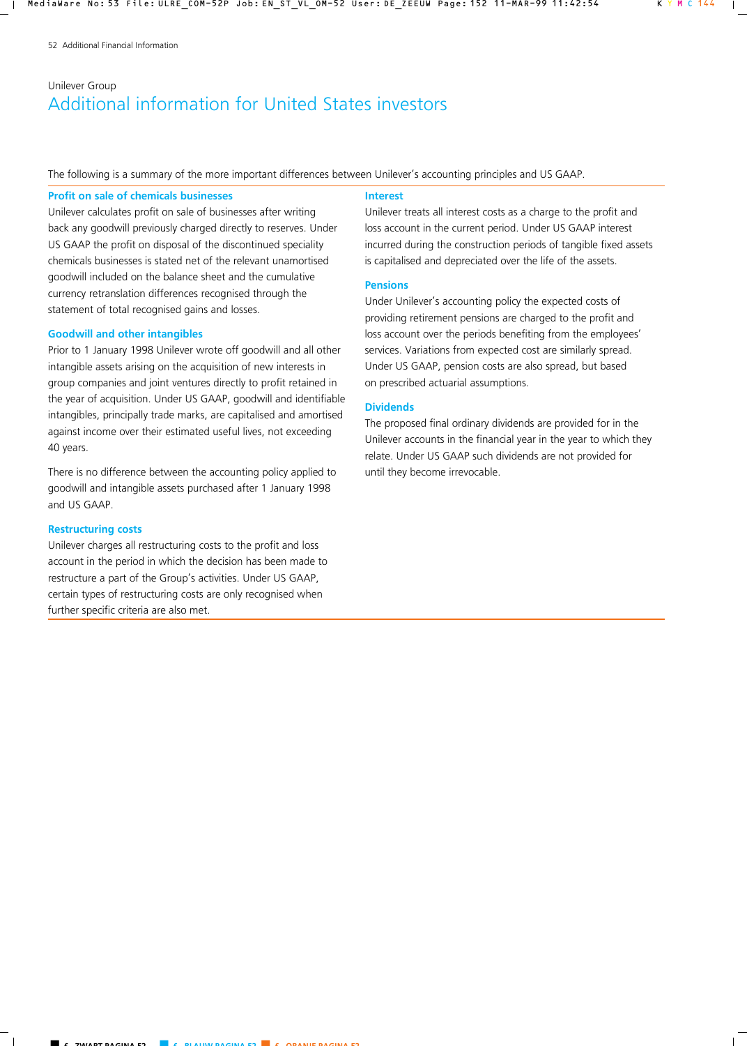Unilever Group

# Additional information for United States investors

The following is a summary of the more important differences between Unilever's accounting principles and US GAAP.

### Profit on sale of chemicals businesses

Unilever calculates profit on sale of businesses after writing back any goodwill previously charged directly to reserves. Under US GAAP the profit on disposal of the discontinued speciality chemicals businesses is stated net of the relevant unamortised goodwill included on the balance sheet and the cumulative currency retranslation differences recognised through the statement of total recognised gains and losses.

### Goodwill and other intangibles

Prior to 1 January 1998 Unilever wrote off goodwill and all other intangible assets arising on the acquisition of new interests in group companies and joint ventures directly to profit retained in the year of acquisition. Under US GAAP, goodwill and identifiable intangibles, principally trade marks, are capitalised and amortised against income over their estimated useful lives, not exceeding 40 years.

There is no difference between the accounting policy applied to goodwill and intangible assets purchased after 1 January 1998 and US GAAP.

### Restructuring costs

Unilever charges all restructuring costs to the profit and loss account in the period in which the decision has been made to restructure a part of the Group's activities. Under US GAAP, certain types of restructuring costs are only recognised when further specific criteria are also met.

### Interest

Unilever treats all interest costs as a charge to the profit and loss account in the current period. Under US GAAP interest incurred during the construction periods of tangible fixed assets is capitalised and depreciated over the life of the assets.

### Pensions

Under Unilever's accounting policy the expected costs of providing retirement pensions are charged to the profit and loss account over the periods benefiting from the employees' services. Variations from expected cost are similarly spread. Under US GAAP, pension costs are also spread, but based on prescribed actuarial assumptions.

### Dividends

The proposed final ordinary dividends are provided for in the Unilever accounts in the financial year in the year to which they relate. Under US GAAP such dividends are not provided for until they become irrevocable.